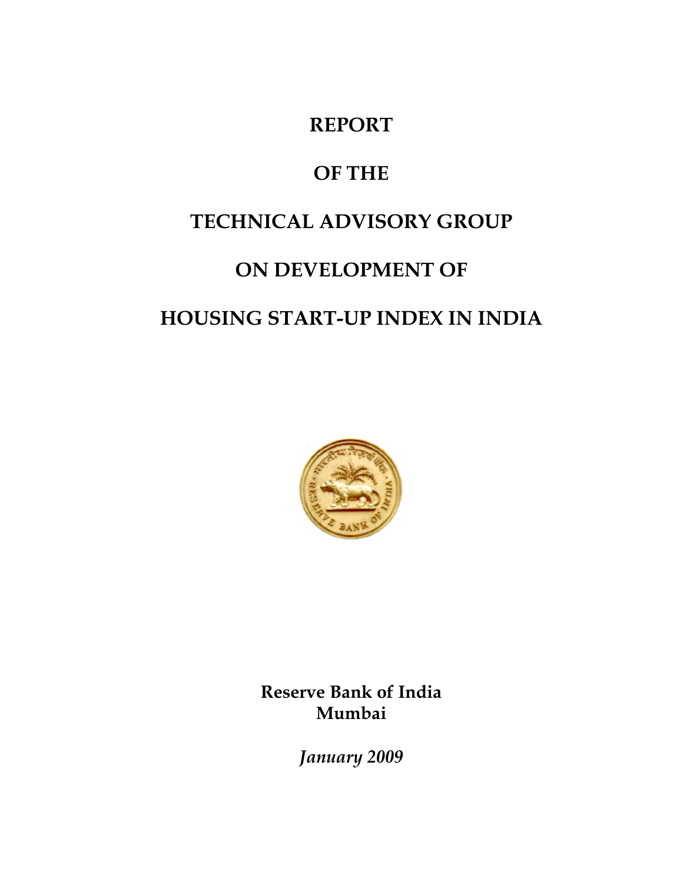# REPORT

# OF THE

# TECHNICAL ADVISORY GROUP

# ON DEVELOPMENT OF

# HOUSING START-UP INDEX IN INDIA

**Reserve Bank of India**
**Mumbai**

*January 2009*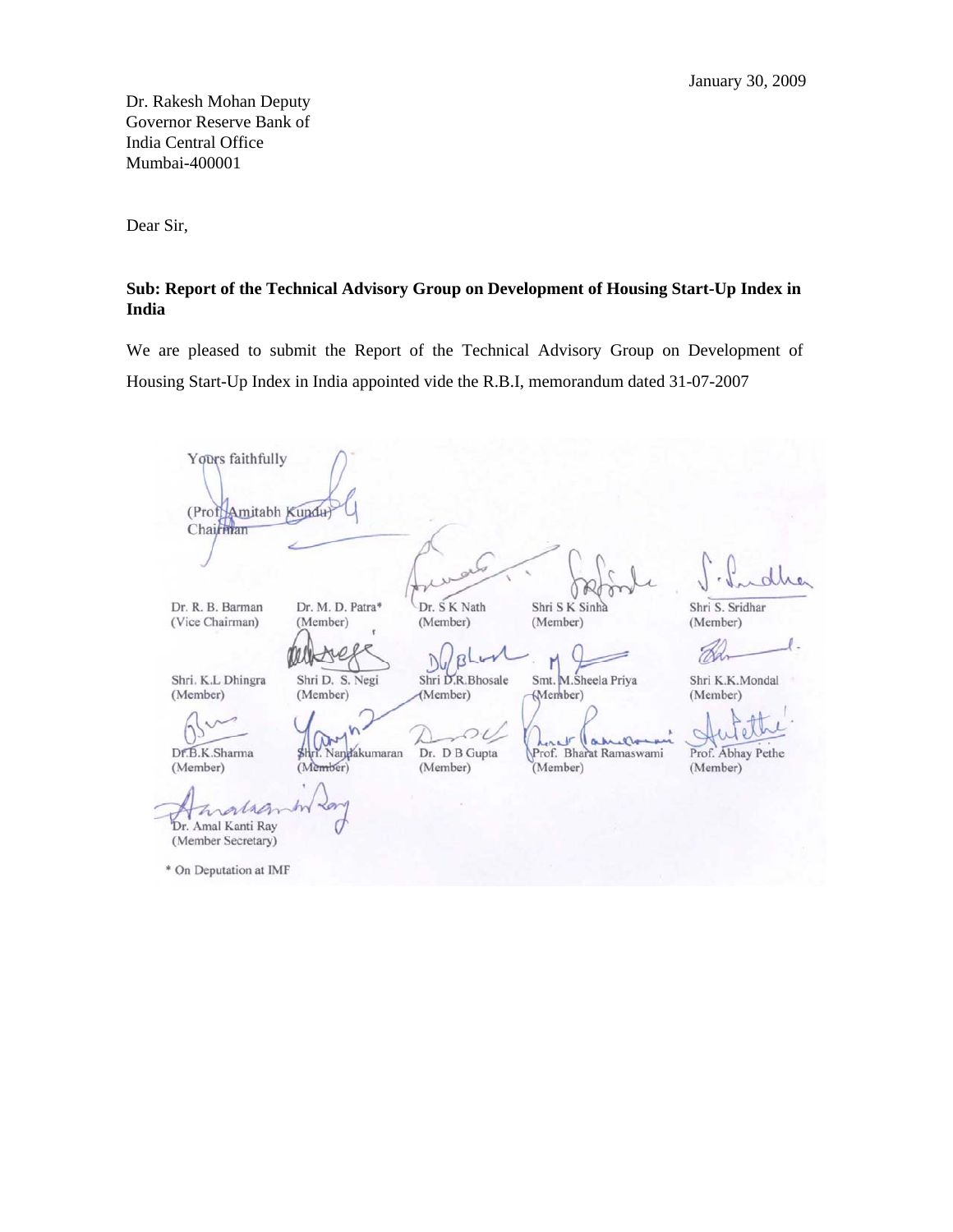January 30, 2009

Dr. Rakesh Mohan Deputy
Governor Reserve Bank of
India Central Office
Mumbai-400001

Dear Sir,

**Sub: Report of the Technical Advisory Group on Development of Housing Start-Up Index in India**

We are pleased to submit the Report of the Technical Advisory Group on Development of Housing Start-Up Index in India appointed vide the R.B.I, memorandum dated 31-07-2007

Yours faithfully

(Prof. Amitabh Kundu)
Chairman

| | | | | |
|---|---|---|---|---|
| Dr. R. B. Barman (Vice Chairman) | Dr. M. D. Patra* (Member) | Dr. S K Nath (Member) | Shri S K Sinha (Member) | Shri S. Sridhar (Member) |
| Shri. K.L Dhingra (Member) | Shri D. S. Negi (Member) | Shri D.R.Bhosale (Member) | Smt. M.Sheela Priya (Member) | Shri K.K.Mondal (Member) |
| Dr.B.K.Sharma (Member) | Shri. Nandakumaran (Member) | Dr. D B Gupta (Member) | Prof. Bharat Ramaswami (Member) | Prof. Abhay Pethe (Member) |

Dr. Amal Kanti Ray
(Member Secretary)

\* On Deputation at IMF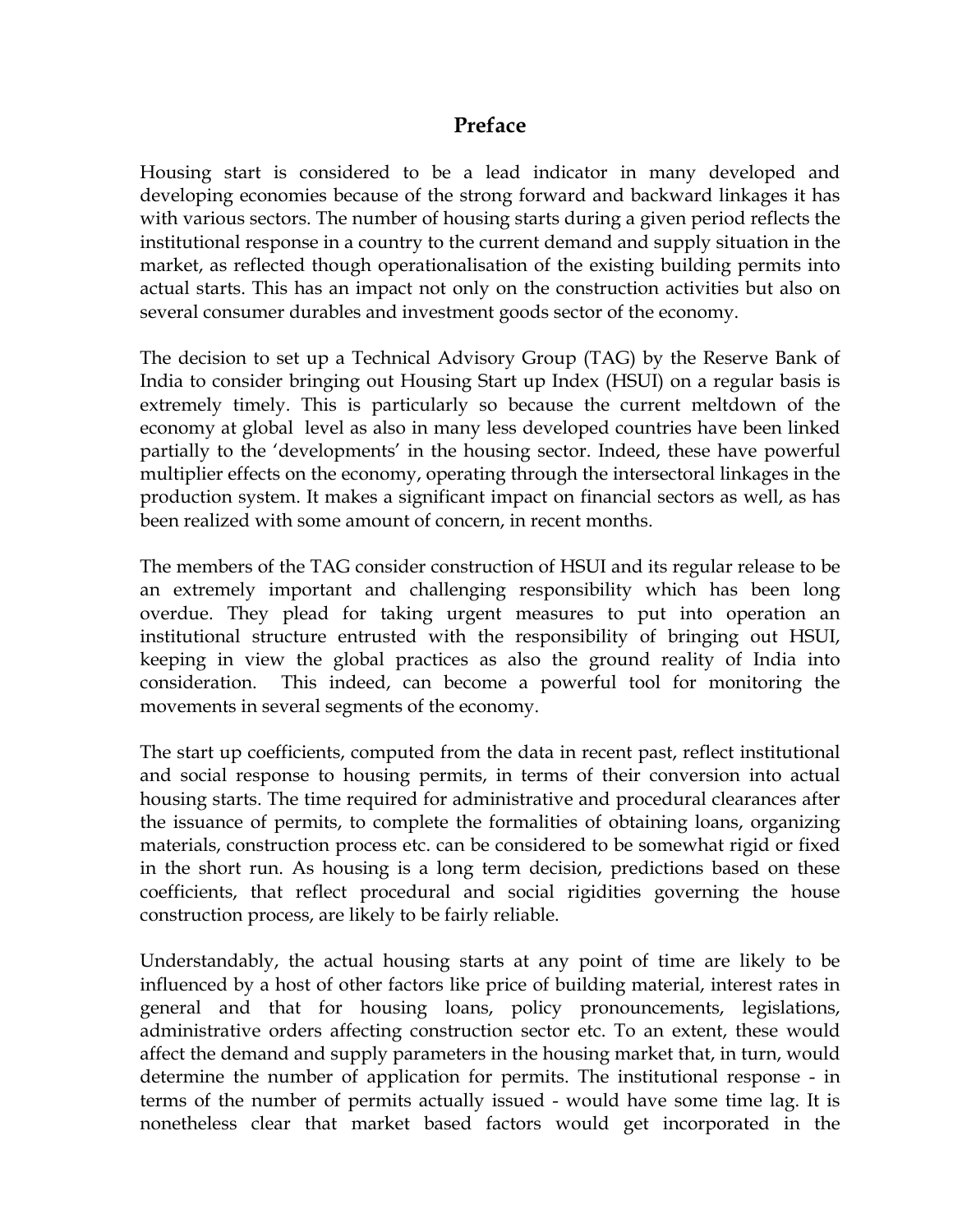# Preface

Housing start is considered to be a lead indicator in many developed and developing economies because of the strong forward and backward linkages it has with various sectors. The number of housing starts during a given period reflects the institutional response in a country to the current demand and supply situation in the market, as reflected though operationalisation of the existing building permits into actual starts. This has an impact not only on the construction activities but also on several consumer durables and investment goods sector of the economy.

The decision to set up a Technical Advisory Group (TAG) by the Reserve Bank of India to consider bringing out Housing Start up Index (HSUI) on a regular basis is extremely timely. This is particularly so because the current meltdown of the economy at global level as also in many less developed countries have been linked partially to the 'developments' in the housing sector. Indeed, these have powerful multiplier effects on the economy, operating through the intersectoral linkages in the production system. It makes a significant impact on financial sectors as well, as has been realized with some amount of concern, in recent months.

The members of the TAG consider construction of HSUI and its regular release to be an extremely important and challenging responsibility which has been long overdue. They plead for taking urgent measures to put into operation an institutional structure entrusted with the responsibility of bringing out HSUI, keeping in view the global practices as also the ground reality of India into consideration. This indeed, can become a powerful tool for monitoring the movements in several segments of the economy.

The start up coefficients, computed from the data in recent past, reflect institutional and social response to housing permits, in terms of their conversion into actual housing starts. The time required for administrative and procedural clearances after the issuance of permits, to complete the formalities of obtaining loans, organizing materials, construction process etc. can be considered to be somewhat rigid or fixed in the short run. As housing is a long term decision, predictions based on these coefficients, that reflect procedural and social rigidities governing the house construction process, are likely to be fairly reliable.

Understandably, the actual housing starts at any point of time are likely to be influenced by a host of other factors like price of building material, interest rates in general and that for housing loans, policy pronouncements, legislations, administrative orders affecting construction sector etc. To an extent, these would affect the demand and supply parameters in the housing market that, in turn, would determine the number of application for permits. The institutional response - in terms of the number of permits actually issued - would have some time lag. It is nonetheless clear that market based factors would get incorporated in the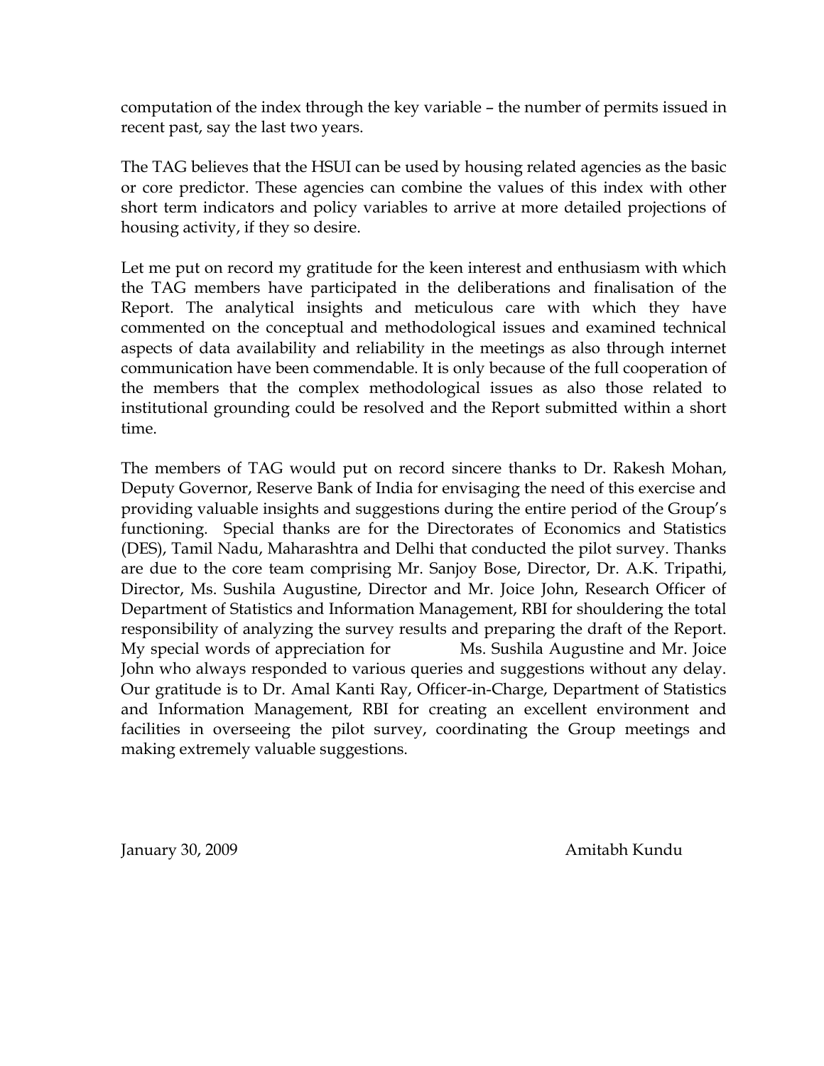computation of the index through the key variable – the number of permits issued in recent past, say the last two years.

The TAG believes that the HSUI can be used by housing related agencies as the basic or core predictor. These agencies can combine the values of this index with other short term indicators and policy variables to arrive at more detailed projections of housing activity, if they so desire.

Let me put on record my gratitude for the keen interest and enthusiasm with which the TAG members have participated in the deliberations and finalisation of the Report. The analytical insights and meticulous care with which they have commented on the conceptual and methodological issues and examined technical aspects of data availability and reliability in the meetings as also through internet communication have been commendable. It is only because of the full cooperation of the members that the complex methodological issues as also those related to institutional grounding could be resolved and the Report submitted within a short time.

The members of TAG would put on record sincere thanks to Dr. Rakesh Mohan, Deputy Governor, Reserve Bank of India for envisaging the need of this exercise and providing valuable insights and suggestions during the entire period of the Group's functioning. Special thanks are for the Directorates of Economics and Statistics (DES), Tamil Nadu, Maharashtra and Delhi that conducted the pilot survey. Thanks are due to the core team comprising Mr. Sanjoy Bose, Director, Dr. A.K. Tripathi, Director, Ms. Sushila Augustine, Director and Mr. Joice John, Research Officer of Department of Statistics and Information Management, RBI for shouldering the total responsibility of analyzing the survey results and preparing the draft of the Report. My special words of appreciation for Ms. Sushila Augustine and Mr. Joice John who always responded to various queries and suggestions without any delay. Our gratitude is to Dr. Amal Kanti Ray, Officer-in-Charge, Department of Statistics and Information Management, RBI for creating an excellent environment and facilities in overseeing the pilot survey, coordinating the Group meetings and making extremely valuable suggestions.

January 30, 2009 Amitabh Kundu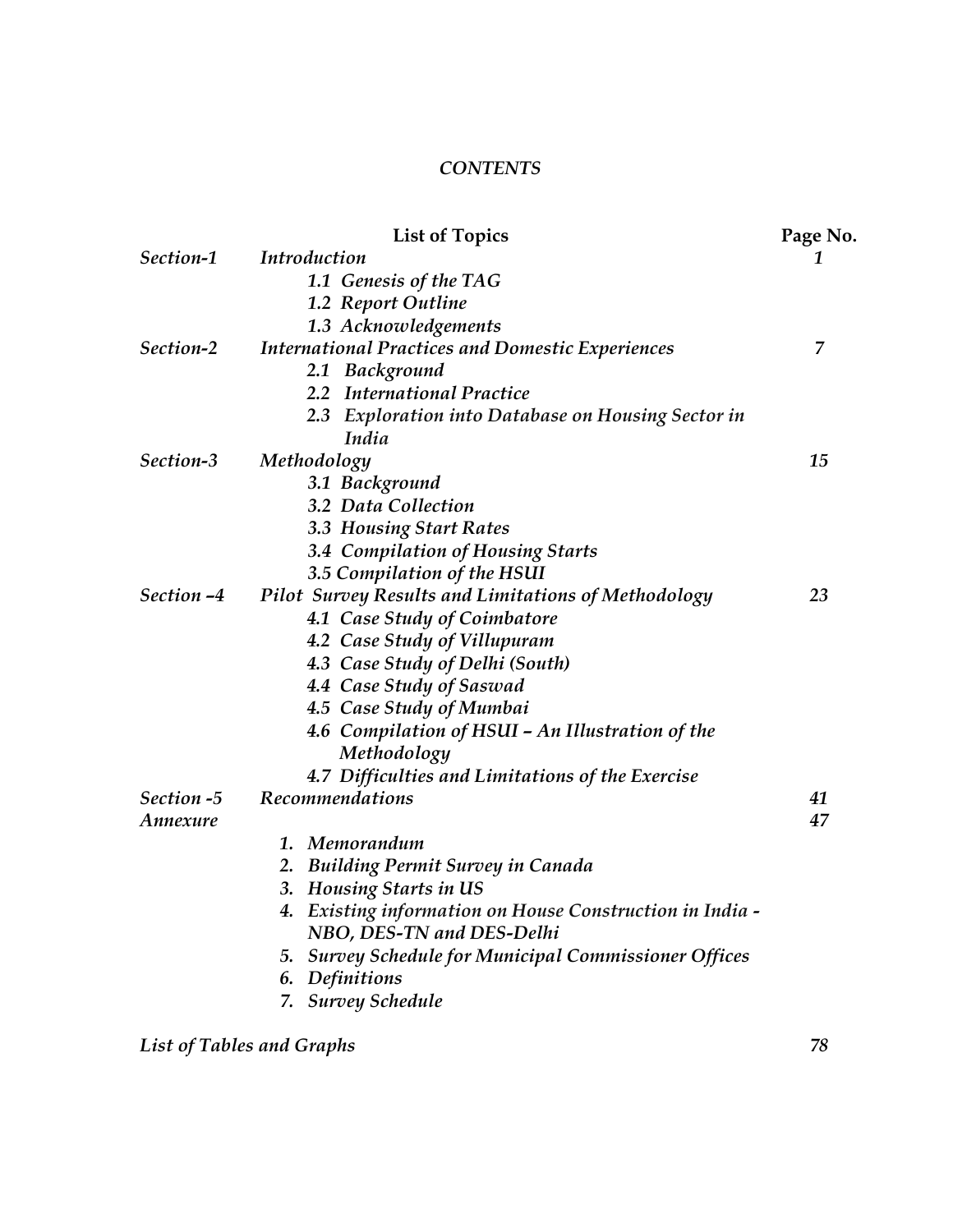*CONTENTS*

| | List of Topics | Page No. |
|---|---|---|
| *Section-1* | *Introduction* | *1* |
| | *1.1 Genesis of the TAG* | |
| | *1.2 Report Outline* | |
| | *1.3 Acknowledgements* | |
| *Section-2* | *International Practices and Domestic Experiences* | *7* |
| | *2.1 Background* | |
| | *2.2 International Practice* | |
| | *2.3 Exploration into Database on Housing Sector in India* | |
| *Section-3* | *Methodology* | *15* |
| | *3.1 Background* | |
| | *3.2 Data Collection* | |
| | *3.3 Housing Start Rates* | |
| | *3.4 Compilation of Housing Starts* | |
| | *3.5 Compilation of the HSUI* | |
| *Section –4* | *Pilot Survey Results and Limitations of Methodology* | *23* |
| | *4.1 Case Study of Coimbatore* | |
| | *4.2 Case Study of Villupuram* | |
| | *4.3 Case Study of Delhi (South)* | |
| | *4.4 Case Study of Saswad* | |
| | *4.5 Case Study of Mumbai* | |
| | *4.6 Compilation of HSUI – An Illustration of the Methodology* | |
| | *4.7 Difficulties and Limitations of the Exercise* | |
| *Section -5* | *Recommendations* | *41* |
| *Annexure* | | *47* |
| | *1. Memorandum* | |
| | *2. Building Permit Survey in Canada* | |
| | *3. Housing Starts in US* | |
| | *4. Existing information on House Construction in India - NBO, DES-TN and DES-Delhi* | |
| | *5. Survey Schedule for Municipal Commissioner Offices* | |
| | *6. Definitions* | |
| | *7. Survey Schedule* | |
| *List of Tables and Graphs* | | *78* |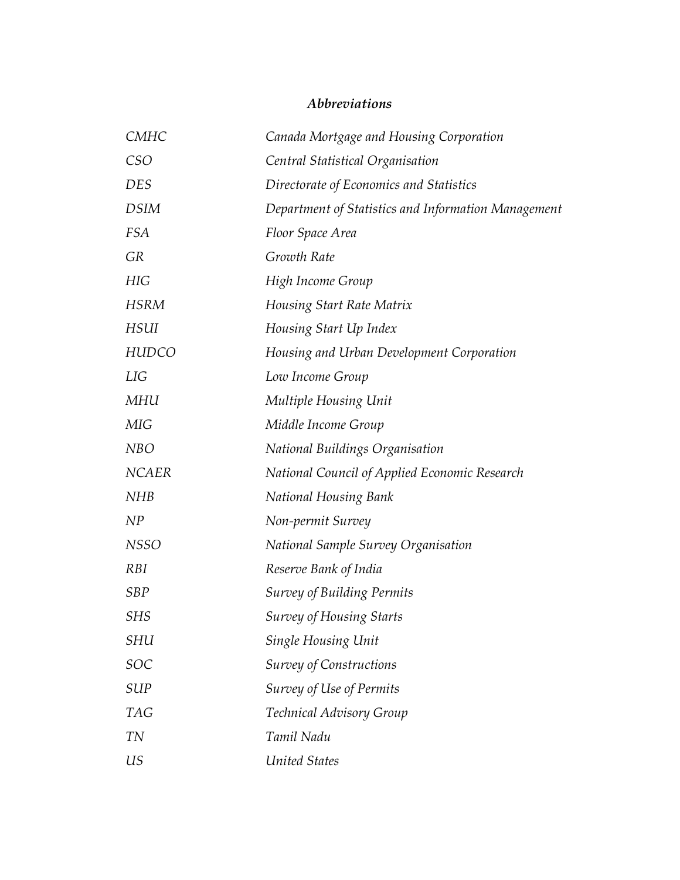## *Abbreviations*

| | |
|---|---|
| *CMHC* | *Canada Mortgage and Housing Corporation* |
| *CSO* | *Central Statistical Organisation* |
| *DES* | *Directorate of Economics and Statistics* |
| *DSIM* | *Department of Statistics and Information Management* |
| *FSA* | *Floor Space Area* |
| *GR* | *Growth Rate* |
| *HIG* | *High Income Group* |
| *HSRM* | *Housing Start Rate Matrix* |
| *HSUI* | *Housing Start Up Index* |
| *HUDCO* | *Housing and Urban Development Corporation* |
| *LIG* | *Low Income Group* |
| *MHU* | *Multiple Housing Unit* |
| *MIG* | *Middle Income Group* |
| *NBO* | *National Buildings Organisation* |
| *NCAER* | *National Council of Applied Economic Research* |
| *NHB* | *National Housing Bank* |
| *NP* | *Non-permit Survey* |
| *NSSO* | *National Sample Survey Organisation* |
| *RBI* | *Reserve Bank of India* |
| *SBP* | *Survey of Building Permits* |
| *SHS* | *Survey of Housing Starts* |
| *SHU* | *Single Housing Unit* |
| *SOC* | *Survey of Constructions* |
| *SUP* | *Survey of Use of Permits* |
| *TAG* | *Technical Advisory Group* |
| *TN* | *Tamil Nadu* |
| *US* | *United States* |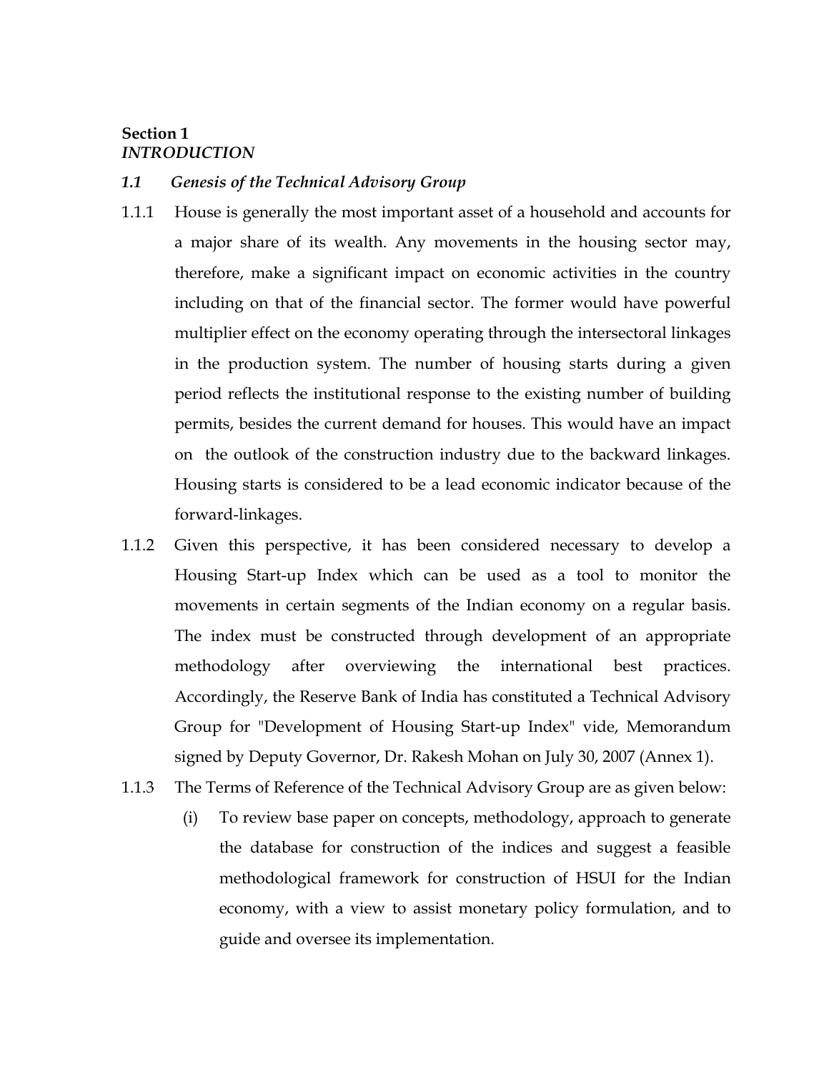# Section 1
## *INTRODUCTION*

### *1.1 Genesis of the Technical Advisory Group*

1.1.1 House is generally the most important asset of a household and accounts for a major share of its wealth. Any movements in the housing sector may, therefore, make a significant impact on economic activities in the country including on that of the financial sector. The former would have powerful multiplier effect on the economy operating through the intersectoral linkages in the production system. The number of housing starts during a given period reflects the institutional response to the existing number of building permits, besides the current demand for houses. This would have an impact on the outlook of the construction industry due to the backward linkages. Housing starts is considered to be a lead economic indicator because of the forward-linkages.

1.1.2 Given this perspective, it has been considered necessary to develop a Housing Start-up Index which can be used as a tool to monitor the movements in certain segments of the Indian economy on a regular basis. The index must be constructed through development of an appropriate methodology after overviewing the international best practices. Accordingly, the Reserve Bank of India has constituted a Technical Advisory Group for "Development of Housing Start-up Index" vide, Memorandum signed by Deputy Governor, Dr. Rakesh Mohan on July 30, 2007 (Annex 1).

1.1.3 The Terms of Reference of the Technical Advisory Group are as given below:

(i) To review base paper on concepts, methodology, approach to generate the database for construction of the indices and suggest a feasible methodological framework for construction of HSUI for the Indian economy, with a view to assist monetary policy formulation, and to guide and oversee its implementation.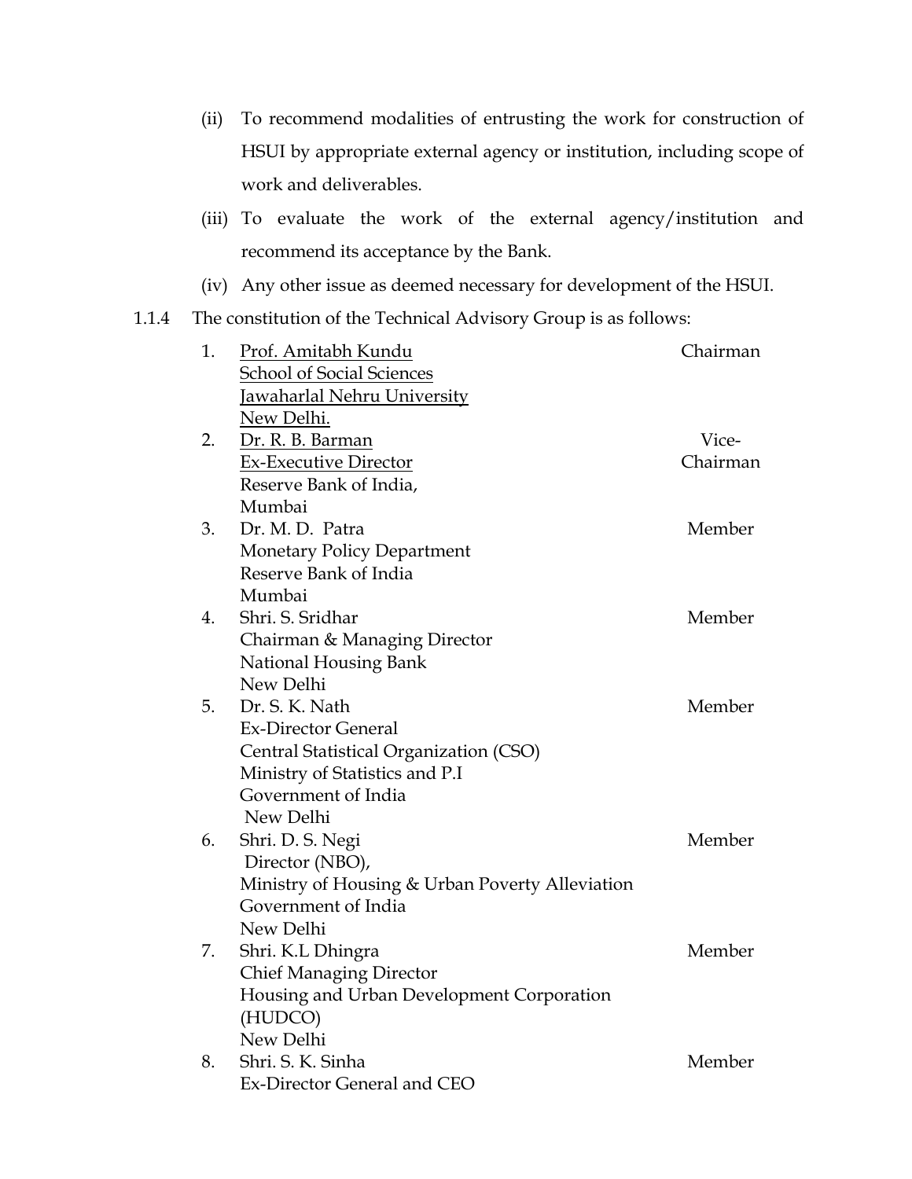(ii) To recommend modalities of entrusting the work for construction of HSUI by appropriate external agency or institution, including scope of work and deliverables.

(iii) To evaluate the work of the external agency/institution and recommend its acceptance by the Bank.

(iv) Any other issue as deemed necessary for development of the HSUI.

1.1.4 The constitution of the Technical Advisory Group is as follows:

| No. | Name and Designation | Role |
|---|---|---|
| 1. | Prof. Amitabh Kundu<br>School of Social Sciences<br>Jawaharlal Nehru University<br>New Delhi. | Chairman |
| 2. | Dr. R. B. Barman<br>Ex-Executive Director<br>Reserve Bank of India,<br>Mumbai | Vice-Chairman |
| 3. | Dr. M. D. Patra<br>Monetary Policy Department<br>Reserve Bank of India<br>Mumbai | Member |
| 4. | Shri. S. Sridhar<br>Chairman & Managing Director<br>National Housing Bank<br>New Delhi | Member |
| 5. | Dr. S. K. Nath<br>Ex-Director General<br>Central Statistical Organization (CSO)<br>Ministry of Statistics and P.I<br>Government of India<br>New Delhi | Member |
| 6. | Shri. D. S. Negi<br>Director (NBO),<br>Ministry of Housing & Urban Poverty Alleviation<br>Government of India<br>New Delhi | Member |
| 7. | Shri. K.L Dhingra<br>Chief Managing Director<br>Housing and Urban Development Corporation (HUDCO)<br>New Delhi | Member |
| 8. | Shri. S. K. Sinha<br>Ex-Director General and CEO | Member |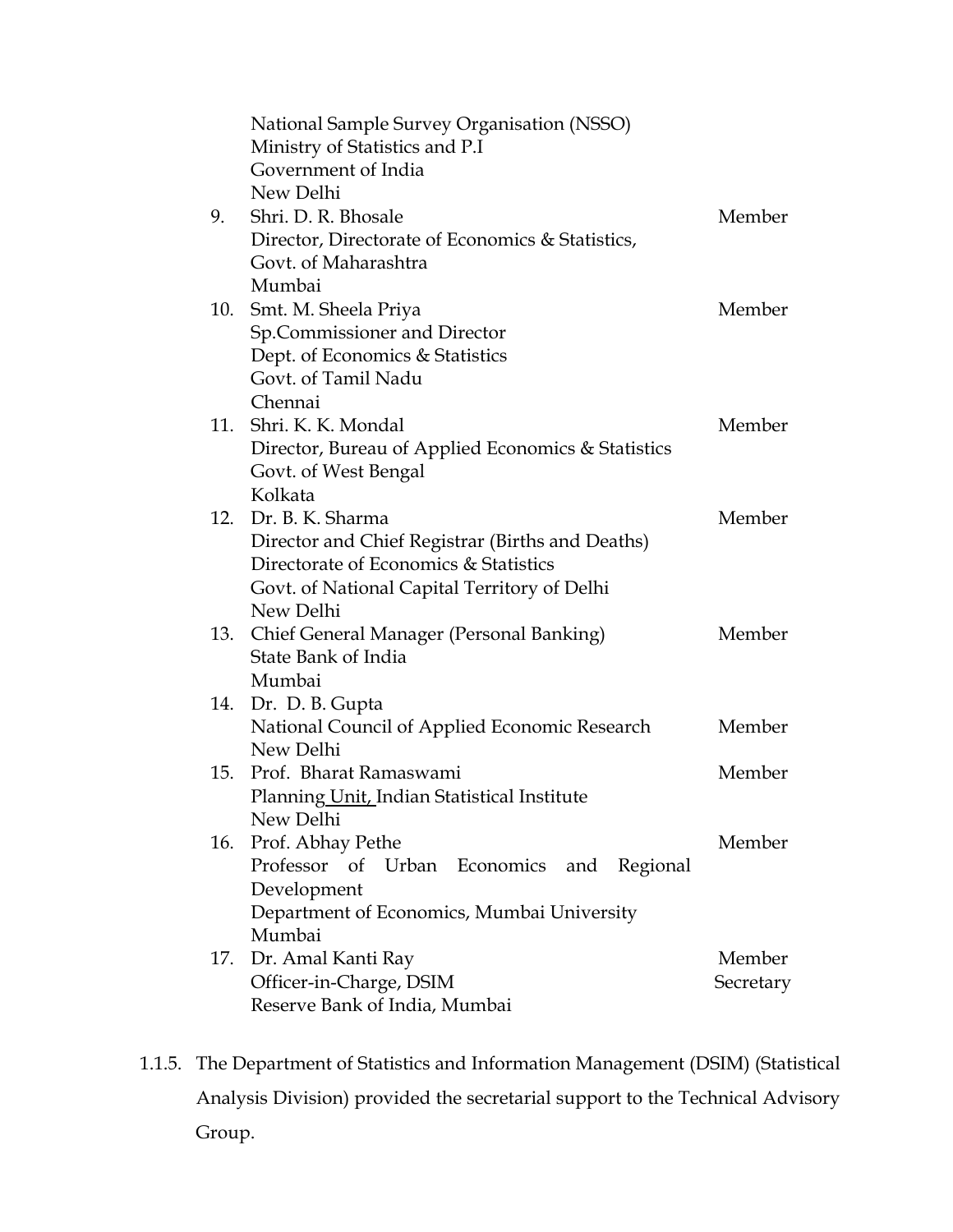| | | |
|---|---|---|
| | National Sample Survey Organisation (NSSO)<br>Ministry of Statistics and P.I<br>Government of India<br>New Delhi | |
| 9. | Shri. D. R. Bhosale<br>Director, Directorate of Economics & Statistics,<br>Govt. of Maharashtra<br>Mumbai | Member |
| 10. | Smt. M. Sheela Priya<br>Sp.Commissioner and Director<br>Dept. of Economics & Statistics<br>Govt. of Tamil Nadu<br>Chennai | Member |
| 11. | Shri. K. K. Mondal<br>Director, Bureau of Applied Economics & Statistics<br>Govt. of West Bengal<br>Kolkata | Member |
| 12. | Dr. B. K. Sharma<br>Director and Chief Registrar (Births and Deaths)<br>Directorate of Economics & Statistics<br>Govt. of National Capital Territory of Delhi<br>New Delhi | Member |
| 13. | Chief General Manager (Personal Banking)<br>State Bank of India<br>Mumbai | Member |
| 14. | Dr. D. B. Gupta<br>National Council of Applied Economic Research<br>New Delhi | Member |
| 15. | Prof. Bharat Ramaswami<br>Planning Unit, Indian Statistical Institute<br>New Delhi | Member |
| 16. | Prof. Abhay Pethe<br>Professor of Urban Economics and Regional Development<br>Department of Economics, Mumbai University<br>Mumbai | Member |
| 17. | Dr. Amal Kanti Ray<br>Officer-in-Charge, DSIM<br>Reserve Bank of India, Mumbai | Member Secretary |

1.1.5. The Department of Statistics and Information Management (DSIM) (Statistical Analysis Division) provided the secretarial support to the Technical Advisory Group.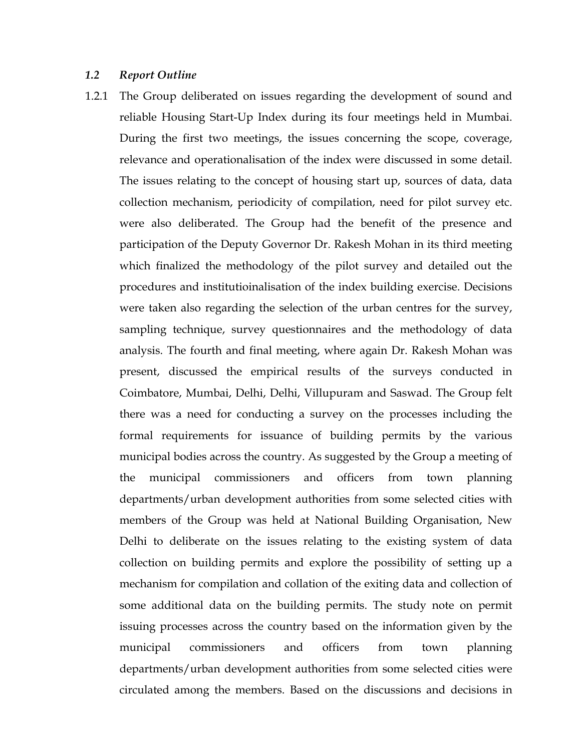### *1.2 Report Outline*

1.2.1 The Group deliberated on issues regarding the development of sound and reliable Housing Start-Up Index during its four meetings held in Mumbai. During the first two meetings, the issues concerning the scope, coverage, relevance and operationalisation of the index were discussed in some detail. The issues relating to the concept of housing start up, sources of data, data collection mechanism, periodicity of compilation, need for pilot survey etc. were also deliberated. The Group had the benefit of the presence and participation of the Deputy Governor Dr. Rakesh Mohan in its third meeting which finalized the methodology of the pilot survey and detailed out the procedures and institutioinalisation of the index building exercise. Decisions were taken also regarding the selection of the urban centres for the survey, sampling technique, survey questionnaires and the methodology of data analysis. The fourth and final meeting, where again Dr. Rakesh Mohan was present, discussed the empirical results of the surveys conducted in Coimbatore, Mumbai, Delhi, Delhi, Villupuram and Saswad. The Group felt there was a need for conducting a survey on the processes including the formal requirements for issuance of building permits by the various municipal bodies across the country. As suggested by the Group a meeting of the municipal commissioners and officers from town planning departments/urban development authorities from some selected cities with members of the Group was held at National Building Organisation, New Delhi to deliberate on the issues relating to the existing system of data collection on building permits and explore the possibility of setting up a mechanism for compilation and collation of the exiting data and collection of some additional data on the building permits. The study note on permit issuing processes across the country based on the information given by the municipal commissioners and officers from town planning departments/urban development authorities from some selected cities were circulated among the members. Based on the discussions and decisions in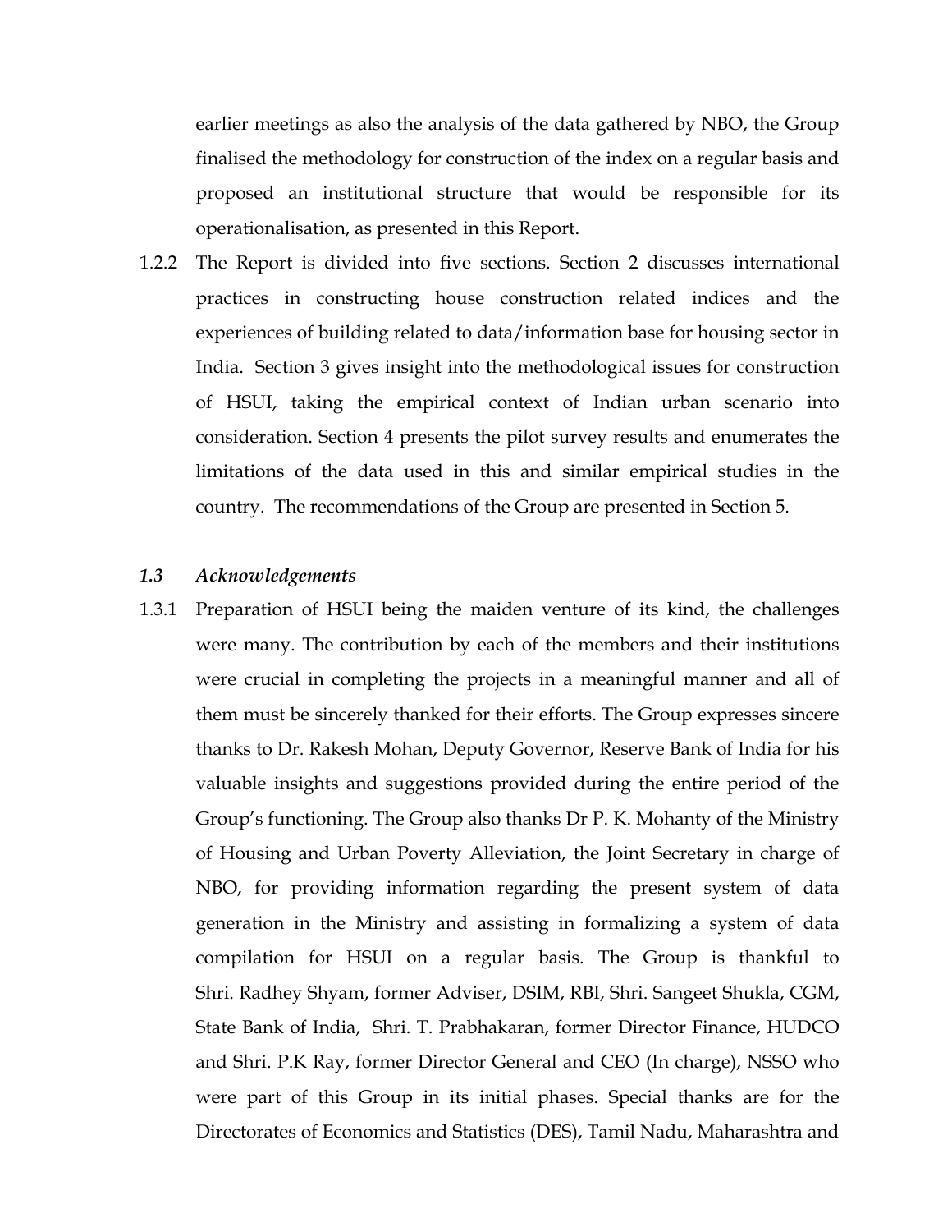earlier meetings as also the analysis of the data gathered by NBO, the Group finalised the methodology for construction of the index on a regular basis and proposed an institutional structure that would be responsible for its operationalisation, as presented in this Report.

1.2.2 The Report is divided into five sections. Section 2 discusses international practices in constructing house construction related indices and the experiences of building related to data/information base for housing sector in India. Section 3 gives insight into the methodological issues for construction of HSUI, taking the empirical context of Indian urban scenario into consideration. Section 4 presents the pilot survey results and enumerates the limitations of the data used in this and similar empirical studies in the country. The recommendations of the Group are presented in Section 5.

### *1.3 Acknowledgements*

1.3.1 Preparation of HSUI being the maiden venture of its kind, the challenges were many. The contribution by each of the members and their institutions were crucial in completing the projects in a meaningful manner and all of them must be sincerely thanked for their efforts. The Group expresses sincere thanks to Dr. Rakesh Mohan, Deputy Governor, Reserve Bank of India for his valuable insights and suggestions provided during the entire period of the Group's functioning. The Group also thanks Dr P. K. Mohanty of the Ministry of Housing and Urban Poverty Alleviation, the Joint Secretary in charge of NBO, for providing information regarding the present system of data generation in the Ministry and assisting in formalizing a system of data compilation for HSUI on a regular basis. The Group is thankful to Shri. Radhey Shyam, former Adviser, DSIM, RBI, Shri. Sangeet Shukla, CGM, State Bank of India, Shri. T. Prabhakaran, former Director Finance, HUDCO and Shri. P.K Ray, former Director General and CEO (In charge), NSSO who were part of this Group in its initial phases. Special thanks are for the Directorates of Economics and Statistics (DES), Tamil Nadu, Maharashtra and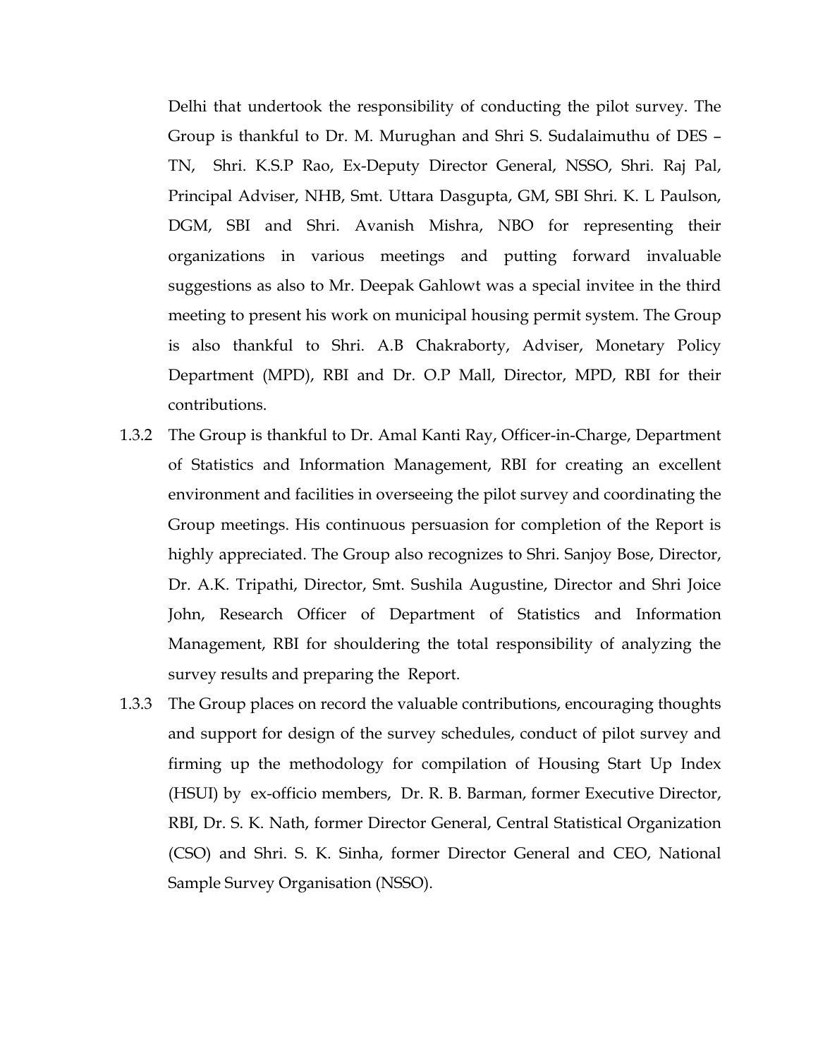Delhi that undertook the responsibility of conducting the pilot survey. The Group is thankful to Dr. M. Murughan and Shri S. Sudalaimuthu of DES – TN, Shri. K.S.P Rao, Ex-Deputy Director General, NSSO, Shri. Raj Pal, Principal Adviser, NHB, Smt. Uttara Dasgupta, GM, SBI Shri. K. L Paulson, DGM, SBI and Shri. Avanish Mishra, NBO for representing their organizations in various meetings and putting forward invaluable suggestions as also to Mr. Deepak Gahlowt was a special invitee in the third meeting to present his work on municipal housing permit system. The Group is also thankful to Shri. A.B Chakraborty, Adviser, Monetary Policy Department (MPD), RBI and Dr. O.P Mall, Director, MPD, RBI for their contributions.

1.3.2 The Group is thankful to Dr. Amal Kanti Ray, Officer-in-Charge, Department of Statistics and Information Management, RBI for creating an excellent environment and facilities in overseeing the pilot survey and coordinating the Group meetings. His continuous persuasion for completion of the Report is highly appreciated. The Group also recognizes to Shri. Sanjoy Bose, Director, Dr. A.K. Tripathi, Director, Smt. Sushila Augustine, Director and Shri Joice John, Research Officer of Department of Statistics and Information Management, RBI for shouldering the total responsibility of analyzing the survey results and preparing the Report.

1.3.3 The Group places on record the valuable contributions, encouraging thoughts and support for design of the survey schedules, conduct of pilot survey and firming up the methodology for compilation of Housing Start Up Index (HSUI) by ex-officio members, Dr. R. B. Barman, former Executive Director, RBI, Dr. S. K. Nath, former Director General, Central Statistical Organization (CSO) and Shri. S. K. Sinha, former Director General and CEO, National Sample Survey Organisation (NSSO).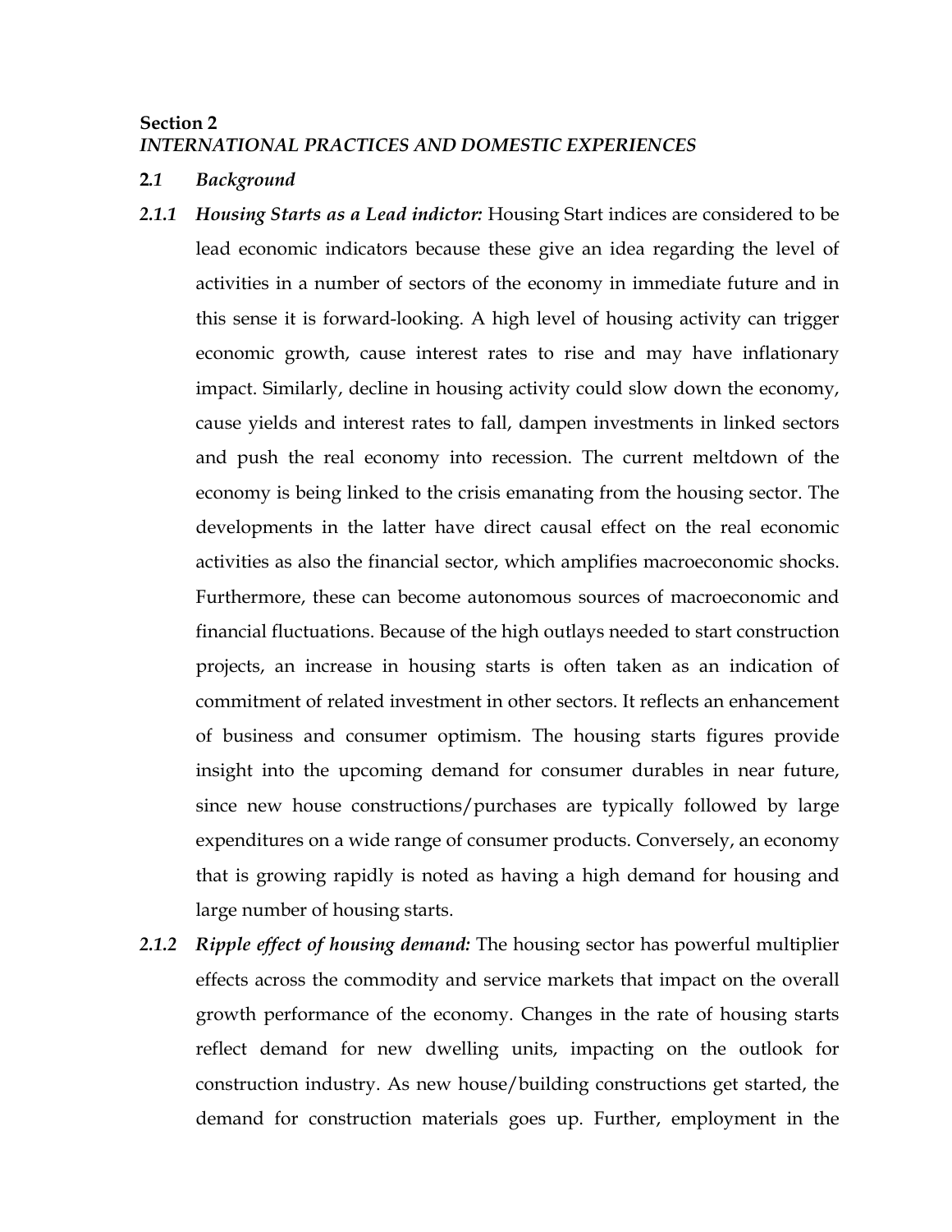**Section 2**
***INTERNATIONAL PRACTICES AND DOMESTIC EXPERIENCES***

**2.1** ***Background***

***2.1.1 Housing Starts as a Lead indictor:*** Housing Start indices are considered to be lead economic indicators because these give an idea regarding the level of activities in a number of sectors of the economy in immediate future and in this sense it is forward-looking. A high level of housing activity can trigger economic growth, cause interest rates to rise and may have inflationary impact. Similarly, decline in housing activity could slow down the economy, cause yields and interest rates to fall, dampen investments in linked sectors and push the real economy into recession. The current meltdown of the economy is being linked to the crisis emanating from the housing sector. The developments in the latter have direct causal effect on the real economic activities as also the financial sector, which amplifies macroeconomic shocks. Furthermore, these can become autonomous sources of macroeconomic and financial fluctuations. Because of the high outlays needed to start construction projects, an increase in housing starts is often taken as an indication of commitment of related investment in other sectors. It reflects an enhancement of business and consumer optimism. The housing starts figures provide insight into the upcoming demand for consumer durables in near future, since new house constructions/purchases are typically followed by large expenditures on a wide range of consumer products. Conversely, an economy that is growing rapidly is noted as having a high demand for housing and large number of housing starts.

***2.1.2 Ripple effect of housing demand:*** The housing sector has powerful multiplier effects across the commodity and service markets that impact on the overall growth performance of the economy. Changes in the rate of housing starts reflect demand for new dwelling units, impacting on the outlook for construction industry. As new house/building constructions get started, the demand for construction materials goes up. Further, employment in the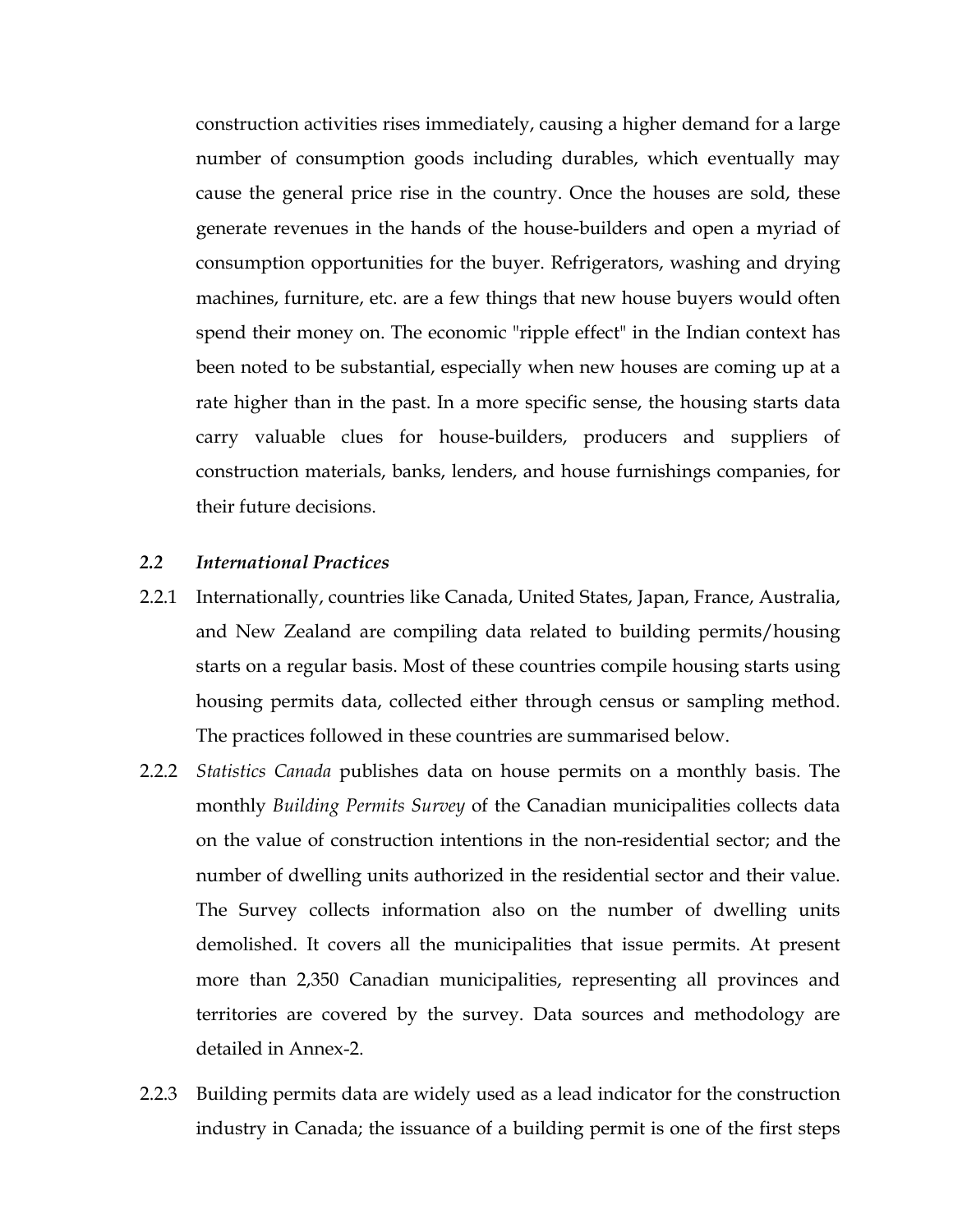construction activities rises immediately, causing a higher demand for a large number of consumption goods including durables, which eventually may cause the general price rise in the country. Once the houses are sold, these generate revenues in the hands of the house-builders and open a myriad of consumption opportunities for the buyer. Refrigerators, washing and drying machines, furniture, etc. are a few things that new house buyers would often spend their money on. The economic "ripple effect" in the Indian context has been noted to be substantial, especially when new houses are coming up at a rate higher than in the past. In a more specific sense, the housing starts data carry valuable clues for house-builders, producers and suppliers of construction materials, banks, lenders, and house furnishings companies, for their future decisions.

### 2.2 *International Practices*

2.2.1 Internationally, countries like Canada, United States, Japan, France, Australia, and New Zealand are compiling data related to building permits/housing starts on a regular basis. Most of these countries compile housing starts using housing permits data, collected either through census or sampling method. The practices followed in these countries are summarised below.

2.2.2 *Statistics Canada* publishes data on house permits on a monthly basis. The monthly *Building Permits Survey* of the Canadian municipalities collects data on the value of construction intentions in the non-residential sector; and the number of dwelling units authorized in the residential sector and their value. The Survey collects information also on the number of dwelling units demolished. It covers all the municipalities that issue permits. At present more than 2,350 Canadian municipalities, representing all provinces and territories are covered by the survey. Data sources and methodology are detailed in Annex-2.

2.2.3 Building permits data are widely used as a lead indicator for the construction industry in Canada; the issuance of a building permit is one of the first steps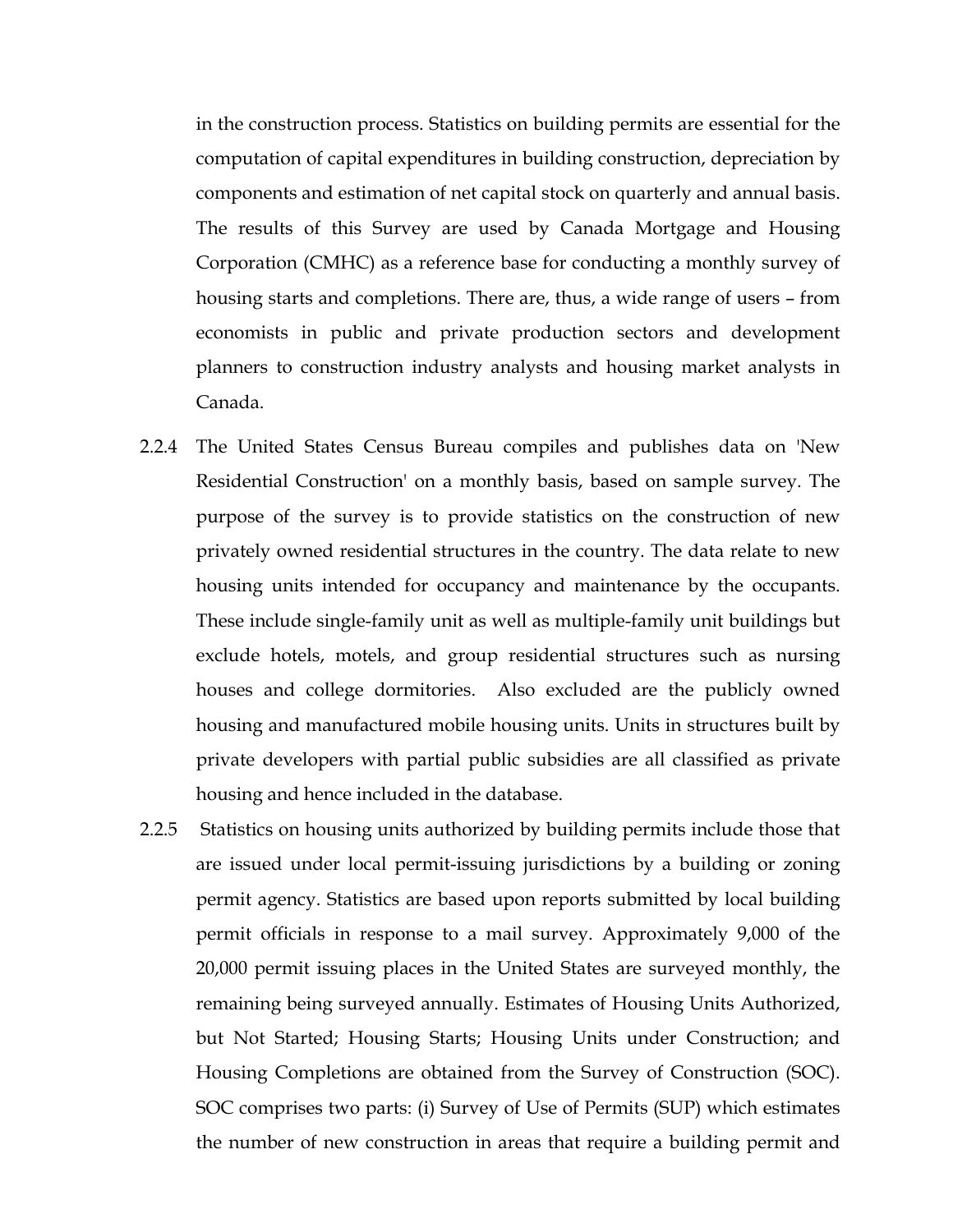in the construction process. Statistics on building permits are essential for the computation of capital expenditures in building construction, depreciation by components and estimation of net capital stock on quarterly and annual basis. The results of this Survey are used by Canada Mortgage and Housing Corporation (CMHC) as a reference base for conducting a monthly survey of housing starts and completions. There are, thus, a wide range of users – from economists in public and private production sectors and development planners to construction industry analysts and housing market analysts in Canada.

2.2.4 The United States Census Bureau compiles and publishes data on 'New Residential Construction' on a monthly basis, based on sample survey. The purpose of the survey is to provide statistics on the construction of new privately owned residential structures in the country. The data relate to new housing units intended for occupancy and maintenance by the occupants. These include single-family unit as well as multiple-family unit buildings but exclude hotels, motels, and group residential structures such as nursing houses and college dormitories. Also excluded are the publicly owned housing and manufactured mobile housing units. Units in structures built by private developers with partial public subsidies are all classified as private housing and hence included in the database.

2.2.5 Statistics on housing units authorized by building permits include those that are issued under local permit-issuing jurisdictions by a building or zoning permit agency. Statistics are based upon reports submitted by local building permit officials in response to a mail survey. Approximately 9,000 of the 20,000 permit issuing places in the United States are surveyed monthly, the remaining being surveyed annually. Estimates of Housing Units Authorized, but Not Started; Housing Starts; Housing Units under Construction; and Housing Completions are obtained from the Survey of Construction (SOC). SOC comprises two parts: (i) Survey of Use of Permits (SUP) which estimates the number of new construction in areas that require a building permit and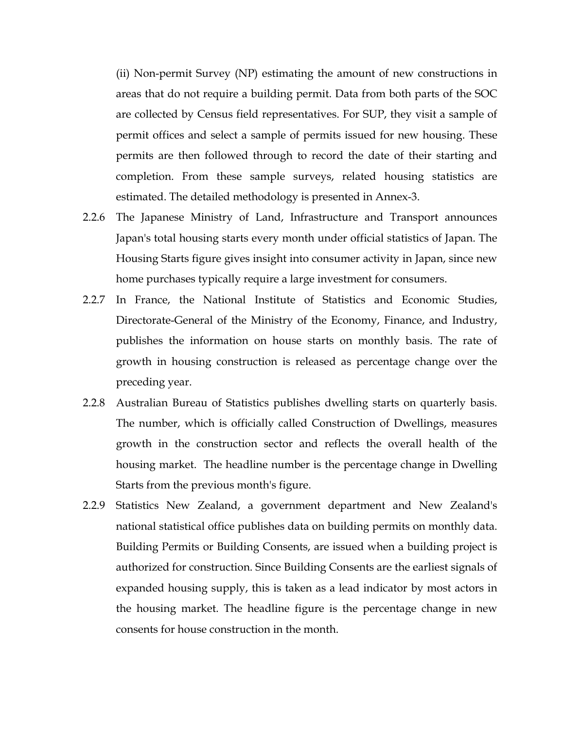(ii) Non-permit Survey (NP) estimating the amount of new constructions in areas that do not require a building permit. Data from both parts of the SOC are collected by Census field representatives. For SUP, they visit a sample of permit offices and select a sample of permits issued for new housing. These permits are then followed through to record the date of their starting and completion. From these sample surveys, related housing statistics are estimated. The detailed methodology is presented in Annex-3.

2.2.6 The Japanese Ministry of Land, Infrastructure and Transport announces Japan's total housing starts every month under official statistics of Japan. The Housing Starts figure gives insight into consumer activity in Japan, since new home purchases typically require a large investment for consumers.

2.2.7 In France, the National Institute of Statistics and Economic Studies, Directorate-General of the Ministry of the Economy, Finance, and Industry, publishes the information on house starts on monthly basis. The rate of growth in housing construction is released as percentage change over the preceding year.

2.2.8 Australian Bureau of Statistics publishes dwelling starts on quarterly basis. The number, which is officially called Construction of Dwellings, measures growth in the construction sector and reflects the overall health of the housing market. The headline number is the percentage change in Dwelling Starts from the previous month's figure.

2.2.9 Statistics New Zealand, a government department and New Zealand's national statistical office publishes data on building permits on monthly data. Building Permits or Building Consents, are issued when a building project is authorized for construction. Since Building Consents are the earliest signals of expanded housing supply, this is taken as a lead indicator by most actors in the housing market. The headline figure is the percentage change in new consents for house construction in the month.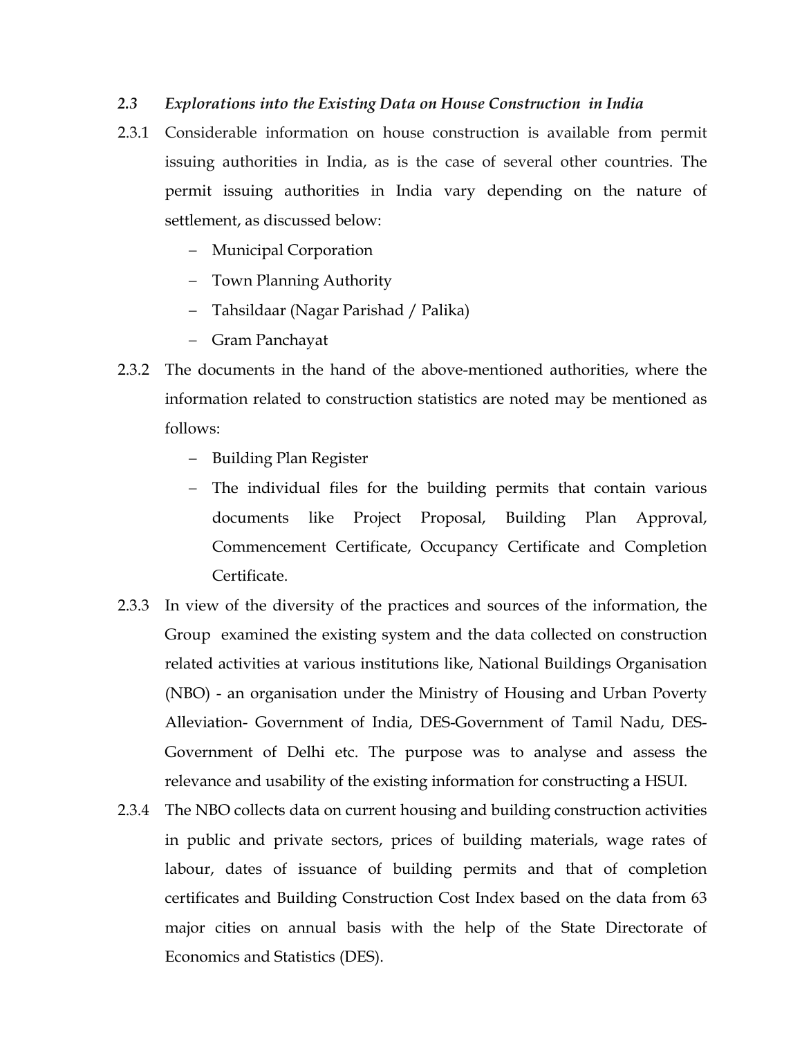### *2.3 Explorations into the Existing Data on House Construction in India*

2.3.1 Considerable information on house construction is available from permit issuing authorities in India, as is the case of several other countries. The permit issuing authorities in India vary depending on the nature of settlement, as discussed below:

- Municipal Corporation
- Town Planning Authority
- Tahsildaar (Nagar Parishad / Palika)
- Gram Panchayat

2.3.2 The documents in the hand of the above-mentioned authorities, where the information related to construction statistics are noted may be mentioned as follows:

- Building Plan Register
- The individual files for the building permits that contain various documents like Project Proposal, Building Plan Approval, Commencement Certificate, Occupancy Certificate and Completion Certificate.

2.3.3 In view of the diversity of the practices and sources of the information, the Group examined the existing system and the data collected on construction related activities at various institutions like, National Buildings Organisation (NBO) - an organisation under the Ministry of Housing and Urban Poverty Alleviation- Government of India, DES-Government of Tamil Nadu, DES-Government of Delhi etc. The purpose was to analyse and assess the relevance and usability of the existing information for constructing a HSUI.

2.3.4 The NBO collects data on current housing and building construction activities in public and private sectors, prices of building materials, wage rates of labour, dates of issuance of building permits and that of completion certificates and Building Construction Cost Index based on the data from 63 major cities on annual basis with the help of the State Directorate of Economics and Statistics (DES).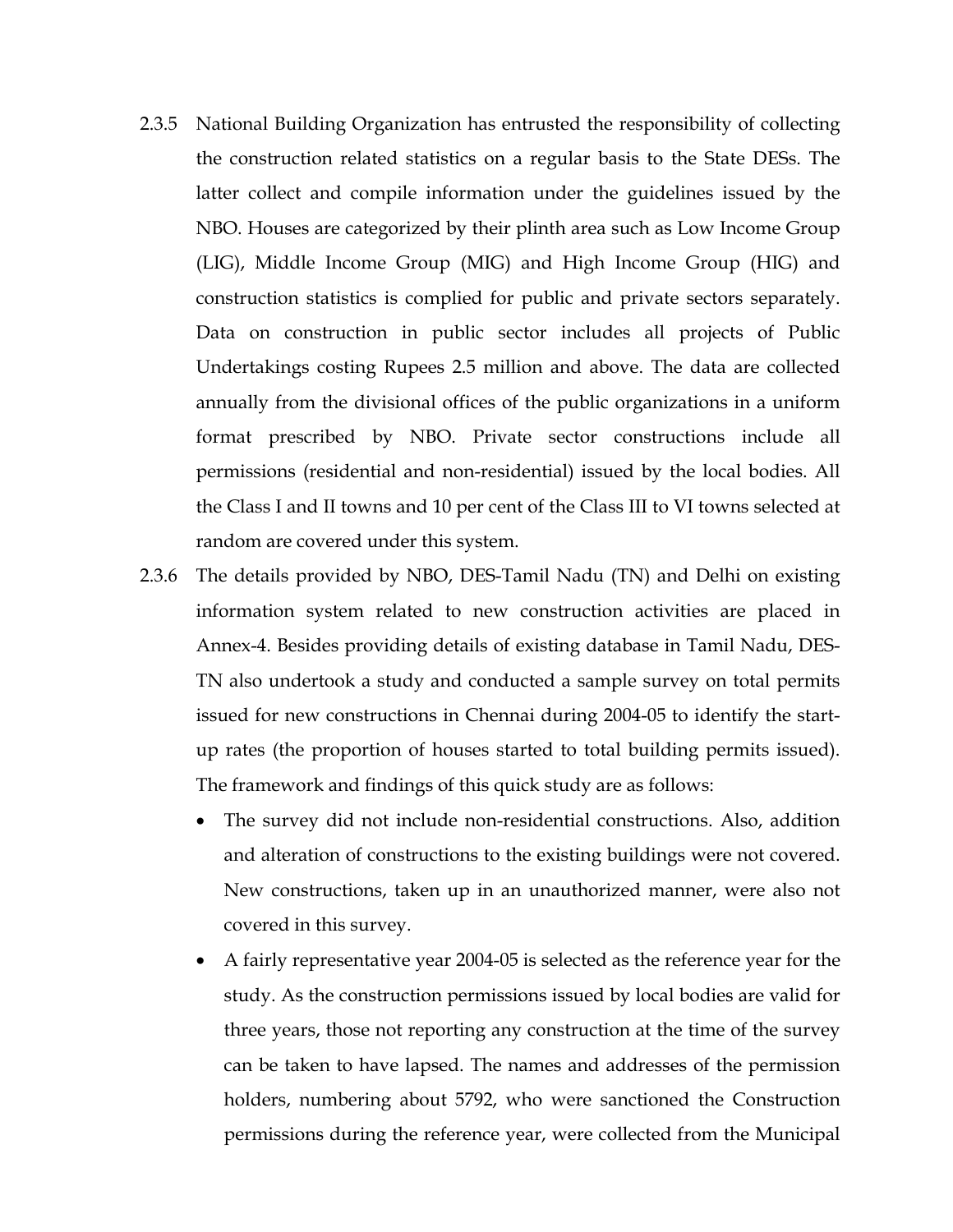2.3.5 National Building Organization has entrusted the responsibility of collecting the construction related statistics on a regular basis to the State DESs. The latter collect and compile information under the guidelines issued by the NBO. Houses are categorized by their plinth area such as Low Income Group (LIG), Middle Income Group (MIG) and High Income Group (HIG) and construction statistics is complied for public and private sectors separately. Data on construction in public sector includes all projects of Public Undertakings costing Rupees 2.5 million and above. The data are collected annually from the divisional offices of the public organizations in a uniform format prescribed by NBO. Private sector constructions include all permissions (residential and non-residential) issued by the local bodies. All the Class I and II towns and 10 per cent of the Class III to VI towns selected at random are covered under this system.

2.3.6 The details provided by NBO, DES-Tamil Nadu (TN) and Delhi on existing information system related to new construction activities are placed in Annex-4. Besides providing details of existing database in Tamil Nadu, DES-TN also undertook a study and conducted a sample survey on total permits issued for new constructions in Chennai during 2004-05 to identify the start-up rates (the proportion of houses started to total building permits issued). The framework and findings of this quick study are as follows:

- The survey did not include non-residential constructions. Also, addition and alteration of constructions to the existing buildings were not covered. New constructions, taken up in an unauthorized manner, were also not covered in this survey.
- A fairly representative year 2004-05 is selected as the reference year for the study. As the construction permissions issued by local bodies are valid for three years, those not reporting any construction at the time of the survey can be taken to have lapsed. The names and addresses of the permission holders, numbering about 5792, who were sanctioned the Construction permissions during the reference year, were collected from the Municipal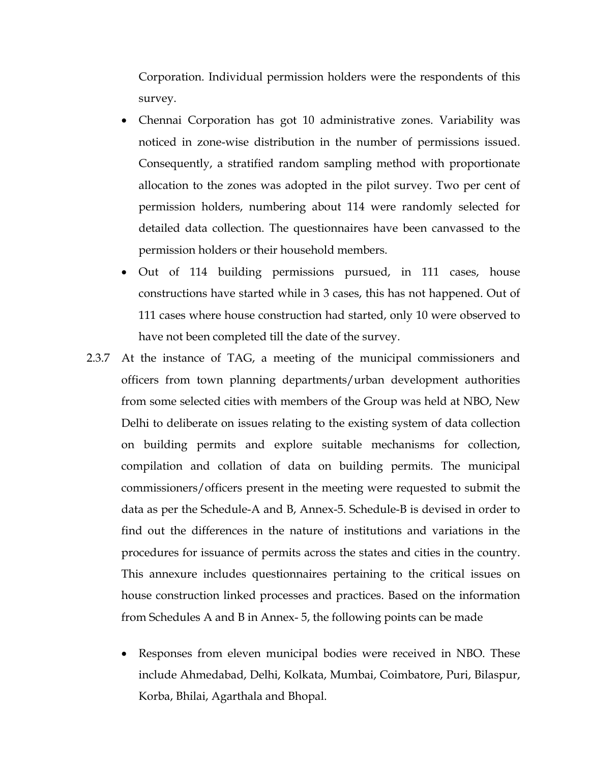Corporation. Individual permission holders were the respondents of this survey.

- Chennai Corporation has got 10 administrative zones. Variability was noticed in zone-wise distribution in the number of permissions issued. Consequently, a stratified random sampling method with proportionate allocation to the zones was adopted in the pilot survey. Two per cent of permission holders, numbering about 114 were randomly selected for detailed data collection. The questionnaires have been canvassed to the permission holders or their household members.
- Out of 114 building permissions pursued, in 111 cases, house constructions have started while in 3 cases, this has not happened. Out of 111 cases where house construction had started, only 10 were observed to have not been completed till the date of the survey.

2.3.7 At the instance of TAG, a meeting of the municipal commissioners and officers from town planning departments/urban development authorities from some selected cities with members of the Group was held at NBO, New Delhi to deliberate on issues relating to the existing system of data collection on building permits and explore suitable mechanisms for collection, compilation and collation of data on building permits. The municipal commissioners/officers present in the meeting were requested to submit the data as per the Schedule-A and B, Annex-5. Schedule-B is devised in order to find out the differences in the nature of institutions and variations in the procedures for issuance of permits across the states and cities in the country. This annexure includes questionnaires pertaining to the critical issues on house construction linked processes and practices. Based on the information from Schedules A and B in Annex- 5, the following points can be made

- Responses from eleven municipal bodies were received in NBO. These include Ahmedabad, Delhi, Kolkata, Mumbai, Coimbatore, Puri, Bilaspur, Korba, Bhilai, Agarthala and Bhopal.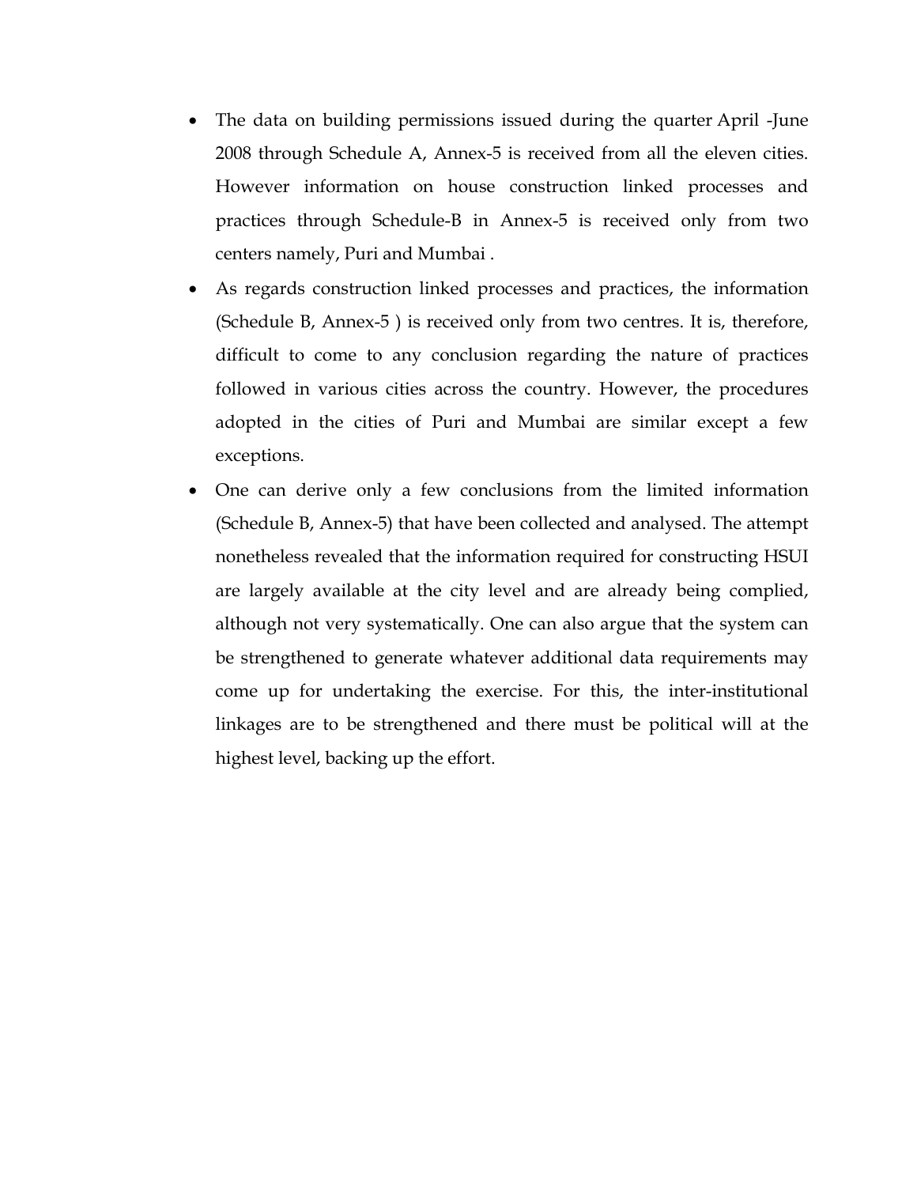- The data on building permissions issued during the quarter April -June 2008 through Schedule A, Annex-5 is received from all the eleven cities. However information on house construction linked processes and practices through Schedule-B in Annex-5 is received only from two centers namely, Puri and Mumbai .
- As regards construction linked processes and practices, the information (Schedule B, Annex-5 ) is received only from two centres. It is, therefore, difficult to come to any conclusion regarding the nature of practices followed in various cities across the country. However, the procedures adopted in the cities of Puri and Mumbai are similar except a few exceptions.
- One can derive only a few conclusions from the limited information (Schedule B, Annex-5) that have been collected and analysed. The attempt nonetheless revealed that the information required for constructing HSUI are largely available at the city level and are already being complied, although not very systematically. One can also argue that the system can be strengthened to generate whatever additional data requirements may come up for undertaking the exercise. For this, the inter-institutional linkages are to be strengthened and there must be political will at the highest level, backing up the effort.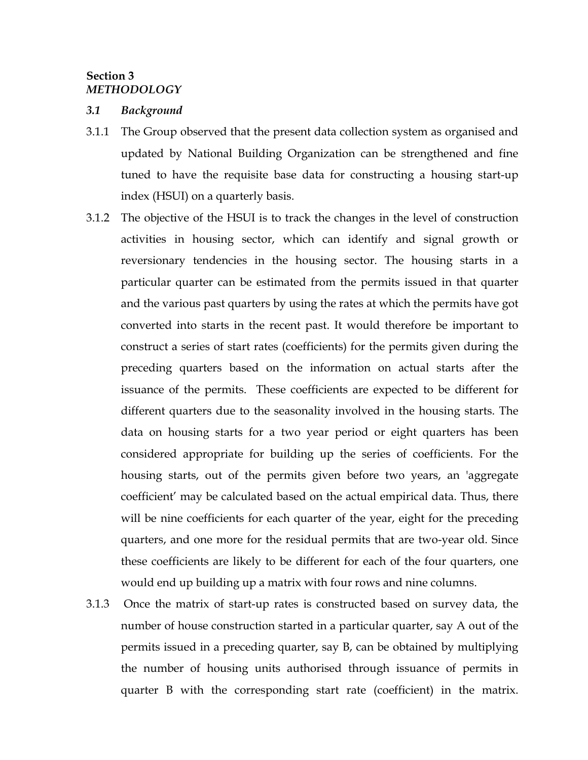**Section 3**
*METHODOLOGY*

### *3.1 Background*

3.1.1 The Group observed that the present data collection system as organised and updated by National Building Organization can be strengthened and fine tuned to have the requisite base data for constructing a housing start-up index (HSUI) on a quarterly basis.

3.1.2 The objective of the HSUI is to track the changes in the level of construction activities in housing sector, which can identify and signal growth or reversionary tendencies in the housing sector. The housing starts in a particular quarter can be estimated from the permits issued in that quarter and the various past quarters by using the rates at which the permits have got converted into starts in the recent past. It would therefore be important to construct a series of start rates (coefficients) for the permits given during the preceding quarters based on the information on actual starts after the issuance of the permits. These coefficients are expected to be different for different quarters due to the seasonality involved in the housing starts. The data on housing starts for a two year period or eight quarters has been considered appropriate for building up the series of coefficients. For the housing starts, out of the permits given before two years, an 'aggregate coefficient' may be calculated based on the actual empirical data. Thus, there will be nine coefficients for each quarter of the year, eight for the preceding quarters, and one more for the residual permits that are two-year old. Since these coefficients are likely to be different for each of the four quarters, one would end up building up a matrix with four rows and nine columns.

3.1.3 Once the matrix of start-up rates is constructed based on survey data, the number of house construction started in a particular quarter, say A out of the permits issued in a preceding quarter, say B, can be obtained by multiplying the number of housing units authorised through issuance of permits in quarter B with the corresponding start rate (coefficient) in the matrix.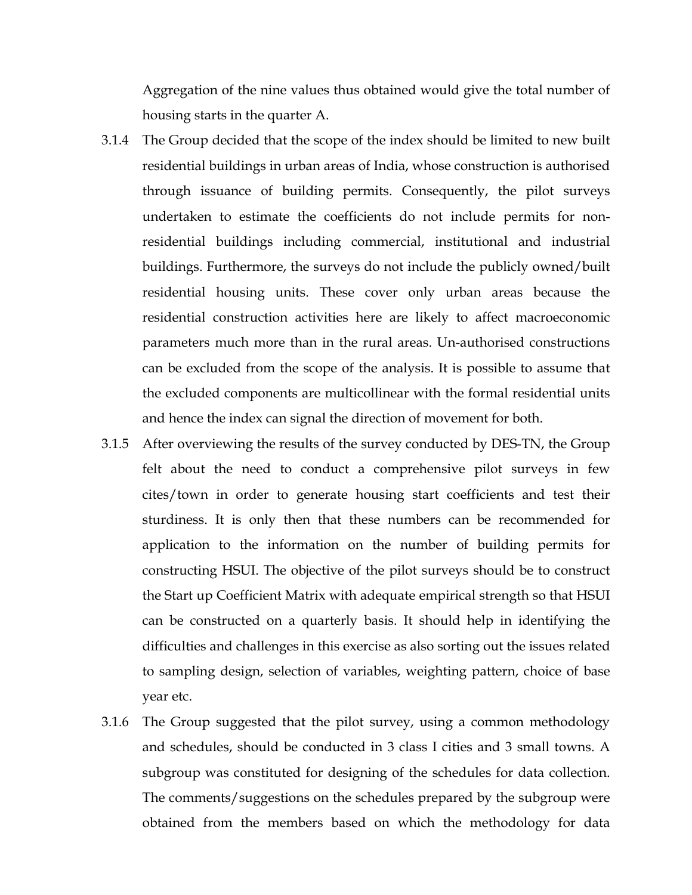Aggregation of the nine values thus obtained would give the total number of housing starts in the quarter A.

3.1.4 The Group decided that the scope of the index should be limited to new built residential buildings in urban areas of India, whose construction is authorised through issuance of building permits. Consequently, the pilot surveys undertaken to estimate the coefficients do not include permits for non-residential buildings including commercial, institutional and industrial buildings. Furthermore, the surveys do not include the publicly owned/built residential housing units. These cover only urban areas because the residential construction activities here are likely to affect macroeconomic parameters much more than in the rural areas. Un-authorised constructions can be excluded from the scope of the analysis. It is possible to assume that the excluded components are multicollinear with the formal residential units and hence the index can signal the direction of movement for both.

3.1.5 After overviewing the results of the survey conducted by DES-TN, the Group felt about the need to conduct a comprehensive pilot surveys in few cites/town in order to generate housing start coefficients and test their sturdiness. It is only then that these numbers can be recommended for application to the information on the number of building permits for constructing HSUI. The objective of the pilot surveys should be to construct the Start up Coefficient Matrix with adequate empirical strength so that HSUI can be constructed on a quarterly basis. It should help in identifying the difficulties and challenges in this exercise as also sorting out the issues related to sampling design, selection of variables, weighting pattern, choice of base year etc.

3.1.6 The Group suggested that the pilot survey, using a common methodology and schedules, should be conducted in 3 class I cities and 3 small towns. A subgroup was constituted for designing of the schedules for data collection. The comments/suggestions on the schedules prepared by the subgroup were obtained from the members based on which the methodology for data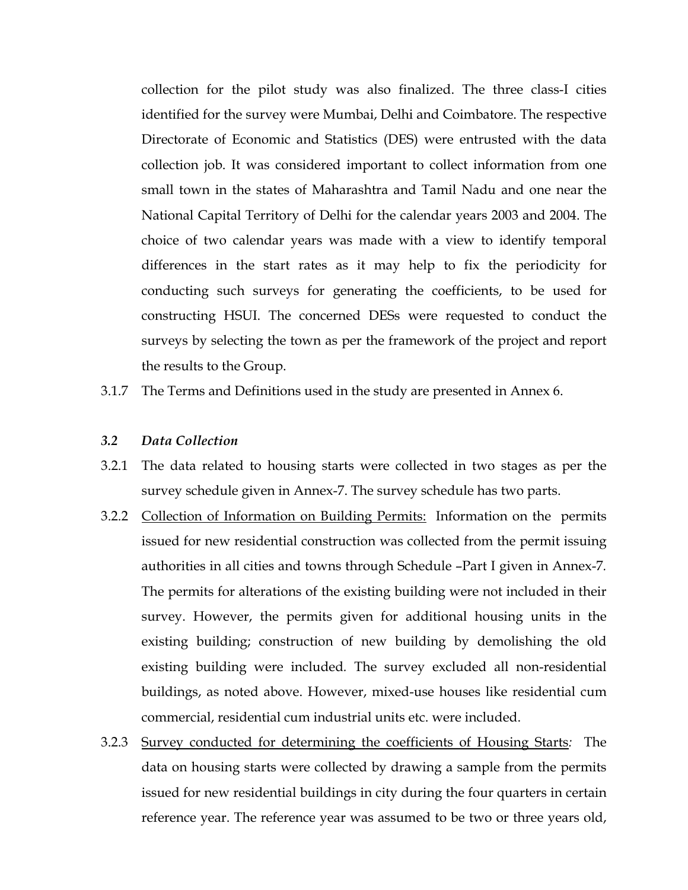collection for the pilot study was also finalized. The three class-I cities identified for the survey were Mumbai, Delhi and Coimbatore. The respective Directorate of Economic and Statistics (DES) were entrusted with the data collection job. It was considered important to collect information from one small town in the states of Maharashtra and Tamil Nadu and one near the National Capital Territory of Delhi for the calendar years 2003 and 2004. The choice of two calendar years was made with a view to identify temporal differences in the start rates as it may help to fix the periodicity for conducting such surveys for generating the coefficients, to be used for constructing HSUI. The concerned DESs were requested to conduct the surveys by selecting the town as per the framework of the project and report the results to the Group.

3.1.7 The Terms and Definitions used in the study are presented in Annex 6.

### *3.2 Data Collection*

3.2.1 The data related to housing starts were collected in two stages as per the survey schedule given in Annex-7. The survey schedule has two parts.

3.2.2 <u>Collection of Information on Building Permits:</u> Information on the permits issued for new residential construction was collected from the permit issuing authorities in all cities and towns through Schedule –Part I given in Annex-7. The permits for alterations of the existing building were not included in their survey. However, the permits given for additional housing units in the existing building; construction of new building by demolishing the old existing building were included. The survey excluded all non-residential buildings, as noted above. However, mixed-use houses like residential cum commercial, residential cum industrial units etc. were included.

3.2.3 <u>Survey conducted for determining the coefficients of Housing Starts</u>*:* The data on housing starts were collected by drawing a sample from the permits issued for new residential buildings in city during the four quarters in certain reference year. The reference year was assumed to be two or three years old,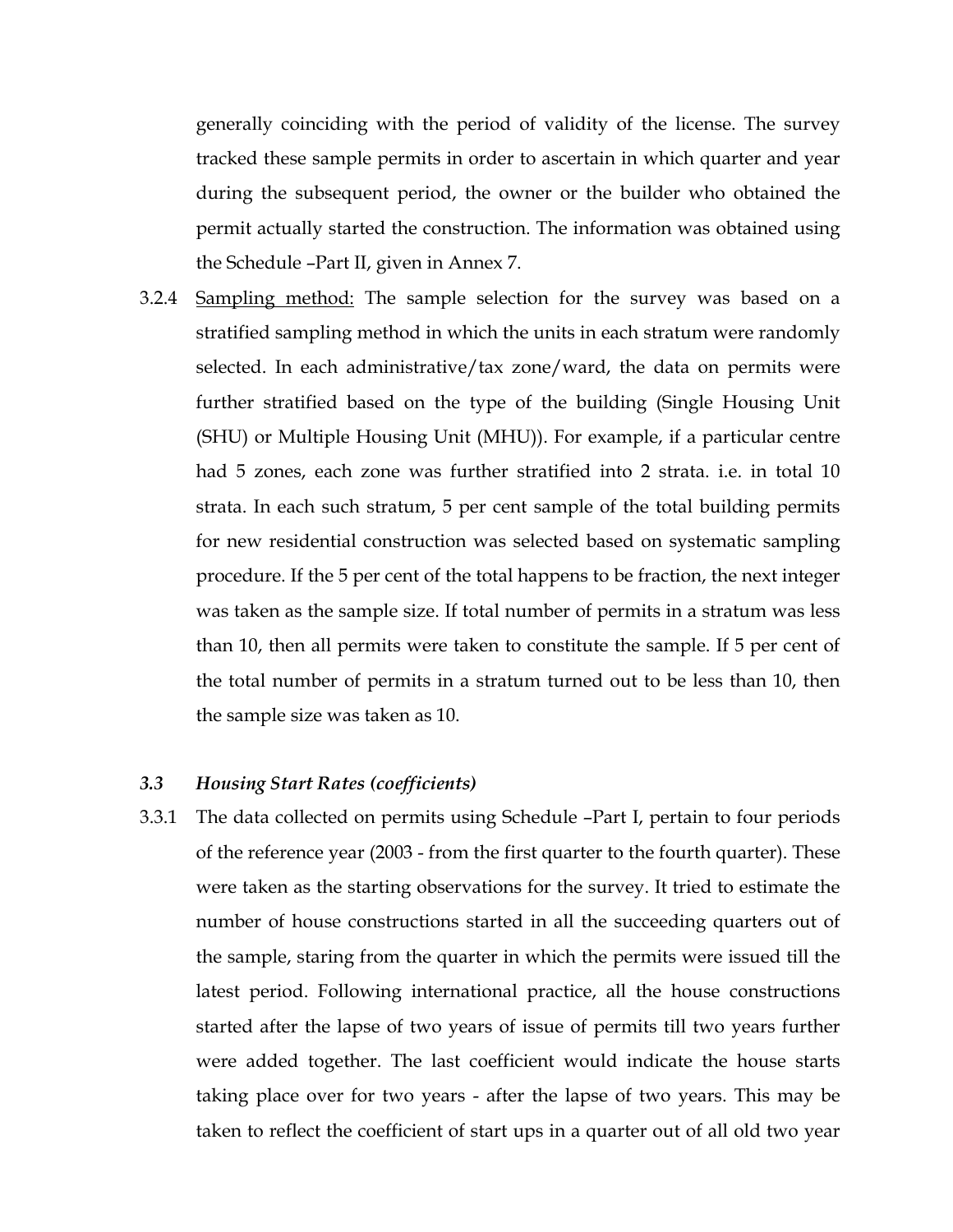generally coinciding with the period of validity of the license. The survey tracked these sample permits in order to ascertain in which quarter and year during the subsequent period, the owner or the builder who obtained the permit actually started the construction. The information was obtained using the Schedule –Part II, given in Annex 7.

3.2.4 Sampling method: The sample selection for the survey was based on a stratified sampling method in which the units in each stratum were randomly selected. In each administrative/tax zone/ward, the data on permits were further stratified based on the type of the building (Single Housing Unit (SHU) or Multiple Housing Unit (MHU)). For example, if a particular centre had 5 zones, each zone was further stratified into 2 strata. i.e. in total 10 strata. In each such stratum, 5 per cent sample of the total building permits for new residential construction was selected based on systematic sampling procedure. If the 5 per cent of the total happens to be fraction, the next integer was taken as the sample size. If total number of permits in a stratum was less than 10, then all permits were taken to constitute the sample. If 5 per cent of the total number of permits in a stratum turned out to be less than 10, then the sample size was taken as 10.

### 3.3 *Housing Start Rates (coefficients)*

3.3.1 The data collected on permits using Schedule –Part I, pertain to four periods of the reference year (2003 - from the first quarter to the fourth quarter). These were taken as the starting observations for the survey. It tried to estimate the number of house constructions started in all the succeeding quarters out of the sample, staring from the quarter in which the permits were issued till the latest period. Following international practice, all the house constructions started after the lapse of two years of issue of permits till two years further were added together. The last coefficient would indicate the house starts taking place over for two years - after the lapse of two years. This may be taken to reflect the coefficient of start ups in a quarter out of all old two year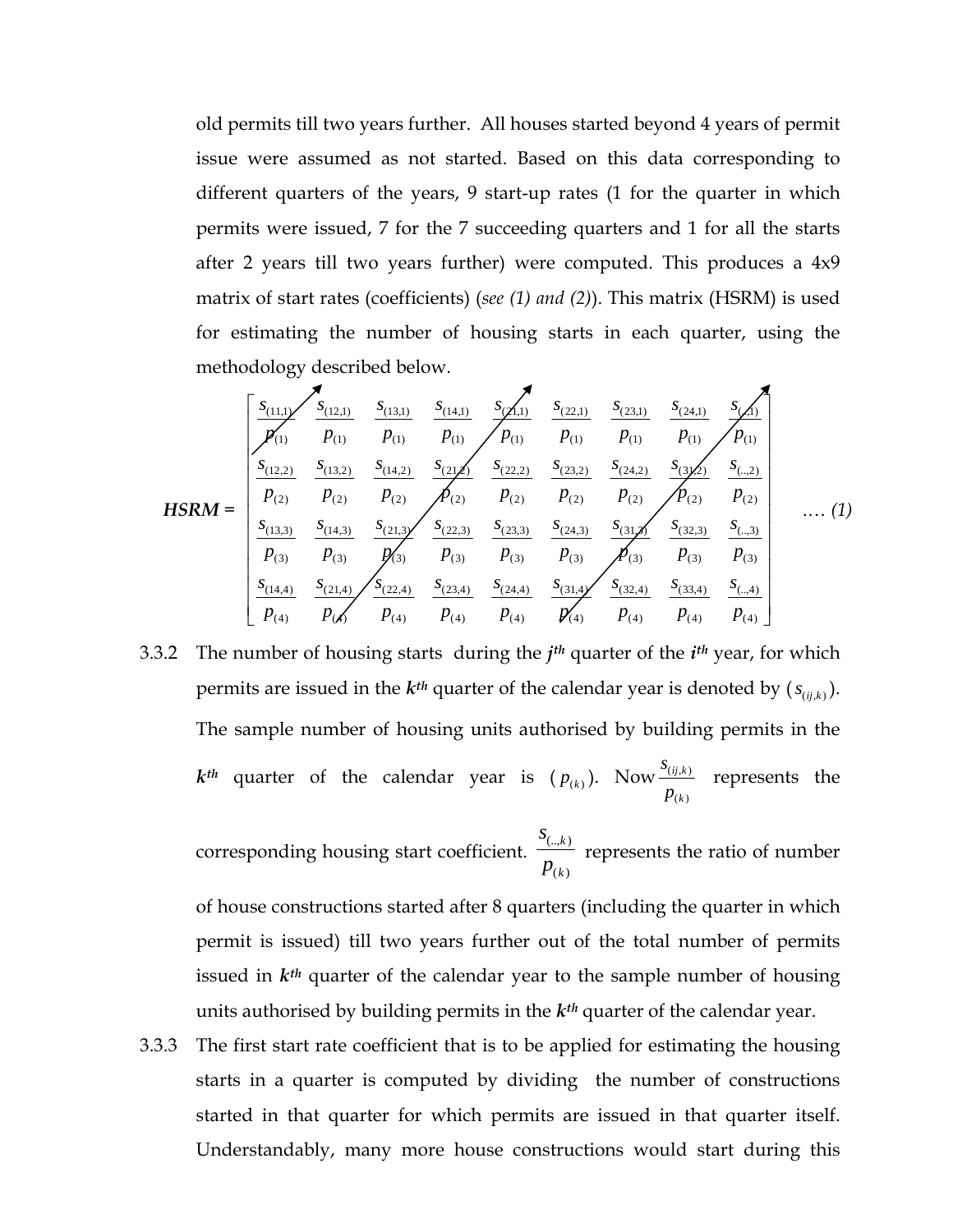old permits till two years further. All houses started beyond 4 years of permit issue were assumed as not started. Based on this data corresponding to different quarters of the years, 9 start-up rates (1 for the quarter in which permits were issued, 7 for the 7 succeeding quarters and 1 for all the starts after 2 years till two years further) were computed. This produces a 4x9 matrix of start rates (coefficients) (*see (1) and (2)*). This matrix (HSRM) is used for estimating the number of housing starts in each quarter, using the methodology described below.

$$
\textbf{HSRM} = \begin{bmatrix}
\frac{s_{(11,1)}}{p_{(1)}} & \frac{s_{(12,1)}}{p_{(1)}} & \frac{s_{(13,1)}}{p_{(1)}} & \frac{s_{(14,1)}}{p_{(1)}} & \frac{s_{(21,1)}}{p_{(1)}} & \frac{s_{(22,1)}}{p_{(1)}} & \frac{s_{(23,1)}}{p_{(1)}} & \frac{s_{(24,1)}}{p_{(1)}} & \frac{s_{(..,1)}}{p_{(1)}} \\
\frac{s_{(12,2)}}{p_{(2)}} & \frac{s_{(13,2)}}{p_{(2)}} & \frac{s_{(14,2)}}{p_{(2)}} & \frac{s_{(21,2)}}{p_{(2)}} & \frac{s_{(22,2)}}{p_{(2)}} & \frac{s_{(23,2)}}{p_{(2)}} & \frac{s_{(24,2)}}{p_{(2)}} & \frac{s_{(31,2)}}{p_{(2)}} & \frac{s_{(..,2)}}{p_{(2)}} \\
\frac{s_{(13,3)}}{p_{(3)}} & \frac{s_{(14,3)}}{p_{(3)}} & \frac{s_{(21,3)}}{p_{(3)}} & \frac{s_{(22,3)}}{p_{(3)}} & \frac{s_{(23,3)}}{p_{(3)}} & \frac{s_{(24,3)}}{p_{(3)}} & \frac{s_{(31,3)}}{p_{(3)}} & \frac{s_{(32,3)}}{p_{(3)}} & \frac{s_{(..,3)}}{p_{(3)}} \\
\frac{s_{(14,4)}}{p_{(4)}} & \frac{s_{(21,4)}}{p_{(4)}} & \frac{s_{(22,4)}}{p_{(4)}} & \frac{s_{(23,4)}}{p_{(4)}} & \frac{s_{(24,4)}}{p_{(4)}} & \frac{s_{(31,4)}}{p_{(4)}} & \frac{s_{(32,4)}}{p_{(4)}} & \frac{s_{(33,4)}}{p_{(4)}} & \frac{s_{(..,4)}}{p_{(4)}}
\end{bmatrix} \quad \text{.... (1)}
$$

3.3.2 The number of housing starts during the ***jth*** quarter of the ***ith*** year, for which permits are issued in the ***kth*** quarter of the calendar year is denoted by ($s_{(ij,k)}$). The sample number of housing units authorised by building permits in the ***kth*** quarter of the calendar year is ($p_{(k)}$). Now $\frac{s_{(ij,k)}}{p_{(k)}}$ represents the corresponding housing start coefficient. $\frac{s_{(..,k)}}{p_{(k)}}$ represents the ratio of number of house constructions started after 8 quarters (including the quarter in which permit is issued) till two years further out of the total number of permits issued in ***kth*** quarter of the calendar year to the sample number of housing units authorised by building permits in the ***kth*** quarter of the calendar year.

3.3.3 The first start rate coefficient that is to be applied for estimating the housing starts in a quarter is computed by dividing the number of constructions started in that quarter for which permits are issued in that quarter itself. Understandably, many more house constructions would start during this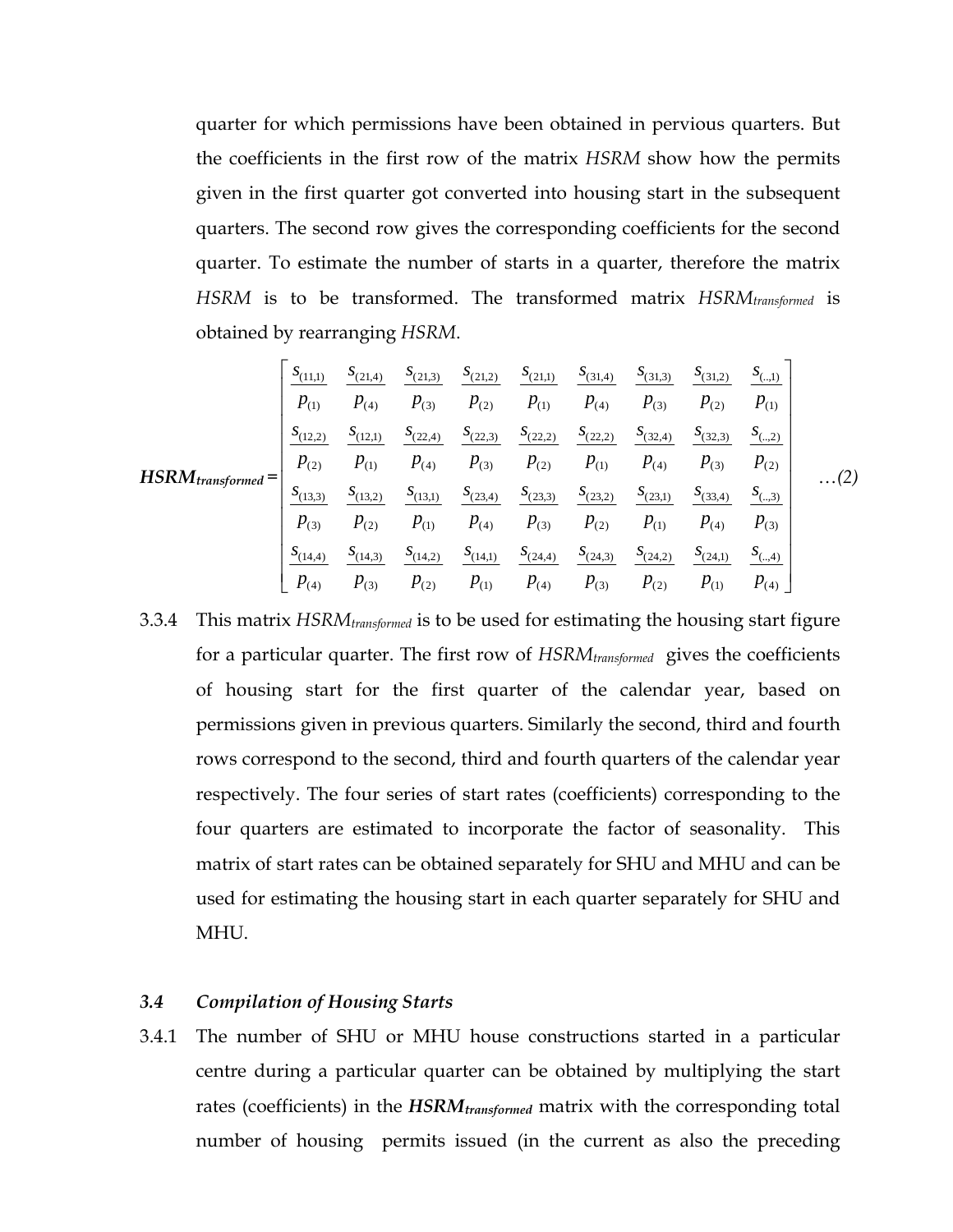quarter for which permissions have been obtained in pervious quarters. But the coefficients in the first row of the matrix *HSRM* show how the permits given in the first quarter got converted into housing start in the subsequent quarters. The second row gives the corresponding coefficients for the second quarter. To estimate the number of starts in a quarter, therefore the matrix *HSRM* is to be transformed. The transformed matrix $HSRM_{transformed}$ is obtained by rearranging *HSRM*.

$$
\boldsymbol{HSRM_{transformed}} = \begin{bmatrix}
\frac{s_{(11,1)}}{p_{(1)}} & \frac{s_{(21,4)}}{p_{(4)}} & \frac{s_{(21,3)}}{p_{(3)}} & \frac{s_{(21,2)}}{p_{(2)}} & \frac{s_{(21,1)}}{p_{(1)}} & \frac{s_{(31,4)}}{p_{(4)}} & \frac{s_{(31,3)}}{p_{(3)}} & \frac{s_{(31,2)}}{p_{(2)}} & \frac{s_{(..,1)}}{p_{(1)}} \\
\frac{s_{(12,2)}}{p_{(2)}} & \frac{s_{(12,1)}}{p_{(1)}} & \frac{s_{(22,4)}}{p_{(4)}} & \frac{s_{(22,3)}}{p_{(3)}} & \frac{s_{(22,2)}}{p_{(2)}} & \frac{s_{(22,2)}}{p_{(1)}} & \frac{s_{(32,4)}}{p_{(4)}} & \frac{s_{(32,3)}}{p_{(3)}} & \frac{s_{(..,2)}}{p_{(2)}} \\
\frac{s_{(13,3)}}{p_{(3)}} & \frac{s_{(13,2)}}{p_{(2)}} & \frac{s_{(13,1)}}{p_{(1)}} & \frac{s_{(23,4)}}{p_{(4)}} & \frac{s_{(23,3)}}{p_{(3)}} & \frac{s_{(23,2)}}{p_{(2)}} & \frac{s_{(23,1)}}{p_{(1)}} & \frac{s_{(33,4)}}{p_{(4)}} & \frac{s_{(..,3)}}{p_{(3)}} \\
\frac{s_{(14,4)}}{p_{(4)}} & \frac{s_{(14,3)}}{p_{(3)}} & \frac{s_{(14,2)}}{p_{(2)}} & \frac{s_{(14,1)}}{p_{(1)}} & \frac{s_{(24,4)}}{p_{(4)}} & \frac{s_{(24,3)}}{p_{(3)}} & \frac{s_{(24,2)}}{p_{(2)}} & \frac{s_{(24,1)}}{p_{(1)}} & \frac{s_{(..,4)}}{p_{(4)}}
\end{bmatrix} \quad \ldots(2)
$$

3.3.4 This matrix $HSRM_{transformed}$ is to be used for estimating the housing start figure for a particular quarter. The first row of $HSRM_{transformed}$ gives the coefficients of housing start for the first quarter of the calendar year, based on permissions given in previous quarters. Similarly the second, third and fourth rows correspond to the second, third and fourth quarters of the calendar year respectively. The four series of start rates (coefficients) corresponding to the four quarters are estimated to incorporate the factor of seasonality. This matrix of start rates can be obtained separately for SHU and MHU and can be used for estimating the housing start in each quarter separately for SHU and MHU.

### *3.4 Compilation of Housing Starts*

3.4.1 The number of SHU or MHU house constructions started in a particular centre during a particular quarter can be obtained by multiplying the start rates (coefficients) in the $\boldsymbol{HSRM_{transformed}}$ matrix with the corresponding total number of housing permits issued (in the current as also the preceding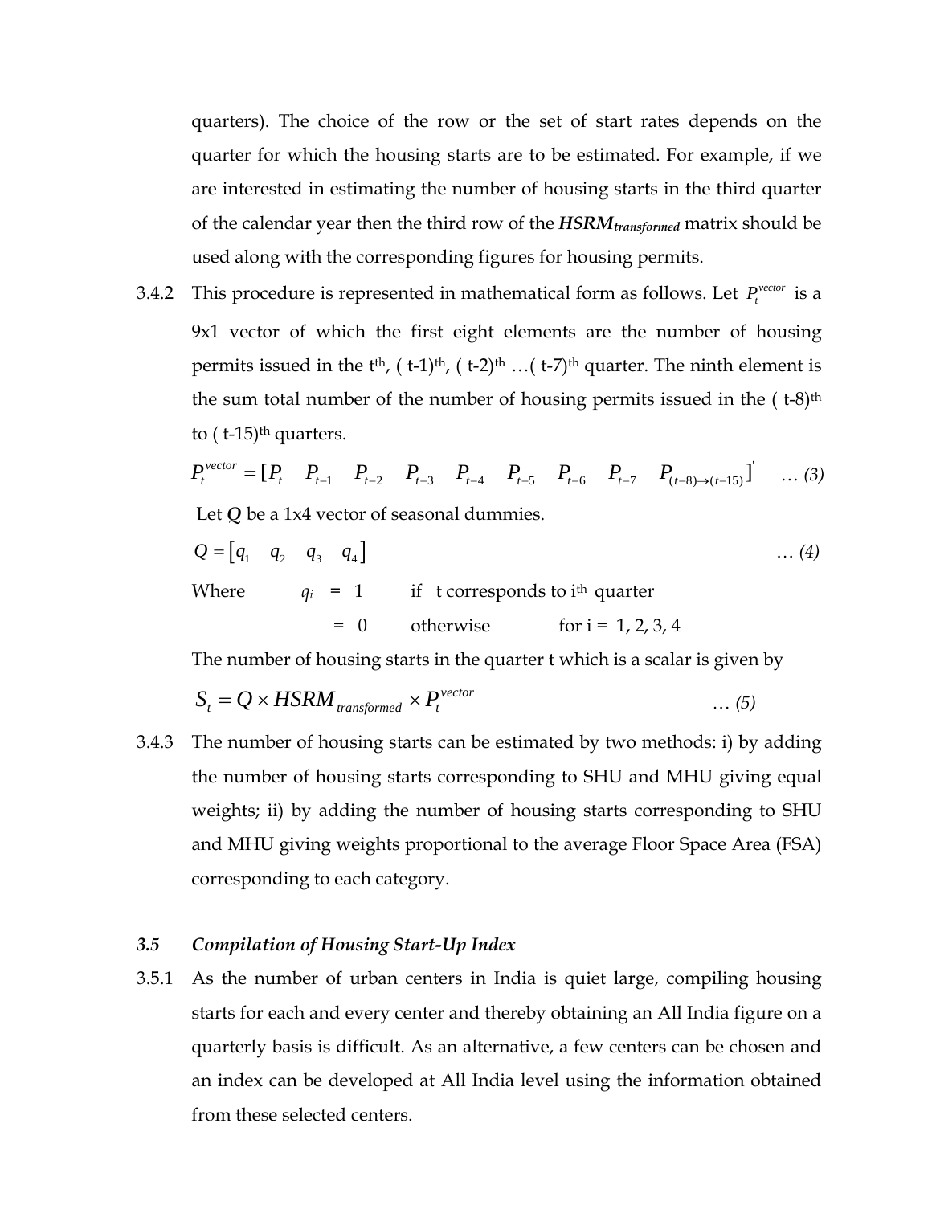quarters). The choice of the row or the set of start rates depends on the quarter for which the housing starts are to be estimated. For example, if we are interested in estimating the number of housing starts in the third quarter of the calendar year then the third row of the $\boldsymbol{HSRM_{transformed}}$ matrix should be used along with the corresponding figures for housing permits.

3.4.2 This procedure is represented in mathematical form as follows. Let $P_t^{vector}$ is a 9x1 vector of which the first eight elements are the number of housing permits issued in the $t^{th}$, $(t-1)^{th}$, $(t-2)^{th}$ …$(t-7)^{th}$ quarter. The ninth element is the sum total number of the number of housing permits issued in the $(t-8)^{th}$ to $(t-15)^{th}$ quarters.

$$P_t^{vector} = [P_t \quad P_{t-1} \quad P_{t-2} \quad P_{t-3} \quad P_{t-4} \quad P_{t-5} \quad P_{t-6} \quad P_{t-7} \quad P_{(t-8)\rightarrow(t-15)}]' \quad \ldots (3)$$

Let $\boldsymbol{Q}$ be a 1x4 vector of seasonal dummies.

$$Q = \begin{bmatrix} q_1 & q_2 & q_3 & q_4 \end{bmatrix} \quad \ldots (4)$$

Where $q_i$ = 1 if t corresponds to $i^{th}$ quarter

= 0 otherwise for i = 1, 2, 3, 4

The number of housing starts in the quarter t which is a scalar is given by

$$S_t = Q \times HSRM_{transformed} \times P_t^{vector} \quad \ldots (5)$$

3.4.3 The number of housing starts can be estimated by two methods: i) by adding the number of housing starts corresponding to SHU and MHU giving equal weights; ii) by adding the number of housing starts corresponding to SHU and MHU giving weights proportional to the average Floor Space Area (FSA) corresponding to each category.

### *3.5 Compilation of Housing Start-Up Index*

3.5.1 As the number of urban centers in India is quiet large, compiling housing starts for each and every center and thereby obtaining an All India figure on a quarterly basis is difficult. As an alternative, a few centers can be chosen and an index can be developed at All India level using the information obtained from these selected centers.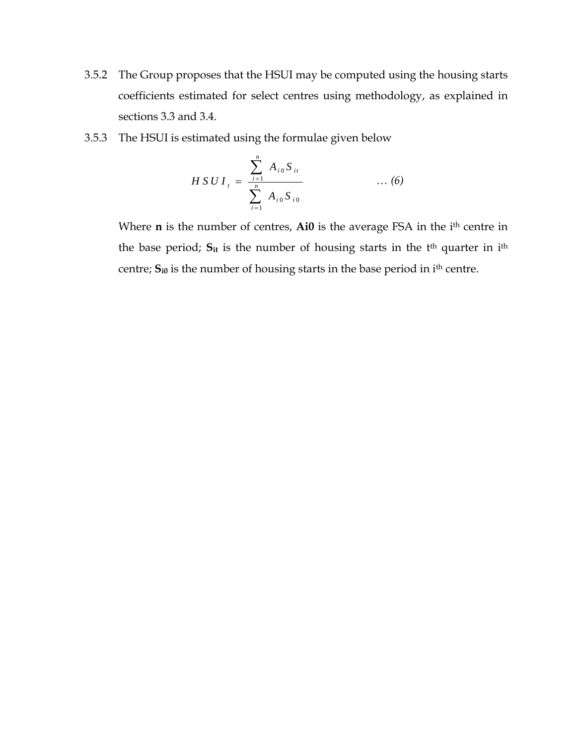3.5.2 The Group proposes that the HSUI may be computed using the housing starts coefficients estimated for select centres using methodology, as explained in sections 3.3 and 3.4.

3.5.3 The HSUI is estimated using the formulae given below

$$HSUI_t = \frac{\sum_{i=1}^{n} A_{i0} S_{it}}{\sum_{i=1}^{n} A_{i0} S_{i0}} \qquad \ldots (6)$$

Where **n** is the number of centres, **Ai0** is the average FSA in the $i^{th}$ centre in the base period; $\mathbf{S_{it}}$ is the number of housing starts in the $t^{th}$ quarter in $i^{th}$ centre; $\mathbf{S_{i0}}$ is the number of housing starts in the base period in $i^{th}$ centre.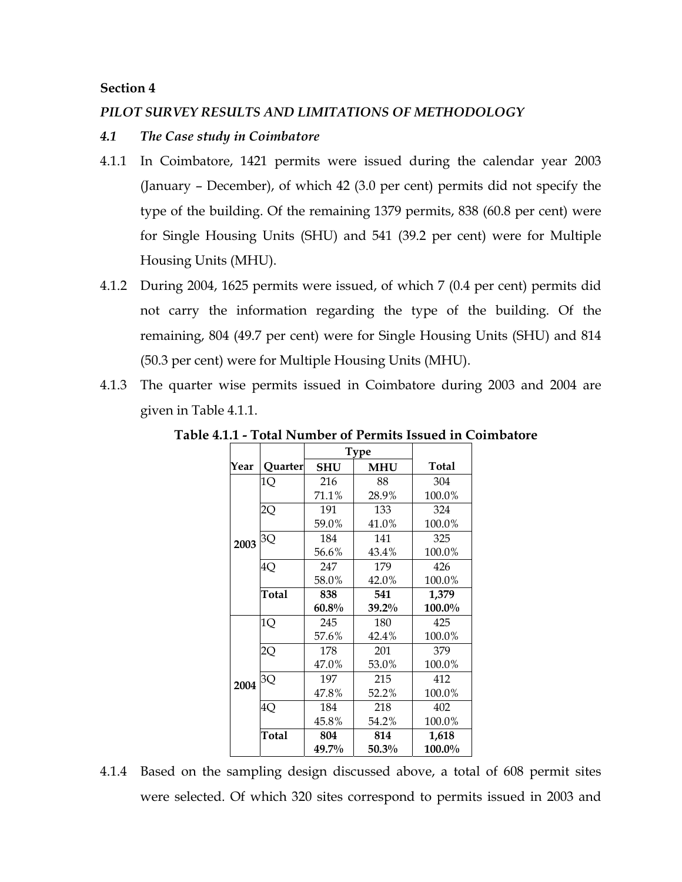## Section 4

### *PILOT SURVEY RESULTS AND LIMITATIONS OF METHODOLOGY*

### *4.1 The Case study in Coimbatore*

4.1.1 In Coimbatore, 1421 permits were issued during the calendar year 2003 (January – December), of which 42 (3.0 per cent) permits did not specify the type of the building. Of the remaining 1379 permits, 838 (60.8 per cent) were for Single Housing Units (SHU) and 541 (39.2 per cent) were for Multiple Housing Units (MHU).

4.1.2 During 2004, 1625 permits were issued, of which 7 (0.4 per cent) permits did not carry the information regarding the type of the building. Of the remaining, 804 (49.7 per cent) were for Single Housing Units (SHU) and 814 (50.3 per cent) were for Multiple Housing Units (MHU).

4.1.3 The quarter wise permits issued in Coimbatore during 2003 and 2004 are given in Table 4.1.1.

**Table 4.1.1 - Total Number of Permits Issued in Coimbatore**

| Year | Quarter | Type | | Total |
|---|---|---|---|---|
| | | SHU | MHU | |
| 2003 | 1Q | 216<br>71.1% | 88<br>28.9% | 304<br>100.0% |
| | 2Q | 191<br>59.0% | 133<br>41.0% | 324<br>100.0% |
| | 3Q | 184<br>56.6% | 141<br>43.4% | 325<br>100.0% |
| | 4Q | 247<br>58.0% | 179<br>42.0% | 426<br>100.0% |
| | **Total** | **838<br>60.8%** | **541<br>39.2%** | **1,379<br>100.0%** |
| 2004 | 1Q | 245<br>57.6% | 180<br>42.4% | 425<br>100.0% |
| | 2Q | 178<br>47.0% | 201<br>53.0% | 379<br>100.0% |
| | 3Q | 197<br>47.8% | 215<br>52.2% | 412<br>100.0% |
| | 4Q | 184<br>45.8% | 218<br>54.2% | 402<br>100.0% |
| | **Total** | **804<br>49.7%** | **814<br>50.3%** | **1,618<br>100.0%** |

4.1.4 Based on the sampling design discussed above, a total of 608 permit sites were selected. Of which 320 sites correspond to permits issued in 2003 and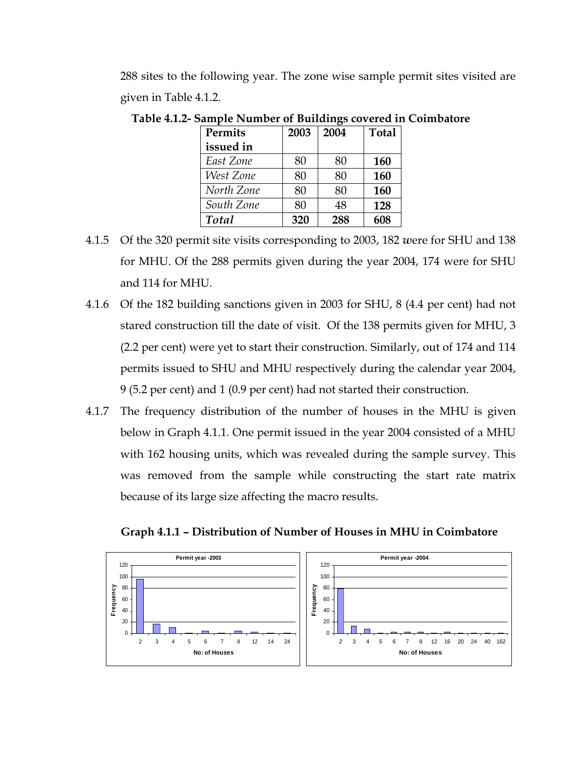288 sites to the following year. The zone wise sample permit sites visited are given in Table 4.1.2.

**Table 4.1.2- Sample Number of Buildings covered in Coimbatore**

| Permits issued in | 2003 | 2004 | Total |
|---|---|---|---|
| *East Zone* | 80 | 80 | **160** |
| *West Zone* | 80 | 80 | **160** |
| *North Zone* | 80 | 80 | **160** |
| *South Zone* | 80 | 48 | **128** |
| ***Total*** | **320** | **288** | **608** |

4.1.5 Of the 320 permit site visits corresponding to 2003, 182 were for SHU and 138 for MHU. Of the 288 permits given during the year 2004, 174 were for SHU and 114 for MHU.

4.1.6 Of the 182 building sanctions given in 2003 for SHU, 8 (4.4 per cent) had not stared construction till the date of visit. Of the 138 permits given for MHU, 3 (2.2 per cent) were yet to start their construction. Similarly, out of 174 and 114 permits issued to SHU and MHU respectively during the calendar year 2004, 9 (5.2 per cent) and 1 (0.9 per cent) had not started their construction.

4.1.7 The frequency distribution of the number of houses in the MHU is given below in Graph 4.1.1. One permit issued in the year 2004 consisted of a MHU with 162 housing units, which was revealed during the sample survey. This was removed from the sample while constructing the start rate matrix because of its large size affecting the macro results.

**Graph 4.1.1 – Distribution of Number of Houses in MHU in Coimbatore**

Permit year -2003 — Frequency vs. No: of Houses (2, 3, 4, 5, 6, 7, 8, 12, 14, 24)

Permit year -2004 — Frequency vs. No: of Houses (2, 3, 4, 5, 6, 7, 8, 12, 16, 20, 24, 40, 162)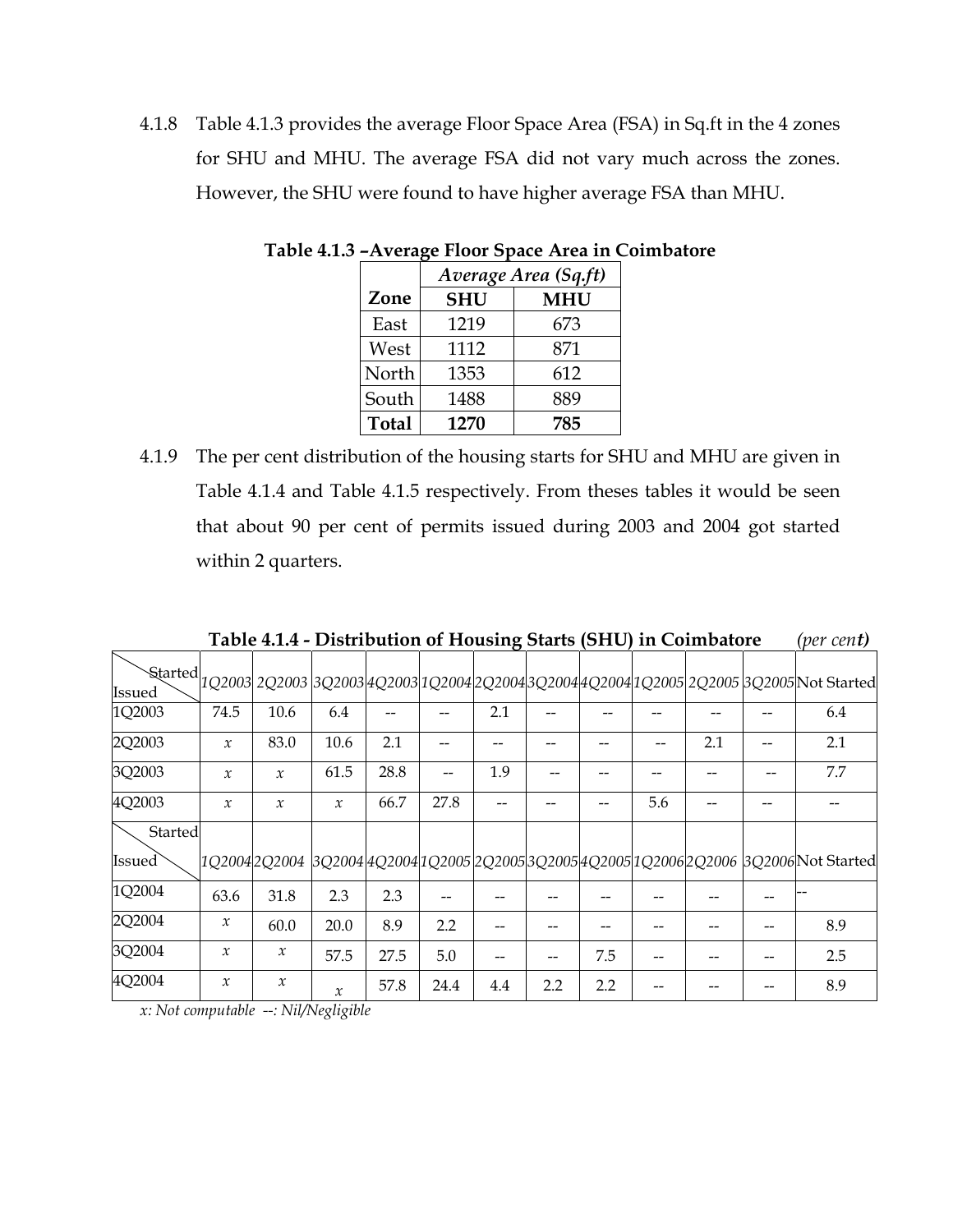4.1.8 Table 4.1.3 provides the average Floor Space Area (FSA) in Sq.ft in the 4 zones for SHU and MHU. The average FSA did not vary much across the zones. However, the SHU were found to have higher average FSA than MHU.

**Table 4.1.3 –Average Floor Space Area in Coimbatore**

| | *Average Area (Sq.ft)* | |
|---|---|---|
| **Zone** | **SHU** | **MHU** |
| East | 1219 | 673 |
| West | 1112 | 871 |
| North | 1353 | 612 |
| South | 1488 | 889 |
| **Total** | **1270** | **785** |

4.1.9 The per cent distribution of the housing starts for SHU and MHU are given in Table 4.1.4 and Table 4.1.5 respectively. From theses tables it would be seen that about 90 per cent of permits issued during 2003 and 2004 got started within 2 quarters.

**Table 4.1.4 - Distribution of Housing Starts (SHU) in Coimbatore** *(per cent)*

| Issued \ Started | *1Q2003* | *2Q2003* | *3Q2003* | *4Q2003* | *1Q2004* | *2Q2004* | *3Q2004* | *4Q2004* | *1Q2005* | *2Q2005* | *3Q2005* | Not Started |
|---|---|---|---|---|---|---|---|---|---|---|---|---|
| 1Q2003 | 74.5 | 10.6 | 6.4 | -- | -- | 2.1 | -- | -- | -- | -- | -- | 6.4 |
| 2Q2003 | *x* | 83.0 | 10.6 | 2.1 | -- | -- | -- | -- | -- | 2.1 | -- | 2.1 |
| 3Q2003 | *x* | *x* | 61.5 | 28.8 | -- | 1.9 | -- | -- | -- | -- | -- | 7.7 |
| 4Q2003 | *x* | *x* | *x* | 66.7 | 27.8 | -- | -- | -- | 5.6 | -- | -- | -- |
| **Issued \ Started** | *1Q2004* | *2Q2004* | *3Q2004* | *4Q2004* | *1Q2005* | *2Q2005* | *3Q2005* | *4Q2005* | *1Q2006* | *2Q2006* | *3Q2006* | Not Started |
| 1Q2004 | 63.6 | 31.8 | 2.3 | 2.3 | -- | -- | -- | -- | -- | -- | -- | -- |
| 2Q2004 | *x* | 60.0 | 20.0 | 8.9 | 2.2 | -- | -- | -- | -- | -- | -- | 8.9 |
| 3Q2004 | *x* | *x* | 57.5 | 27.5 | 5.0 | -- | -- | 7.5 | -- | -- | -- | 2.5 |
| 4Q2004 | *x* | *x* | *x* | 57.8 | 24.4 | 4.4 | 2.2 | 2.2 | -- | -- | -- | 8.9 |

*x: Not computable --: Nil/Negligible*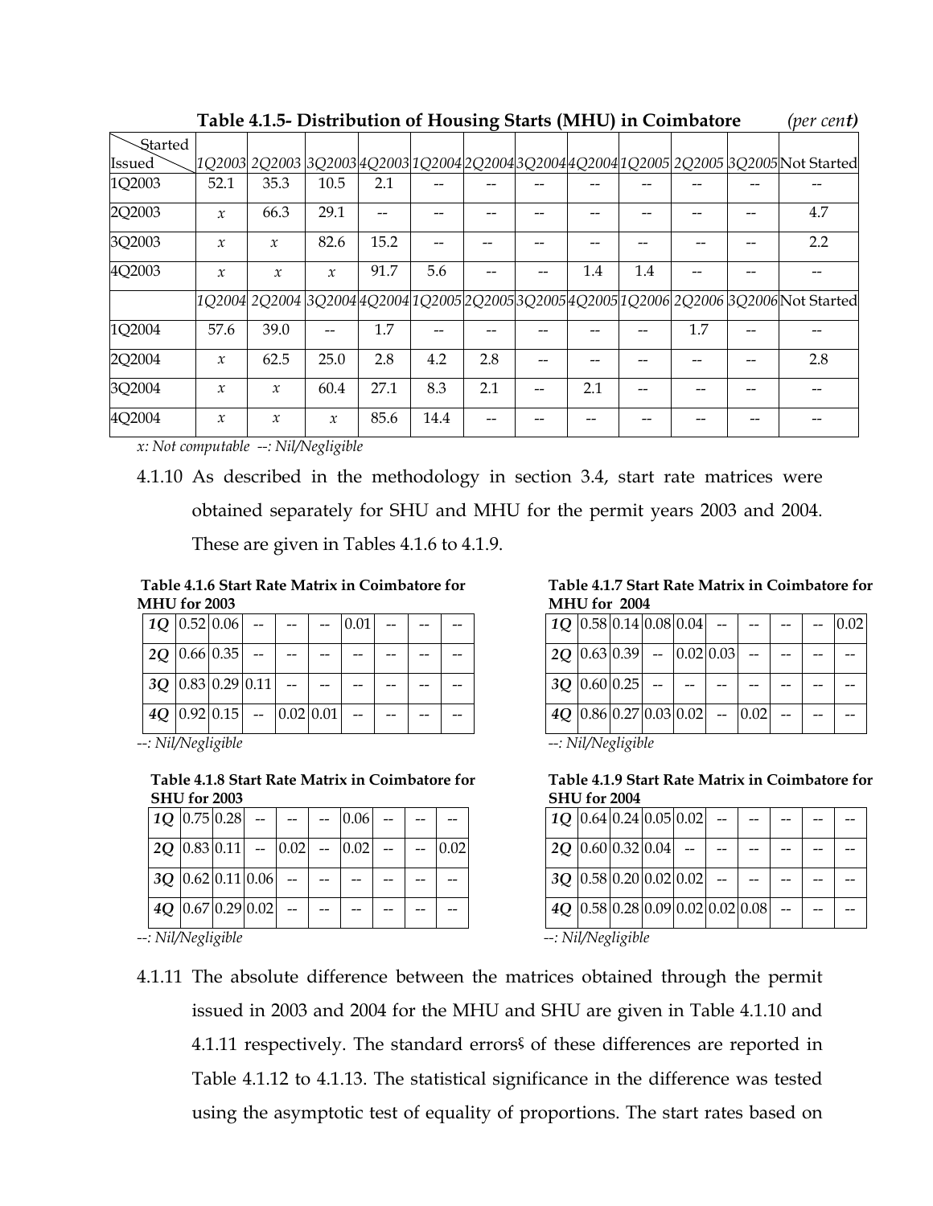**Table 4.1.5- Distribution of Housing Starts (MHU) in Coimbatore** *(per cent)*

| Issued \ Started | 1Q2003 | 2Q2003 | 3Q2003 | 4Q2003 | 1Q2004 | 2Q2004 | 3Q2004 | 4Q2004 | 1Q2005 | 2Q2005 | 3Q2005 | Not Started |
|---|---|---|---|---|---|---|---|---|---|---|---|---|
| 1Q2003 | 52.1 | 35.3 | 10.5 | 2.1 | -- | -- | -- | -- | -- | -- | -- | -- |
| 2Q2003 | *x* | 66.3 | 29.1 | -- | -- | -- | -- | -- | -- | -- | -- | 4.7 |
| 3Q2003 | *x* | *x* | 82.6 | 15.2 | -- | -- | -- | -- | -- | -- | -- | 2.2 |
| 4Q2003 | *x* | *x* | *x* | 91.7 | 5.6 | -- | -- | 1.4 | 1.4 | -- | -- | -- |
| | *1Q2004* | *2Q2004* | *3Q2004* | *4Q2004* | *1Q2005* | *2Q2005* | *3Q2005* | *4Q2005* | *1Q2006* | *2Q2006* | *3Q2006* | Not Started |
| 1Q2004 | 57.6 | 39.0 | -- | 1.7 | -- | -- | -- | -- | -- | 1.7 | -- | -- |
| 2Q2004 | *x* | 62.5 | 25.0 | 2.8 | 4.2 | 2.8 | -- | -- | -- | -- | -- | 2.8 |
| 3Q2004 | *x* | *x* | 60.4 | 27.1 | 8.3 | 2.1 | -- | 2.1 | -- | -- | -- | -- |
| 4Q2004 | *x* | *x* | *x* | 85.6 | 14.4 | -- | -- | -- | -- | -- | -- | -- |

*x: Not computable --: Nil/Negligible*

4.1.10 As described in the methodology in section 3.4, start rate matrices were obtained separately for SHU and MHU for the permit years 2003 and 2004. These are given in Tables 4.1.6 to 4.1.9.

**Table 4.1.6 Start Rate Matrix in Coimbatore for MHU for 2003**

| | | | | | | | | | |
|---|---|---|---|---|---|---|---|---|---|
| *1Q* | 0.52 | 0.06 | -- | -- | -- | 0.01 | -- | -- | -- |
| *2Q* | 0.66 | 0.35 | -- | -- | -- | -- | -- | -- | -- |
| *3Q* | 0.83 | 0.29 | 0.11 | -- | -- | -- | -- | -- | -- |
| *4Q* | 0.92 | 0.15 | -- | 0.02 | 0.01 | -- | -- | -- | -- |

*--: Nil/Negligible*

**Table 4.1.7 Start Rate Matrix in Coimbatore for MHU for 2004**

| | | | | | | | | | |
|---|---|---|---|---|---|---|---|---|---|
| *1Q* | 0.58 | 0.14 | 0.08 | 0.04 | -- | -- | -- | -- | 0.02 |
| *2Q* | 0.63 | 0.39 | -- | 0.02 | 0.03 | -- | -- | -- | -- |
| *3Q* | 0.60 | 0.25 | -- | -- | -- | -- | -- | -- | -- |
| *4Q* | 0.86 | 0.27 | 0.03 | 0.02 | -- | 0.02 | -- | -- | -- |

*--: Nil/Negligible*

**Table 4.1.8 Start Rate Matrix in Coimbatore for SHU for 2003**

| | | | | | | | | | |
|---|---|---|---|---|---|---|---|---|---|
| *1Q* | 0.75 | 0.28 | -- | -- | -- | 0.06 | -- | -- | -- |
| *2Q* | 0.83 | 0.11 | -- | 0.02 | -- | 0.02 | -- | -- | 0.02 |
| *3Q* | 0.62 | 0.11 | 0.06 | -- | -- | -- | -- | -- | -- |
| *4Q* | 0.67 | 0.29 | 0.02 | -- | -- | -- | -- | -- | -- |

*--: Nil/Negligible*

**Table 4.1.9 Start Rate Matrix in Coimbatore for SHU for 2004**

| | | | | | | | | | |
|---|---|---|---|---|---|---|---|---|---|
| *1Q* | 0.64 | 0.24 | 0.05 | 0.02 | -- | -- | -- | -- | -- |
| *2Q* | 0.60 | 0.32 | 0.04 | -- | -- | -- | -- | -- | -- |
| *3Q* | 0.58 | 0.20 | 0.02 | 0.02 | -- | -- | -- | -- | -- |
| *4Q* | 0.58 | 0.28 | 0.09 | 0.02 | 0.02 | 0.08 | -- | -- | -- |

*--: Nil/Negligible*

4.1.11 The absolute difference between the matrices obtained through the permit issued in 2003 and 2004 for the MHU and SHU are given in Table 4.1.10 and 4.1.11 respectively. The standard errors§ of these differences are reported in Table 4.1.12 to 4.1.13. The statistical significance in the difference was tested using the asymptotic test of equality of proportions. The start rates based on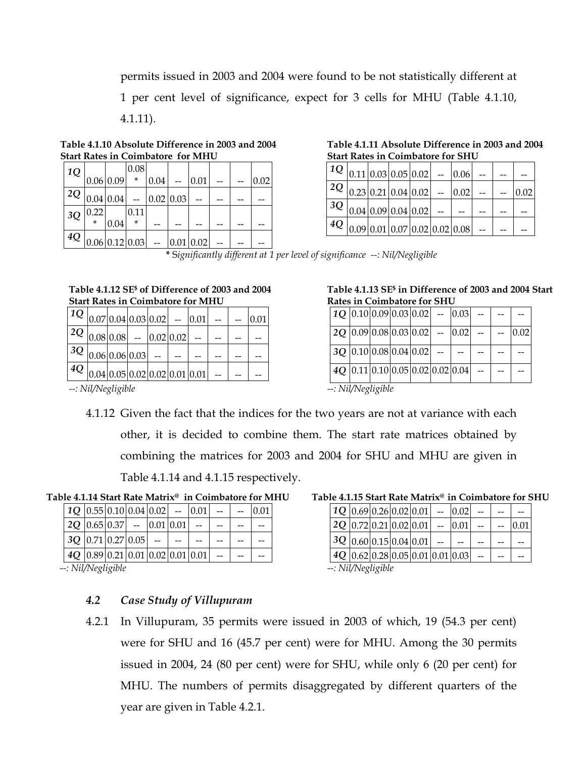permits issued in 2003 and 2004 were found to be not statistically different at 1 per cent level of significance, expect for 3 cells for MHU (Table 4.1.10, 4.1.11).

**Table 4.1.10 Absolute Difference in 2003 and 2004 Start Rates in Coimbatore for MHU**

| | | | | | | | | | |
|---|---|---|---|---|---|---|---|---|---|
| *1Q* | 0.06 | 0.09 | 0.08* | 0.04 | -- | 0.01 | -- | -- | 0.02 |
| *2Q* | 0.04 | 0.04 | -- | 0.02 | 0.03 | -- | -- | -- | -- |
| *3Q* | 0.22* | 0.04 | 0.11* | -- | -- | -- | -- | -- | -- |
| *4Q* | 0.06 | 0.12 | 0.03 | -- | 0.01 | 0.02 | -- | -- | -- |

**Table 4.1.11 Absolute Difference in 2003 and 2004 Start Rates in Coimbatore for SHU**

| | | | | | | | | | |
|---|---|---|---|---|---|---|---|---|---|
| *1Q* | 0.11 | 0.03 | 0.05 | 0.02 | -- | 0.06 | -- | -- | -- |
| *2Q* | 0.23 | 0.21 | 0.04 | 0.02 | -- | 0.02 | -- | -- | 0.02 |
| *3Q* | 0.04 | 0.09 | 0.04 | 0.02 | -- | -- | -- | -- | -- |
| *4Q* | 0.09 | 0.01 | 0.07 | 0.02 | 0.02 | 0.08 | -- | -- | -- |

*** *Significantly different at 1 per level of significance --: Nil/Negligible*

**Table 4.1.12 SE$ of Difference of 2003 and 2004 Start Rates in Coimbatore for MHU**

| | | | | | | | | | |
|---|---|---|---|---|---|---|---|---|---|
| *1Q* | 0.07 | 0.04 | 0.03 | 0.02 | -- | 0.01 | -- | -- | 0.01 |
| *2Q* | 0.08 | 0.08 | -- | 0.02 | 0.02 | -- | -- | -- | -- |
| *3Q* | 0.06 | 0.06 | 0.03 | -- | -- | -- | -- | -- | -- |
| *4Q* | 0.04 | 0.05 | 0.02 | 0.02 | 0.01 | 0.01 | -- | -- | -- |

*--: Nil/Negligible*

**Table 4.1.13 SE$ in Difference of 2003 and 2004 Start Rates in Coimbatore for SHU**

| | | | | | | | | | |
|---|---|---|---|---|---|---|---|---|---|
| *1Q* | 0.10 | 0.09 | 0.03 | 0.02 | -- | 0.03 | -- | -- | -- |
| *2Q* | 0.09 | 0.08 | 0.03 | 0.02 | -- | 0.02 | -- | -- | 0.02 |
| *3Q* | 0.10 | 0.08 | 0.04 | 0.02 | -- | -- | -- | -- | -- |
| *4Q* | 0.11 | 0.10 | 0.05 | 0.02 | 0.02 | 0.04 | -- | -- | -- |

*--: Nil/Negligible*

4.1.12 Given the fact that the indices for the two years are not at variance with each other, it is decided to combine them. The start rate matrices obtained by combining the matrices for 2003 and 2004 for SHU and MHU are given in Table 4.1.14 and 4.1.15 respectively.

**Table 4.1.14 Start Rate Matrix@ in Coimbatore for MHU**

| | | | | | | | | | |
|---|---|---|---|---|---|---|---|---|---|
| *1Q* | 0.55 | 0.10 | 0.04 | 0.02 | -- | 0.01 | -- | -- | 0.01 |
| *2Q* | 0.65 | 0.37 | -- | 0.01 | 0.01 | -- | -- | -- | -- |
| *3Q* | 0.71 | 0.27 | 0.05 | -- | -- | -- | -- | -- | -- |
| *4Q* | 0.89 | 0.21 | 0.01 | 0.02 | 0.01 | 0.01 | -- | -- | -- |

*--: Nil/Negligible*

**Table 4.1.15 Start Rate Matrix@ in Coimbatore for SHU**

| | | | | | | | | | |
|---|---|---|---|---|---|---|---|---|---|
| *1Q* | 0.69 | 0.26 | 0.02 | 0.01 | -- | 0.02 | -- | -- | -- |
| *2Q* | 0.72 | 0.21 | 0.02 | 0.01 | -- | 0.01 | -- | -- | 0.01 |
| *3Q* | 0.60 | 0.15 | 0.04 | 0.01 | -- | -- | -- | -- | -- |
| *4Q* | 0.62 | 0.28 | 0.05 | 0.01 | 0.01 | 0.03 | -- | -- | -- |

*--: Nil/Negligible*

### 4.2 *Case Study of Villupuram*

4.2.1 In Villupuram, 35 permits were issued in 2003 of which, 19 (54.3 per cent) were for SHU and 16 (45.7 per cent) were for MHU. Among the 30 permits issued in 2004, 24 (80 per cent) were for SHU, while only 6 (20 per cent) for MHU. The numbers of permits disaggregated by different quarters of the year are given in Table 4.2.1.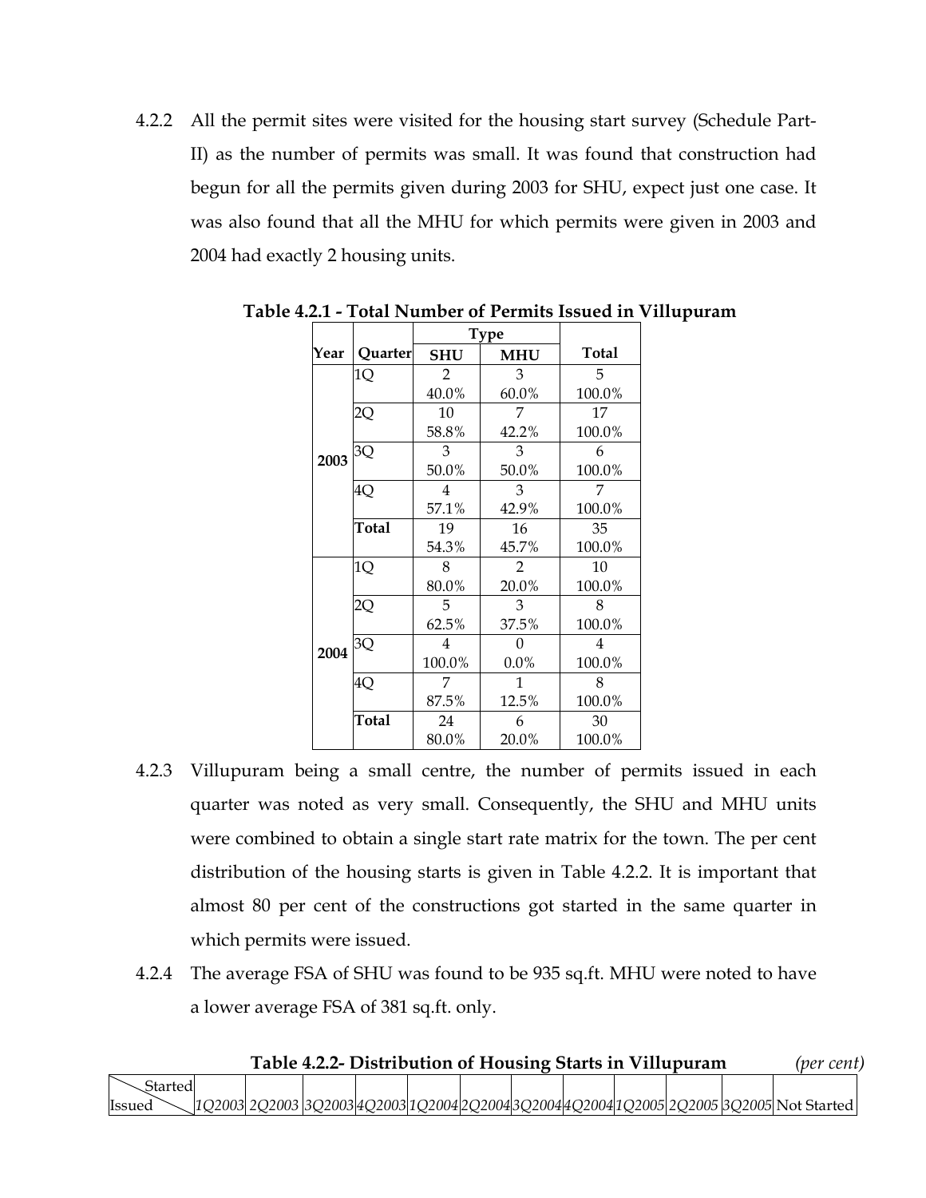4.2.2 All the permit sites were visited for the housing start survey (Schedule Part-II) as the number of permits was small. It was found that construction had begun for all the permits given during 2003 for SHU, expect just one case. It was also found that all the MHU for which permits were given in 2003 and 2004 had exactly 2 housing units.

**Table 4.2.1 - Total Number of Permits Issued in Villupuram**

| Year | Quarter | Type | | Total |
|---|---|---|---|---|
| | | SHU | MHU | |
| 2003 | 1Q | 2 | 3 | 5 |
| | | 40.0% | 60.0% | 100.0% |
| | 2Q | 10 | 7 | 17 |
| | | 58.8% | 42.2% | 100.0% |
| | 3Q | 3 | 3 | 6 |
| | | 50.0% | 50.0% | 100.0% |
| | 4Q | 4 | 3 | 7 |
| | | 57.1% | 42.9% | 100.0% |
| | **Total** | 19 | 16 | 35 |
| | | 54.3% | 45.7% | 100.0% |
| 2004 | 1Q | 8 | 2 | 10 |
| | | 80.0% | 20.0% | 100.0% |
| | 2Q | 5 | 3 | 8 |
| | | 62.5% | 37.5% | 100.0% |
| | 3Q | 4 | 0 | 4 |
| | | 100.0% | 0.0% | 100.0% |
| | 4Q | 7 | 1 | 8 |
| | | 87.5% | 12.5% | 100.0% |
| | **Total** | 24 | 6 | 30 |
| | | 80.0% | 20.0% | 100.0% |

4.2.3 Villupuram being a small centre, the number of permits issued in each quarter was noted as very small. Consequently, the SHU and MHU units were combined to obtain a single start rate matrix for the town. The per cent distribution of the housing starts is given in Table 4.2.2. It is important that almost 80 per cent of the constructions got started in the same quarter in which permits were issued.

4.2.4 The average FSA of SHU was found to be 935 sq.ft. MHU were noted to have a lower average FSA of 381 sq.ft. only.

**Table 4.2.2- Distribution of Housing Starts in Villupuram** *(per cent)*

| Issued \ Started | *1Q2003* | *2Q2003* | *3Q2003* | *4Q2003* | *1Q2004* | *2Q2004* | *3Q2004* | *4Q2004* | *1Q2005* | *2Q2005* | *3Q2005* | Not Started |
|---|---|---|---|---|---|---|---|---|---|---|---|---|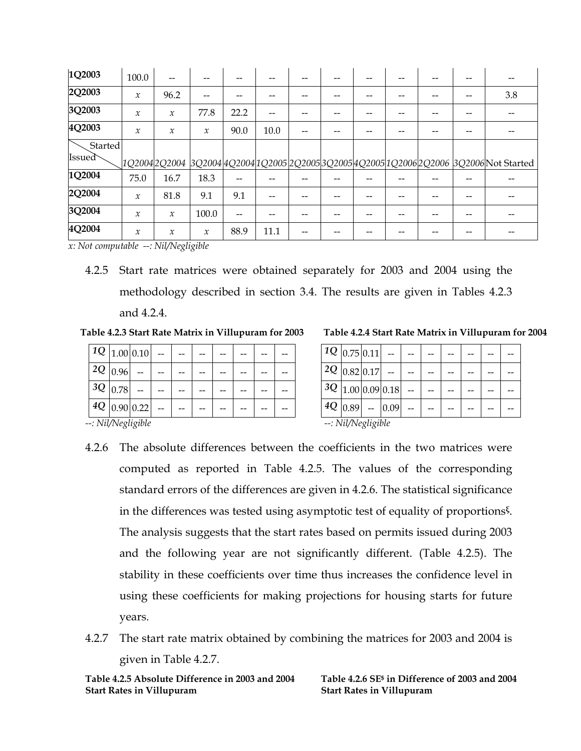| | | | | | | | | | | | | |
|---|---|---|---|---|---|---|---|---|---|---|---|---|
| **1Q2003** | 100.0 | -- | -- | -- | -- | -- | -- | -- | -- | -- | -- | -- |
| **2Q2003** | *x* | 96.2 | -- | -- | -- | -- | -- | -- | -- | -- | -- | 3.8 |
| **3Q2003** | *x* | *x* | 77.8 | 22.2 | -- | -- | -- | -- | -- | -- | -- | -- |
| **4Q2003** | *x* | *x* | *x* | 90.0 | 10.0 | -- | -- | -- | -- | -- | -- | -- |
| Started / Issued | *1Q2004* | *2Q2004* | *3Q2004* | *4Q2004* | *1Q2005* | *2Q2005* | *3Q2005* | *4Q2005* | *1Q2006* | *2Q2006* | *3Q2006* | Not Started |
| **1Q2004** | 75.0 | 16.7 | 18.3 | -- | -- | -- | -- | -- | -- | -- | -- | -- |
| **2Q2004** | *x* | 81.8 | 9.1 | 9.1 | -- | -- | -- | -- | -- | -- | -- | -- |
| **3Q2004** | *x* | *x* | 100.0 | -- | -- | -- | -- | -- | -- | -- | -- | -- |
| **4Q2004** | *x* | *x* | *x* | 88.9 | 11.1 | -- | -- | -- | -- | -- | -- | -- |

*x: Not computable --: Nil/Negligible*

4.2.5 Start rate matrices were obtained separately for 2003 and 2004 using the methodology described in section 3.4. The results are given in Tables 4.2.3 and 4.2.4.

**Table 4.2.3 Start Rate Matrix in Villupuram for 2003**

| | | | | | | | | | |
|---|---|---|---|---|---|---|---|---|---|
| *1Q* | 1.00 | 0.10 | -- | -- | -- | -- | -- | -- | -- |
| *2Q* | 0.96 | -- | -- | -- | -- | -- | -- | -- | -- |
| *3Q* | 0.78 | -- | -- | -- | -- | -- | -- | -- | -- |
| *4Q* | 0.90 | 0.22 | -- | -- | -- | -- | -- | -- | -- |

*--: Nil/Negligible*

**Table 4.2.4 Start Rate Matrix in Villupuram for 2004**

| | | | | | | | | | |
|---|---|---|---|---|---|---|---|---|---|
| *1Q* | 0.75 | 0.11 | -- | -- | -- | -- | -- | -- | -- |
| *2Q* | 0.82 | 0.17 | -- | -- | -- | -- | -- | -- | -- |
| *3Q* | 1.00 | 0.09 | 0.18 | -- | -- | -- | -- | -- | -- |
| *4Q* | 0.89 | -- | 0.09 | -- | -- | -- | -- | -- | -- |

*--: Nil/Negligible*

4.2.6 The absolute differences between the coefficients in the two matrices were computed as reported in Table 4.2.5. The values of the corresponding standard errors of the differences are given in 4.2.6. The statistical significance in the differences was tested using asymptotic test of equality of proportions[§]. The analysis suggests that the start rates based on permits issued during 2003 and the following year are not significantly different. (Table 4.2.5). The stability in these coefficients over time thus increases the confidence level in using these coefficients for making projections for housing starts for future years.

4.2.7 The start rate matrix obtained by combining the matrices for 2003 and 2004 is given in Table 4.2.7.

**Table 4.2.5 Absolute Difference in 2003 and 2004 Start Rates in Villupuram**

**Table 4.2.6 SE[$] in Difference of 2003 and 2004 Start Rates in Villupuram**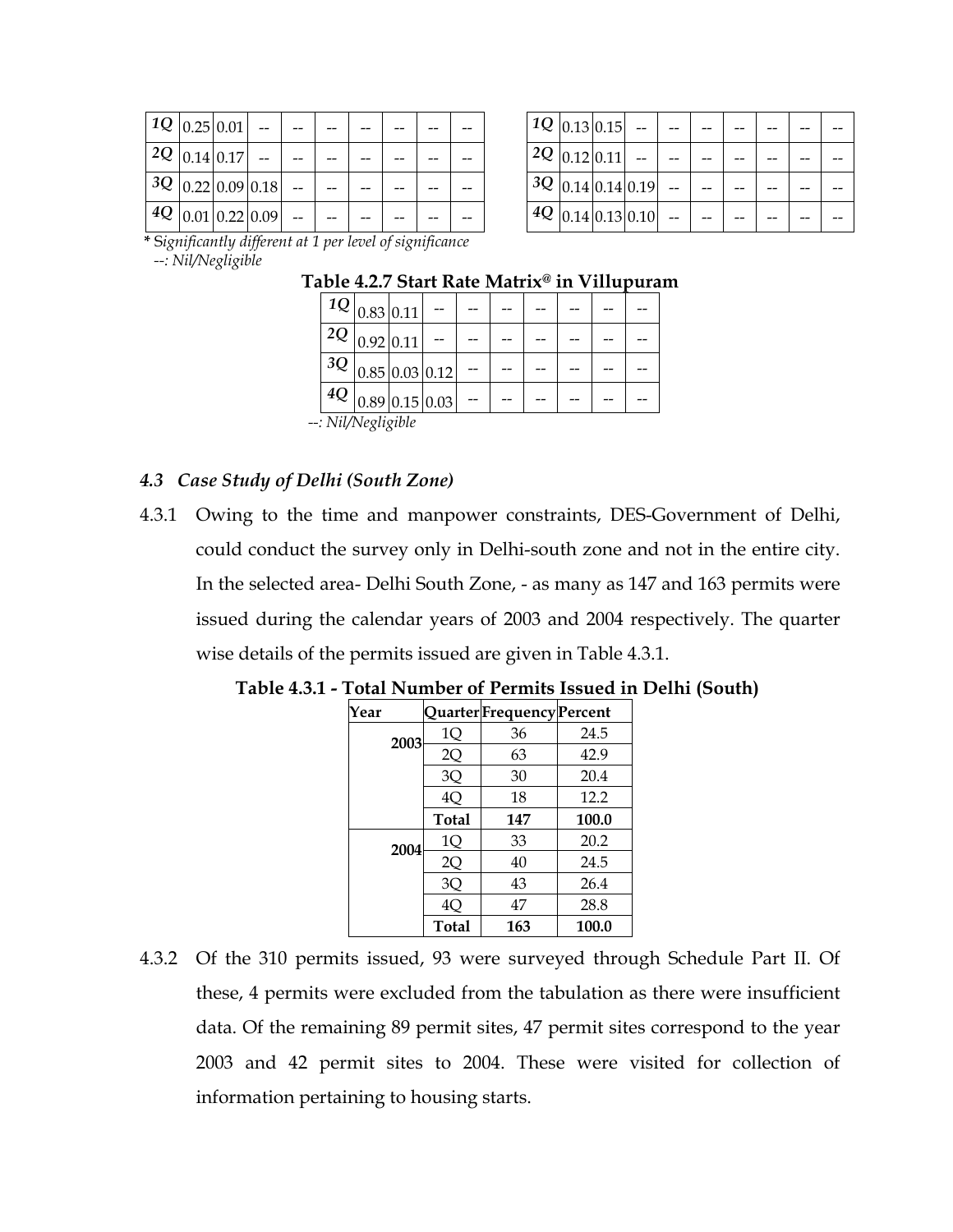| 1Q | 0.25 | 0.01 | -- | -- | -- | -- | -- | -- | -- |
|---|---|---|---|---|---|---|---|---|---|
| 2Q | 0.14 | 0.17 | -- | -- | -- | -- | -- | -- | -- |
| 3Q | 0.22 | 0.09 | 0.18 | -- | -- | -- | -- | -- | -- |
| 4Q | 0.01 | 0.22 | 0.09 | -- | -- | -- | -- | -- | -- |

*\* Significantly different at 1 per level of significance*
*--: Nil/Negligible*

| 1Q | 0.13 | 0.15 | -- | -- | -- | -- | -- | -- | -- |
|---|---|---|---|---|---|---|---|---|---|
| 2Q | 0.12 | 0.11 | -- | -- | -- | -- | -- | -- | -- |
| 3Q | 0.14 | 0.14 | 0.19 | -- | -- | -- | -- | -- | -- |
| 4Q | 0.14 | 0.13 | 0.10 | -- | -- | -- | -- | -- | -- |

**Table 4.2.7 Start Rate Matrix@ in Villupuram**

| 1Q | 0.83 | 0.11 | -- | -- | -- | -- | -- | -- | -- |
|---|---|---|---|---|---|---|---|---|---|
| 2Q | 0.92 | 0.11 | -- | -- | -- | -- | -- | -- | -- |
| 3Q | 0.85 | 0.03 | 0.12 | -- | -- | -- | -- | -- | -- |
| 4Q | 0.89 | 0.15 | 0.03 | -- | -- | -- | -- | -- | -- |

*--: Nil/Negligible*

### *4.3 Case Study of Delhi (South Zone)*

4.3.1 Owing to the time and manpower constraints, DES-Government of Delhi, could conduct the survey only in Delhi-south zone and not in the entire city. In the selected area- Delhi South Zone, - as many as 147 and 163 permits were issued during the calendar years of 2003 and 2004 respectively. The quarter wise details of the permits issued are given in Table 4.3.1.

**Table 4.3.1 - Total Number of Permits Issued in Delhi (South)**

| Year | Quarter | Frequency | Percent |
|---|---|---|---|
| 2003 | 1Q | 36 | 24.5 |
| | 2Q | 63 | 42.9 |
| | 3Q | 30 | 20.4 |
| | 4Q | 18 | 12.2 |
| | **Total** | **147** | **100.0** |
| 2004 | 1Q | 33 | 20.2 |
| | 2Q | 40 | 24.5 |
| | 3Q | 43 | 26.4 |
| | 4Q | 47 | 28.8 |
| | **Total** | **163** | **100.0** |

4.3.2 Of the 310 permits issued, 93 were surveyed through Schedule Part II. Of these, 4 permits were excluded from the tabulation as there were insufficient data. Of the remaining 89 permit sites, 47 permit sites correspond to the year 2003 and 42 permit sites to 2004. These were visited for collection of information pertaining to housing starts.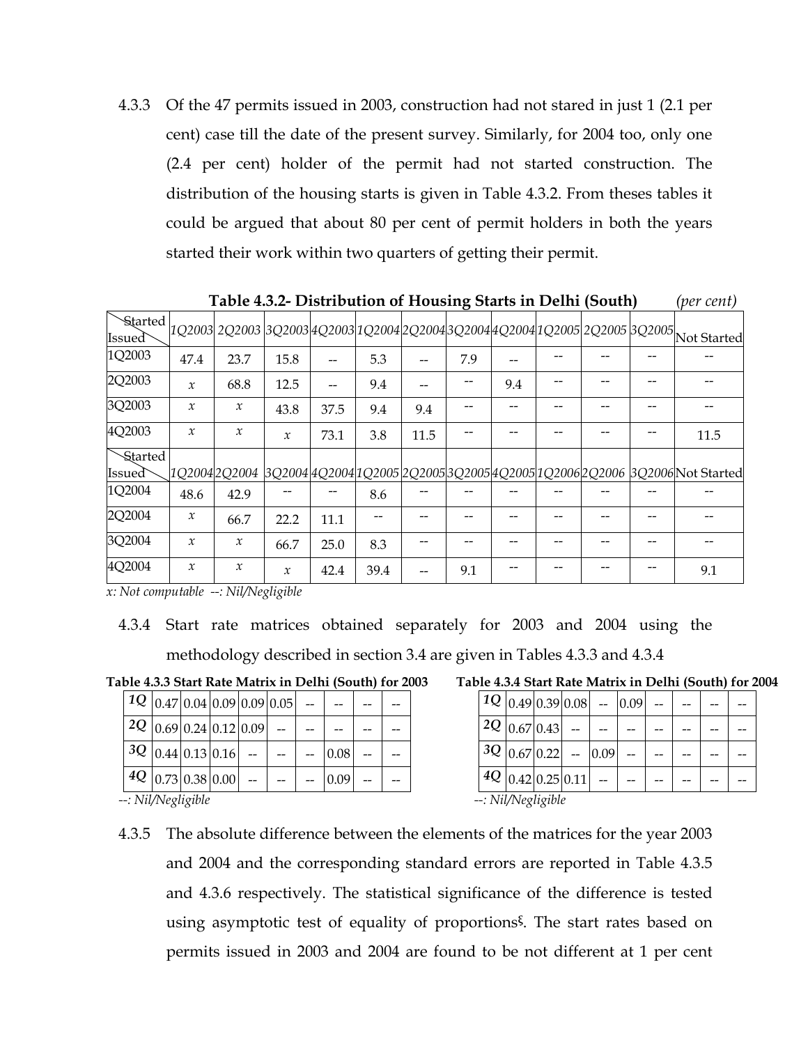4.3.3 Of the 47 permits issued in 2003, construction had not stared in just 1 (2.1 per cent) case till the date of the present survey. Similarly, for 2004 too, only one (2.4 per cent) holder of the permit had not started construction. The distribution of the housing starts is given in Table 4.3.2. From theses tables it could be argued that about 80 per cent of permit holders in both the years started their work within two quarters of getting their permit.

**Table 4.3.2- Distribution of Housing Starts in Delhi (South)** *(per cent)*

| Started / Issued | *1Q2003* | *2Q2003* | *3Q2003* | *4Q2003* | *1Q2004* | *2Q2004* | *3Q2004* | *4Q2004* | *1Q2005* | *2Q2005* | *3Q2005* | Not Started |
|---|---|---|---|---|---|---|---|---|---|---|---|---|
| 1Q2003 | 47.4 | 23.7 | 15.8 | -- | 5.3 | -- | 7.9 | -- | -- | -- | -- | -- |
| 2Q2003 | *x* | 68.8 | 12.5 | -- | 9.4 | -- | -- | 9.4 | -- | -- | -- | -- |
| 3Q2003 | *x* | *x* | 43.8 | 37.5 | 9.4 | 9.4 | -- | -- | -- | -- | -- | -- |
| 4Q2003 | *x* | *x* | *x* | 73.1 | 3.8 | 11.5 | -- | -- | -- | -- | -- | 11.5 |
| Started / Issued | *1Q2004* | *2Q2004* | *3Q2004* | *4Q2004* | *1Q2005* | *2Q2005* | *3Q2005* | *4Q2005* | *1Q2006* | *2Q2006* | *3Q2006* | Not Started |
| 1Q2004 | 48.6 | 42.9 | -- | -- | 8.6 | -- | -- | -- | -- | -- | -- | -- |
| 2Q2004 | *x* | 66.7 | 22.2 | 11.1 | -- | -- | -- | -- | -- | -- | -- | -- |
| 3Q2004 | *x* | *x* | 66.7 | 25.0 | 8.3 | -- | -- | -- | -- | -- | -- | -- |
| 4Q2004 | *x* | *x* | *x* | 42.4 | 39.4 | -- | 9.1 | -- | -- | -- | -- | 9.1 |

*x: Not computable --: Nil/Negligible*

4.3.4 Start rate matrices obtained separately for 2003 and 2004 using the methodology described in section 3.4 are given in Tables 4.3.3 and 4.3.4

**Table 4.3.3 Start Rate Matrix in Delhi (South) for 2003**

| | | | | | | | | | |
|---|---|---|---|---|---|---|---|---|---|
| *1Q* | 0.47 | 0.04 | 0.09 | 0.09 | 0.05 | -- | -- | -- | -- |
| *2Q* | 0.69 | 0.24 | 0.12 | 0.09 | -- | -- | -- | -- | -- |
| *3Q* | 0.44 | 0.13 | 0.16 | -- | -- | -- | 0.08 | -- | -- |
| *4Q* | 0.73 | 0.38 | 0.00 | -- | -- | -- | 0.09 | -- | -- |

*--: Nil/Negligible*

**Table 4.3.4 Start Rate Matrix in Delhi (South) for 2004**

| | | | | | | | | | |
|---|---|---|---|---|---|---|---|---|---|
| *1Q* | 0.49 | 0.39 | 0.08 | -- | 0.09 | -- | -- | -- | -- |
| *2Q* | 0.67 | 0.43 | -- | -- | -- | -- | -- | -- | -- |
| *3Q* | 0.67 | 0.22 | -- | 0.09 | -- | -- | -- | -- | -- |
| *4Q* | 0.42 | 0.25 | 0.11 | -- | -- | -- | -- | -- | -- |

*--: Nil/Negligible*

4.3.5 The absolute difference between the elements of the matrices for the year 2003 and 2004 and the corresponding standard errors are reported in Table 4.3.5 and 4.3.6 respectively. The statistical significance of the difference is tested using asymptotic test of equality of proportions[§]. The start rates based on permits issued in 2003 and 2004 are found to be not different at 1 per cent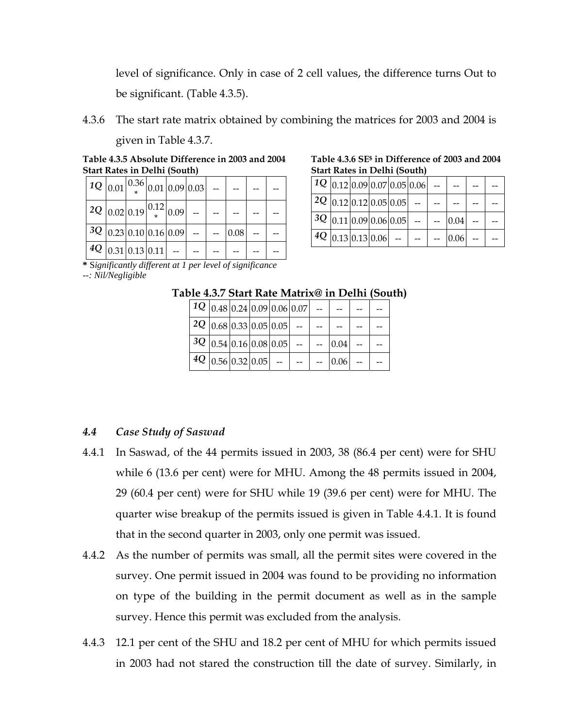level of significance. Only in case of 2 cell values, the difference turns Out to be significant. (Table 4.3.5).

4.3.6 The start rate matrix obtained by combining the matrices for 2003 and 2004 is given in Table 4.3.7.

**Table 4.3.5 Absolute Difference in 2003 and 2004 Start Rates in Delhi (South)**

| | | | | | | | | | |
|---|---|---|---|---|---|---|---|---|---|
| *1Q* | 0.01 | 0.36* | 0.01 | 0.09 | 0.03 | -- | -- | -- | -- |
| *2Q* | 0.02 | 0.19 | 0.12* | 0.09 | -- | -- | -- | -- | -- |
| *3Q* | 0.23 | 0.10 | 0.16 | 0.09 | -- | -- | 0.08 | -- | -- |
| *4Q* | 0.31 | 0.13 | 0.11 | -- | -- | -- | -- | -- | -- |

**\*** *Significantly different at 1 per level of significance*
*--: Nil/Negligible*

**Table 4.3.6 SE$ in Difference of 2003 and 2004 Start Rates in Delhi (South)**

| | | | | | | | | | |
|---|---|---|---|---|---|---|---|---|---|
| *1Q* | 0.12 | 0.09 | 0.07 | 0.05 | 0.06 | -- | -- | -- | -- |
| *2Q* | 0.12 | 0.12 | 0.05 | 0.05 | -- | -- | -- | -- | -- |
| *3Q* | 0.11 | 0.09 | 0.06 | 0.05 | -- | -- | 0.04 | -- | -- |
| *4Q* | 0.13 | 0.13 | 0.06 | -- | -- | -- | 0.06 | -- | -- |

**Table 4.3.7 Start Rate Matrix@ in Delhi (South)**

| | | | | | | | | | |
|---|---|---|---|---|---|---|---|---|---|
| *1Q* | 0.48 | 0.24 | 0.09 | 0.06 | 0.07 | -- | -- | -- | -- |
| *2Q* | 0.68 | 0.33 | 0.05 | 0.05 | -- | -- | -- | -- | -- |
| *3Q* | 0.54 | 0.16 | 0.08 | 0.05 | -- | -- | 0.04 | -- | -- |
| *4Q* | 0.56 | 0.32 | 0.05 | -- | -- | -- | 0.06 | -- | -- |

### *4.4 Case Study of Saswad*

4.4.1 In Saswad, of the 44 permits issued in 2003, 38 (86.4 per cent) were for SHU while 6 (13.6 per cent) were for MHU. Among the 48 permits issued in 2004, 29 (60.4 per cent) were for SHU while 19 (39.6 per cent) were for MHU. The quarter wise breakup of the permits issued is given in Table 4.4.1. It is found that in the second quarter in 2003, only one permit was issued.

4.4.2 As the number of permits was small, all the permit sites were covered in the survey. One permit issued in 2004 was found to be providing no information on type of the building in the permit document as well as in the sample survey. Hence this permit was excluded from the analysis.

4.4.3 12.1 per cent of the SHU and 18.2 per cent of MHU for which permits issued in 2003 had not stared the construction till the date of survey. Similarly, in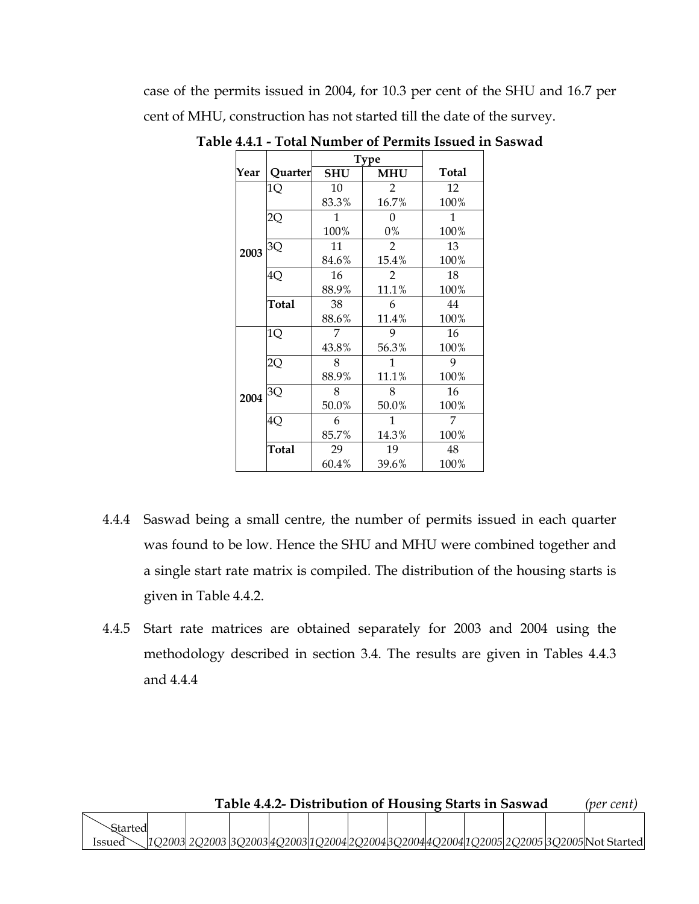case of the permits issued in 2004, for 10.3 per cent of the SHU and 16.7 per cent of MHU, construction has not started till the date of the survey.

**Table 4.4.1 - Total Number of Permits Issued in Saswad**

| Year | Quarter | Type | | Total |
|---|---|---|---|---|
| | | SHU | MHU | |
| 2003 | 1Q | 10<br>83.3% | 2<br>16.7% | 12<br>100% |
| | 2Q | 1<br>100% | 0<br>0% | 1<br>100% |
| | 3Q | 11<br>84.6% | 2<br>15.4% | 13<br>100% |
| | 4Q | 16<br>88.9% | 2<br>11.1% | 18<br>100% |
| | **Total** | 38<br>88.6% | 6<br>11.4% | 44<br>100% |
| 2004 | 1Q | 7<br>43.8% | 9<br>56.3% | 16<br>100% |
| | 2Q | 8<br>88.9% | 1<br>11.1% | 9<br>100% |
| | 3Q | 8<br>50.0% | 8<br>50.0% | 16<br>100% |
| | 4Q | 6<br>85.7% | 1<br>14.3% | 7<br>100% |
| | **Total** | 29<br>60.4% | 19<br>39.6% | 48<br>100% |

4.4.4 Saswad being a small centre, the number of permits issued in each quarter was found to be low. Hence the SHU and MHU were combined together and a single start rate matrix is compiled. The distribution of the housing starts is given in Table 4.4.2.

4.4.5 Start rate matrices are obtained separately for 2003 and 2004 using the methodology described in section 3.4. The results are given in Tables 4.4.3 and 4.4.4

**Table 4.4.2- Distribution of Housing Starts in Saswad** *(per cent)*

| Started / Issued | *1Q2003* | *2Q2003* | *3Q2003* | *4Q2003* | *1Q2004* | *2Q2004* | *3Q2004* | *4Q2004* | *1Q2005* | *2Q2005* | *3Q2005* | Not Started |
|---|---|---|---|---|---|---|---|---|---|---|---|---|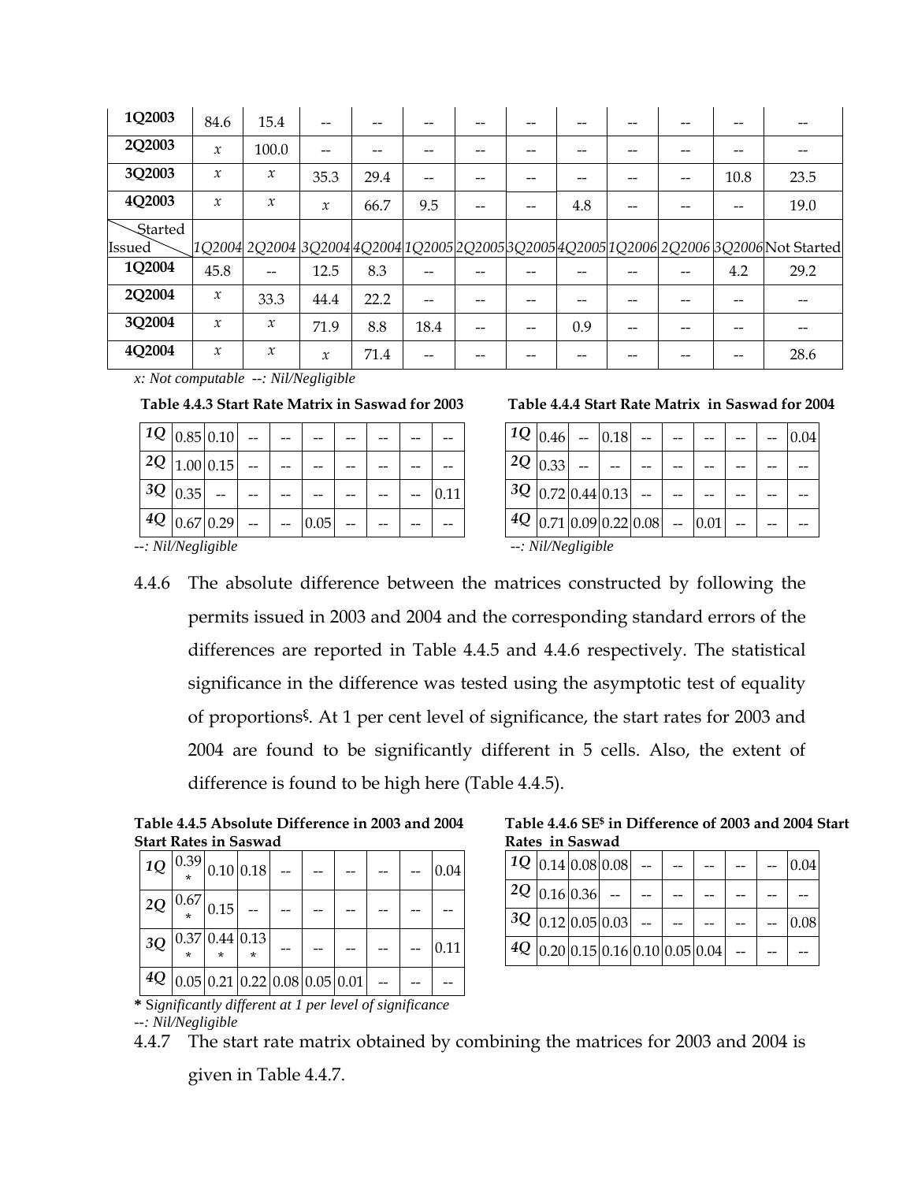| | | | | | | | | | | | | |
|---|---|---|---|---|---|---|---|---|---|---|---|---|
| **1Q2003** | 84.6 | 15.4 | -- | -- | -- | -- | -- | -- | -- | -- | -- | -- |
| **2Q2003** | *x* | 100.0 | -- | -- | -- | -- | -- | -- | -- | -- | -- | -- |
| **3Q2003** | *x* | *x* | 35.3 | 29.4 | -- | -- | -- | -- | -- | -- | 10.8 | 23.5 |
| **4Q2003** | *x* | *x* | *x* | 66.7 | 9.5 | -- | -- | 4.8 | -- | -- | -- | 19.0 |
| Issued \ Started | *1Q2004* | *2Q2004* | *3Q2004* | *4Q2004* | *1Q2005* | *2Q2005* | *3Q2005* | *4Q2005* | *1Q2006* | *2Q2006* | *3Q2006* | Not Started |
| **1Q2004** | 45.8 | -- | 12.5 | 8.3 | -- | -- | -- | -- | -- | -- | 4.2 | 29.2 |
| **2Q2004** | *x* | 33.3 | 44.4 | 22.2 | -- | -- | -- | -- | -- | -- | -- | -- |
| **3Q2004** | *x* | *x* | 71.9 | 8.8 | 18.4 | -- | -- | 0.9 | -- | -- | -- | -- |
| **4Q2004** | *x* | *x* | *x* | 71.4 | -- | -- | -- | -- | -- | -- | -- | 28.6 |

*x: Not computable --: Nil/Negligible*

**Table 4.4.3 Start Rate Matrix in Saswad for 2003**

| | | | | | | | | | |
|---|---|---|---|---|---|---|---|---|---|
| *1Q* | 0.85 | 0.10 | -- | -- | -- | -- | -- | -- | -- |
| *2Q* | 1.00 | 0.15 | -- | -- | -- | -- | -- | -- | -- |
| *3Q* | 0.35 | -- | -- | -- | -- | -- | -- | -- | 0.11 |
| *4Q* | 0.67 | 0.29 | -- | -- | 0.05 | -- | -- | -- | -- |

*--: Nil/Negligible*

**Table 4.4.4 Start Rate Matrix in Saswad for 2004**

| | | | | | | | | | |
|---|---|---|---|---|---|---|---|---|---|
| *1Q* | 0.46 | -- | 0.18 | -- | -- | -- | -- | -- | 0.04 |
| *2Q* | 0.33 | -- | -- | -- | -- | -- | -- | -- | -- |
| *3Q* | 0.72 | 0.44 | 0.13 | -- | -- | -- | -- | -- | -- |
| *4Q* | 0.71 | 0.09 | 0.22 | 0.08 | -- | 0.01 | -- | -- | -- |

*--: Nil/Negligible*

4.4.6 The absolute difference between the matrices constructed by following the permits issued in 2003 and 2004 and the corresponding standard errors of the differences are reported in Table 4.4.5 and 4.4.6 respectively. The statistical significance in the difference was tested using the asymptotic test of equality of proportions[§]. At 1 per cent level of significance, the start rates for 2003 and 2004 are found to be significantly different in 5 cells. Also, the extent of difference is found to be high here (Table 4.4.5).

**Table 4.4.5 Absolute Difference in 2003 and 2004 Start Rates in Saswad**

| | | | | | | | | | |
|---|---|---|---|---|---|---|---|---|---|
| *1Q* | 0.39* | 0.10 | 0.18 | -- | -- | -- | -- | -- | 0.04 |
| *2Q* | 0.67* | 0.15 | -- | -- | -- | -- | -- | -- | -- |
| *3Q* | 0.37* | 0.44* | 0.13* | -- | -- | -- | -- | -- | 0.11 |
| *4Q* | 0.05 | 0.21 | 0.22 | 0.08 | 0.05 | 0.01 | -- | -- | -- |

**\*** *Significantly different at 1 per level of significance*
*--: Nil/Negligible*

**Table 4.4.6 SE[$] in Difference of 2003 and 2004 Start Rates in Saswad**

| | | | | | | | | | |
|---|---|---|---|---|---|---|---|---|---|
| *1Q* | 0.14 | 0.08 | 0.08 | -- | -- | -- | -- | -- | 0.04 |
| *2Q* | 0.16 | 0.36 | -- | -- | -- | -- | -- | -- | -- |
| *3Q* | 0.12 | 0.05 | 0.03 | -- | -- | -- | -- | -- | 0.08 |
| *4Q* | 0.20 | 0.15 | 0.16 | 0.10 | 0.05 | 0.04 | -- | -- | -- |

4.4.7 The start rate matrix obtained by combining the matrices for 2003 and 2004 is given in Table 4.4.7.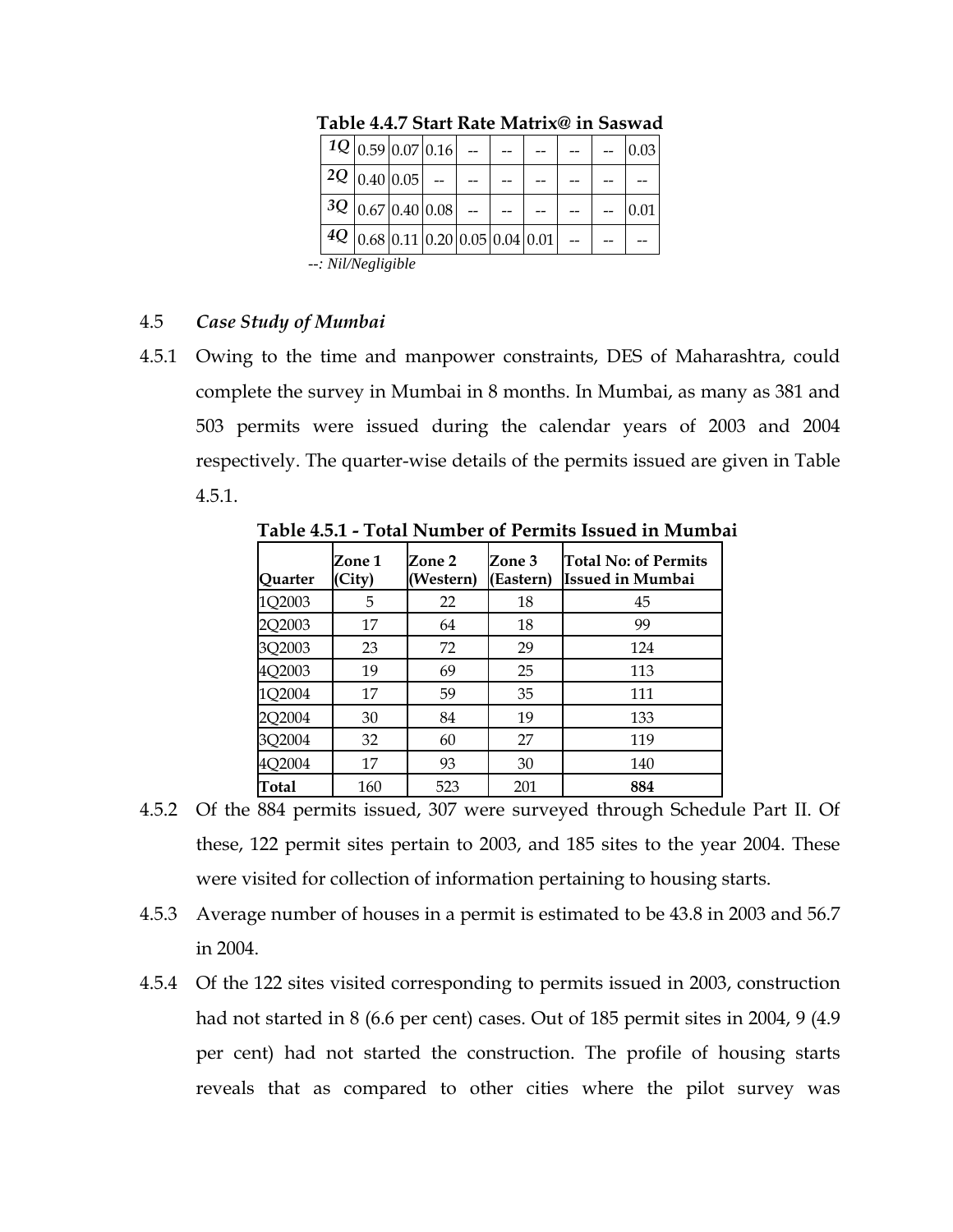**Table 4.4.7 Start Rate Matrix@ in Saswad**

| | | | | | | | | | |
|---|---|---|---|---|---|---|---|---|---|
| *1Q* | 0.59 | 0.07 | 0.16 | -- | -- | -- | -- | -- | 0.03 |
| *2Q* | 0.40 | 0.05 | -- | -- | -- | -- | -- | -- | -- |
| *3Q* | 0.67 | 0.40 | 0.08 | -- | -- | -- | -- | -- | 0.01 |
| *4Q* | 0.68 | 0.11 | 0.20 | 0.05 | 0.04 | 0.01 | -- | -- | -- |

--: *Nil/Negligible*

## 4.5 *Case Study of Mumbai*

4.5.1 Owing to the time and manpower constraints, DES of Maharashtra, could complete the survey in Mumbai in 8 months. In Mumbai, as many as 381 and 503 permits were issued during the calendar years of 2003 and 2004 respectively. The quarter-wise details of the permits issued are given in Table 4.5.1.

**Table 4.5.1 - Total Number of Permits Issued in Mumbai**

| Quarter | Zone 1 (City) | Zone 2 (Western) | Zone 3 (Eastern) | Total No: of Permits Issued in Mumbai |
|---|---|---|---|---|
| 1Q2003 | 5 | 22 | 18 | 45 |
| 2Q2003 | 17 | 64 | 18 | 99 |
| 3Q2003 | 23 | 72 | 29 | 124 |
| 4Q2003 | 19 | 69 | 25 | 113 |
| 1Q2004 | 17 | 59 | 35 | 111 |
| 2Q2004 | 30 | 84 | 19 | 133 |
| 3Q2004 | 32 | 60 | 27 | 119 |
| 4Q2004 | 17 | 93 | 30 | 140 |
| **Total** | 160 | 523 | 201 | **884** |

4.5.2 Of the 884 permits issued, 307 were surveyed through Schedule Part II. Of these, 122 permit sites pertain to 2003, and 185 sites to the year 2004. These were visited for collection of information pertaining to housing starts.

4.5.3 Average number of houses in a permit is estimated to be 43.8 in 2003 and 56.7 in 2004.

4.5.4 Of the 122 sites visited corresponding to permits issued in 2003, construction had not started in 8 (6.6 per cent) cases. Out of 185 permit sites in 2004, 9 (4.9 per cent) had not started the construction. The profile of housing starts reveals that as compared to other cities where the pilot survey was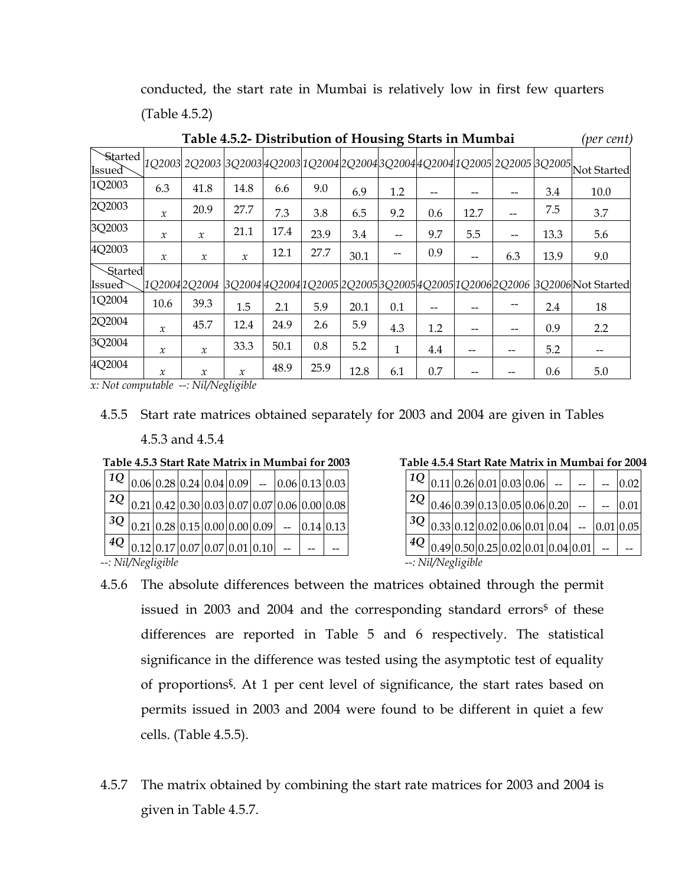conducted, the start rate in Mumbai is relatively low in first few quarters (Table 4.5.2)

**Table 4.5.2- Distribution of Housing Starts in Mumbai** *(per cent)*

| Started / Issued | 1Q2003 | 2Q2003 | 3Q2003 | 4Q2003 | 1Q2004 | 2Q2004 | 3Q2004 | 4Q2004 | 1Q2005 | 2Q2005 | 3Q2005 | Not Started |
|---|---|---|---|---|---|---|---|---|---|---|---|---|
| 1Q2003 | 6.3 | 41.8 | 14.8 | 6.6 | 9.0 | 6.9 | 1.2 | -- | -- | -- | 3.4 | 10.0 |
| 2Q2003 | *x* | 20.9 | 27.7 | 7.3 | 3.8 | 6.5 | 9.2 | 0.6 | 12.7 | -- | 7.5 | 3.7 |
| 3Q2003 | *x* | *x* | 21.1 | 17.4 | 23.9 | 3.4 | -- | 9.7 | 5.5 | -- | 13.3 | 5.6 |
| 4Q2003 | *x* | *x* | *x* | 12.1 | 27.7 | 30.1 | -- | 0.9 | -- | 6.3 | 13.9 | 9.0 |
| **Started / Issued** | **1Q2004** | **2Q2004** | **3Q2004** | **4Q2004** | **1Q2005** | **2Q2005** | **3Q2005** | **4Q2005** | **1Q2006** | **2Q2006** | **3Q2006** | **Not Started** |
| 1Q2004 | 10.6 | 39.3 | 1.5 | 2.1 | 5.9 | 20.1 | 0.1 | -- | -- | -- | 2.4 | 18 |
| 2Q2004 | *x* | 45.7 | 12.4 | 24.9 | 2.6 | 5.9 | 4.3 | 1.2 | -- | -- | 0.9 | 2.2 |
| 3Q2004 | *x* | *x* | 33.3 | 50.1 | 0.8 | 5.2 | 1 | 4.4 | -- | -- | 5.2 | -- |
| 4Q2004 | *x* | *x* | *x* | 48.9 | 25.9 | 12.8 | 6.1 | 0.7 | -- | -- | 0.6 | 5.0 |

*x: Not computable --: Nil/Negligible*

4.5.5 Start rate matrices obtained separately for 2003 and 2004 are given in Tables 4.5.3 and 4.5.4

**Table 4.5.3 Start Rate Matrix in Mumbai for 2003**

| | | | | | | | | | |
|---|---|---|---|---|---|---|---|---|---|
| *1Q* | 0.06 | 0.28 | 0.24 | 0.04 | 0.09 | -- | 0.06 | 0.13 | 0.03 |
| *2Q* | 0.21 | 0.42 | 0.30 | 0.03 | 0.07 | 0.07 | 0.06 | 0.00 | 0.08 |
| *3Q* | 0.21 | 0.28 | 0.15 | 0.00 | 0.00 | 0.09 | -- | 0.14 | 0.13 |
| *4Q* | 0.12 | 0.17 | 0.07 | 0.07 | 0.01 | 0.10 | -- | -- | -- |

*--: Nil/Negligible*

**Table 4.5.4 Start Rate Matrix in Mumbai for 2004**

| | | | | | | | | | |
|---|---|---|---|---|---|---|---|---|---|
| *1Q* | 0.11 | 0.26 | 0.01 | 0.03 | 0.06 | -- | -- | -- | 0.02 |
| *2Q* | 0.46 | 0.39 | 0.13 | 0.05 | 0.06 | 0.20 | -- | -- | 0.01 |
| *3Q* | 0.33 | 0.12 | 0.02 | 0.06 | 0.01 | 0.04 | -- | 0.01 | 0.05 |
| *4Q* | 0.49 | 0.50 | 0.25 | 0.02 | 0.01 | 0.04 | 0.01 | -- | -- |

*--: Nil/Negligible*

4.5.6 The absolute differences between the matrices obtained through the permit issued in 2003 and 2004 and the corresponding standard errors[$] of these differences are reported in Table 5 and 6 respectively. The statistical significance in the difference was tested using the asymptotic test of equality of proportions[§]. At 1 per cent level of significance, the start rates based on permits issued in 2003 and 2004 were found to be different in quiet a few cells. (Table 4.5.5).

4.5.7 The matrix obtained by combining the start rate matrices for 2003 and 2004 is given in Table 4.5.7.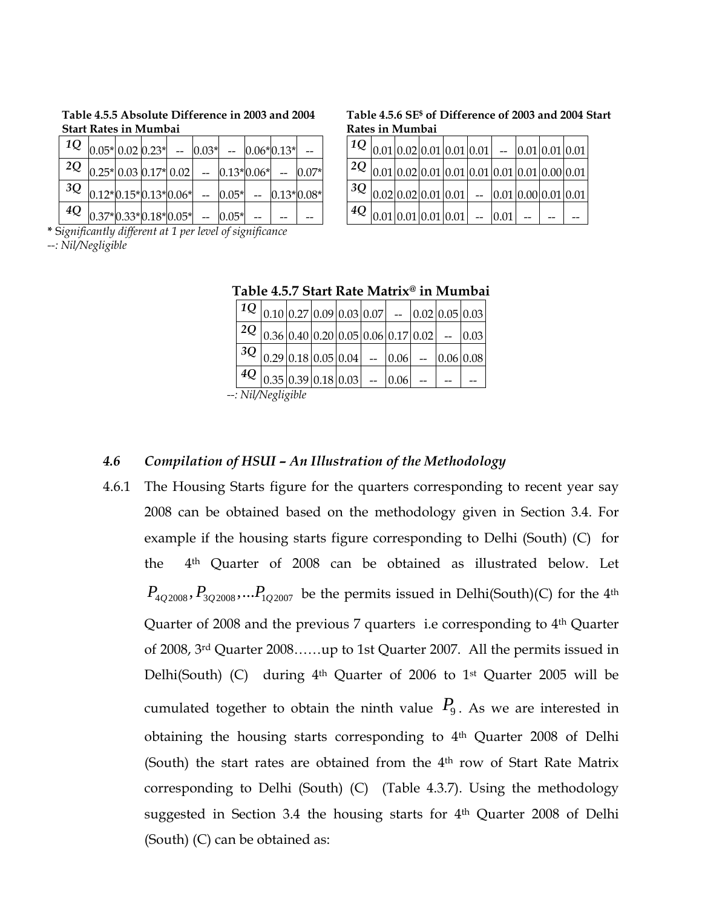**Table 4.5.5 Absolute Difference in 2003 and 2004 Start Rates in Mumbai**

| | | | | | | | | | |
|---|---|---|---|---|---|---|---|---|---|
| *1Q* | 0.05* | 0.02 | 0.23* | -- | 0.03* | -- | 0.06* | 0.13* | -- |
| *2Q* | 0.25* | 0.03 | 0.17* | 0.02 | -- | 0.13* | 0.06* | -- | 0.07* |
| *3Q* | 0.12* | 0.15* | 0.13* | 0.06* | -- | 0.05* | -- | 0.13* | 0.08* |
| *4Q* | 0.37* | 0.33* | 0.18* | 0.05* | -- | 0.05* | -- | -- | -- |

*\* Significantly different at 1 per level of significance*
*--: Nil/Negligible*

**Table 4.5.6 SE[$] of Difference of 2003 and 2004 Start Rates in Mumbai**

| | | | | | | | | | |
|---|---|---|---|---|---|---|---|---|---|
| *1Q* | 0.01 | 0.02 | 0.01 | 0.01 | 0.01 | -- | 0.01 | 0.01 | 0.01 |
| *2Q* | 0.01 | 0.02 | 0.01 | 0.01 | 0.01 | 0.01 | 0.01 | 0.00 | 0.01 |
| *3Q* | 0.02 | 0.02 | 0.01 | 0.01 | -- | 0.01 | 0.00 | 0.01 | 0.01 |
| *4Q* | 0.01 | 0.01 | 0.01 | 0.01 | -- | 0.01 | -- | -- | -- |

**Table 4.5.7 Start Rate Matrix[@] in Mumbai**

| | | | | | | | | | |
|---|---|---|---|---|---|---|---|---|---|
| *1Q* | 0.10 | 0.27 | 0.09 | 0.03 | 0.07 | -- | 0.02 | 0.05 | 0.03 |
| *2Q* | 0.36 | 0.40 | 0.20 | 0.05 | 0.06 | 0.17 | 0.02 | -- | 0.03 |
| *3Q* | 0.29 | 0.18 | 0.05 | 0.04 | -- | 0.06 | -- | 0.06 | 0.08 |
| *4Q* | 0.35 | 0.39 | 0.18 | 0.03 | -- | 0.06 | -- | -- | -- |

*--: Nil/Negligible*

### *4.6 Compilation of HSUI – An Illustration of the Methodology*

4.6.1 The Housing Starts figure for the quarters corresponding to recent year say 2008 can be obtained based on the methodology given in Section 3.4. For example if the housing starts figure corresponding to Delhi (South) (C) for the 4th Quarter of 2008 can be obtained as illustrated below. Let $P_{4Q2008}, P_{3Q2008}, ...P_{1Q2007}$ be the permits issued in Delhi(South)(C) for the 4th Quarter of 2008 and the previous 7 quarters i.e corresponding to 4th Quarter of 2008, 3rd Quarter 2008……up to 1st Quarter 2007. All the permits issued in Delhi(South) (C) during 4th Quarter of 2006 to 1st Quarter 2005 will be cumulated together to obtain the ninth value $P_9$. As we are interested in obtaining the housing starts corresponding to 4th Quarter 2008 of Delhi (South) the start rates are obtained from the 4th row of Start Rate Matrix corresponding to Delhi (South) (C) (Table 4.3.7). Using the methodology suggested in Section 3.4 the housing starts for 4th Quarter 2008 of Delhi (South) (C) can be obtained as: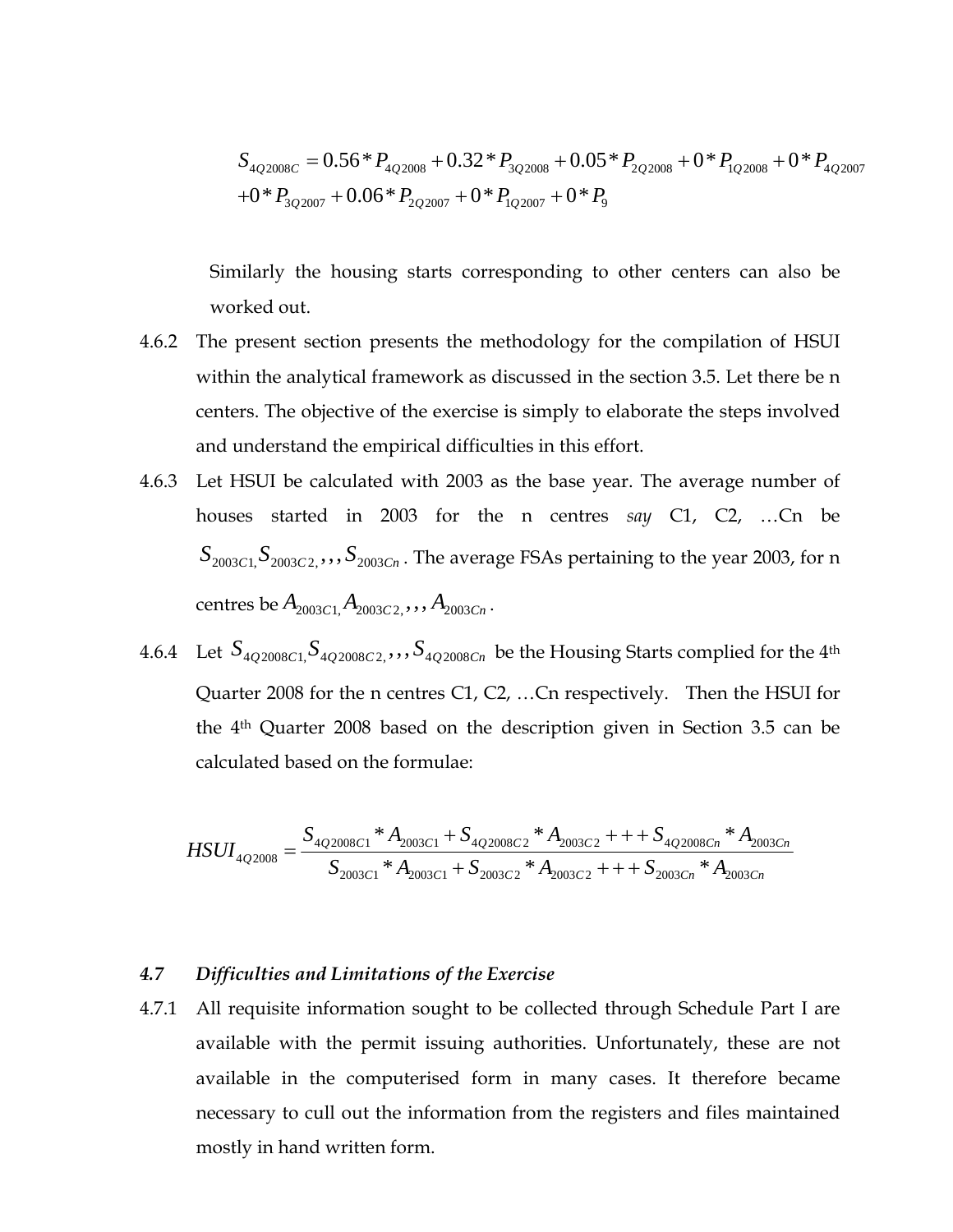$$
S_{4Q2008C} = 0.56 * P_{4Q2008} + 0.32 * P_{3Q2008} + 0.05 * P_{2Q2008} + 0 * P_{1Q2008} + 0 * P_{4Q2007}
$$
$$
+ 0 * P_{3Q2007} + 0.06 * P_{2Q2007} + 0 * P_{1Q2007} + 0 * P_{9}
$$

Similarly the housing starts corresponding to other centers can also be worked out.

4.6.2 The present section presents the methodology for the compilation of HSUI within the analytical framework as discussed in the section 3.5. Let there be n centers. The objective of the exercise is simply to elaborate the steps involved and understand the empirical difficulties in this effort.

4.6.3 Let HSUI be calculated with 2003 as the base year. The average number of houses started in 2003 for the n centres *say* C1, C2, …Cn be $S_{2003C1,} S_{2003C2,},,, S_{2003Cn}$. The average FSAs pertaining to the year 2003, for n centres be $A_{2003C1,} A_{2003C2,},,, A_{2003Cn}$.

4.6.4 Let $S_{4Q2008C1,} S_{4Q2008C2,},,, S_{4Q2008Cn}$ be the Housing Starts complied for the 4th Quarter 2008 for the n centres C1, C2, …Cn respectively. Then the HSUI for the 4th Quarter 2008 based on the description given in Section 3.5 can be calculated based on the formulae:

$$
HSUI_{4Q2008} = \frac{S_{4Q2008C1} * A_{2003C1} + S_{4Q2008C2} * A_{2003C2} +++ S_{4Q2008Cn} * A_{2003Cn}}{S_{2003C1} * A_{2003C1} + S_{2003C2} * A_{2003C2} +++ S_{2003Cn} * A_{2003Cn}}
$$

### *4.7 Difficulties and Limitations of the Exercise*

4.7.1 All requisite information sought to be collected through Schedule Part I are available with the permit issuing authorities. Unfortunately, these are not available in the computerised form in many cases. It therefore became necessary to cull out the information from the registers and files maintained mostly in hand written form.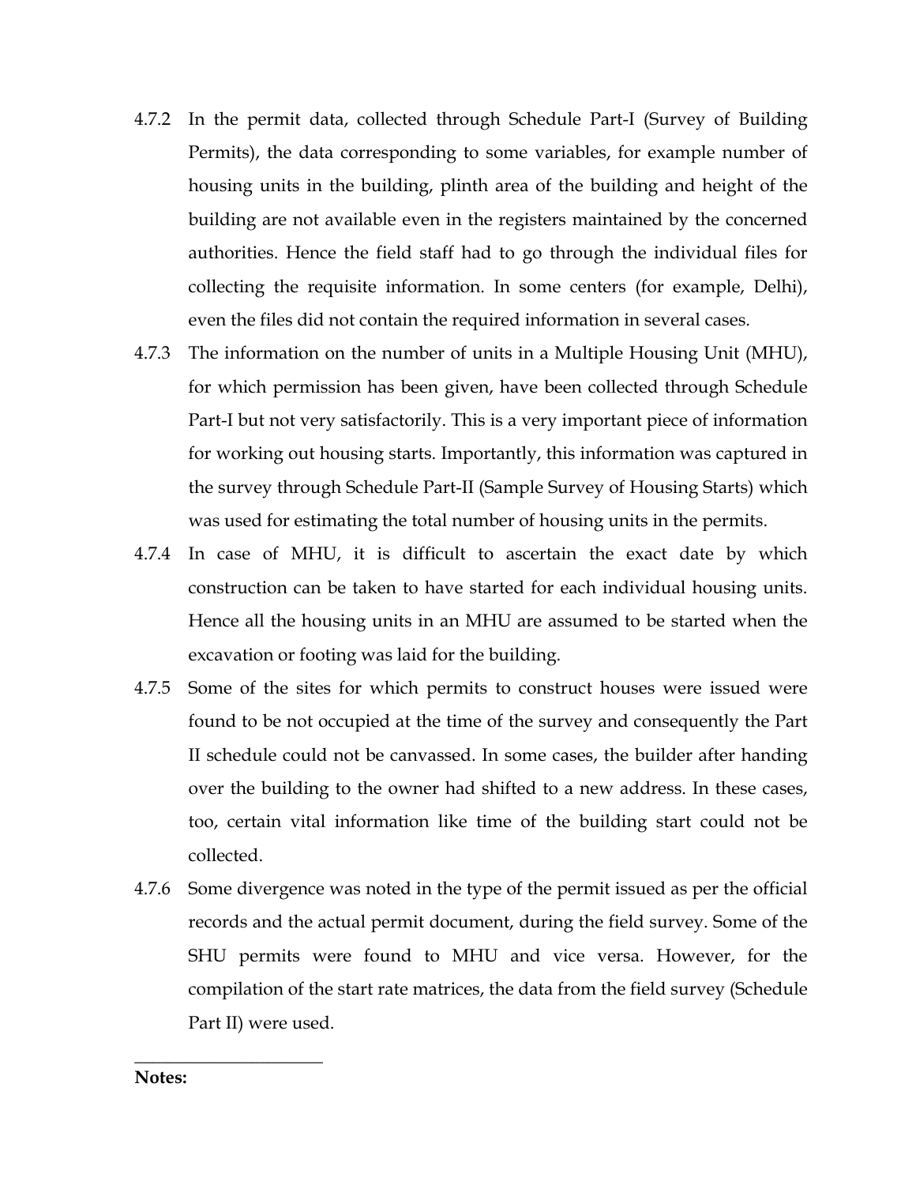4.7.2 In the permit data, collected through Schedule Part-I (Survey of Building Permits), the data corresponding to some variables, for example number of housing units in the building, plinth area of the building and height of the building are not available even in the registers maintained by the concerned authorities. Hence the field staff had to go through the individual files for collecting the requisite information. In some centers (for example, Delhi), even the files did not contain the required information in several cases.

4.7.3 The information on the number of units in a Multiple Housing Unit (MHU), for which permission has been given, have been collected through Schedule Part-I but not very satisfactorily. This is a very important piece of information for working out housing starts. Importantly, this information was captured in the survey through Schedule Part-II (Sample Survey of Housing Starts) which was used for estimating the total number of housing units in the permits.

4.7.4 In case of MHU, it is difficult to ascertain the exact date by which construction can be taken to have started for each individual housing units. Hence all the housing units in an MHU are assumed to be started when the excavation or footing was laid for the building.

4.7.5 Some of the sites for which permits to construct houses were issued were found to be not occupied at the time of the survey and consequently the Part II schedule could not be canvassed. In some cases, the builder after handing over the building to the owner had shifted to a new address. In these cases, too, certain vital information like time of the building start could not be collected.

4.7.6 Some divergence was noted in the type of the permit issued as per the official records and the actual permit document, during the field survey. Some of the SHU permits were found to MHU and vice versa. However, for the compilation of the start rate matrices, the data from the field survey (Schedule Part II) were used.

---

**Notes:**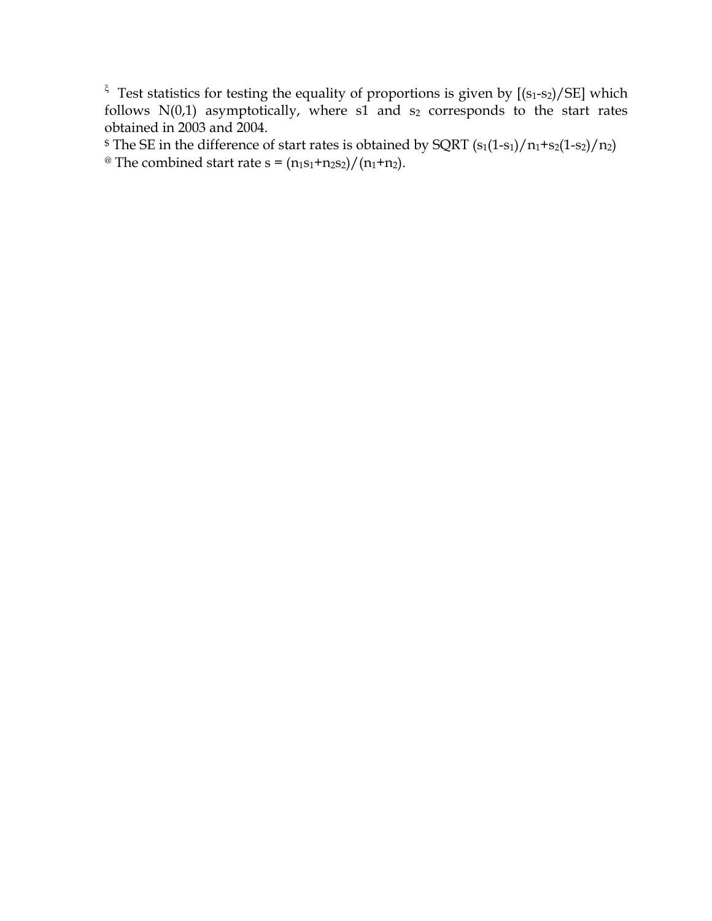ξ Test statistics for testing the equality of proportions is given by $[(s_1-s_2)/SE]$ which follows N(0,1) asymptotically, where s1 and $s_2$ corresponds to the start rates obtained in 2003 and 2004.

$ The SE in the difference of start rates is obtained by SQRT $(s_1(1-s_1)/n_1+s_2(1-s_2)/n_2)$

@ The combined start rate $s = (n_1s_1+n_2s_2)/(n_1+n_2)$.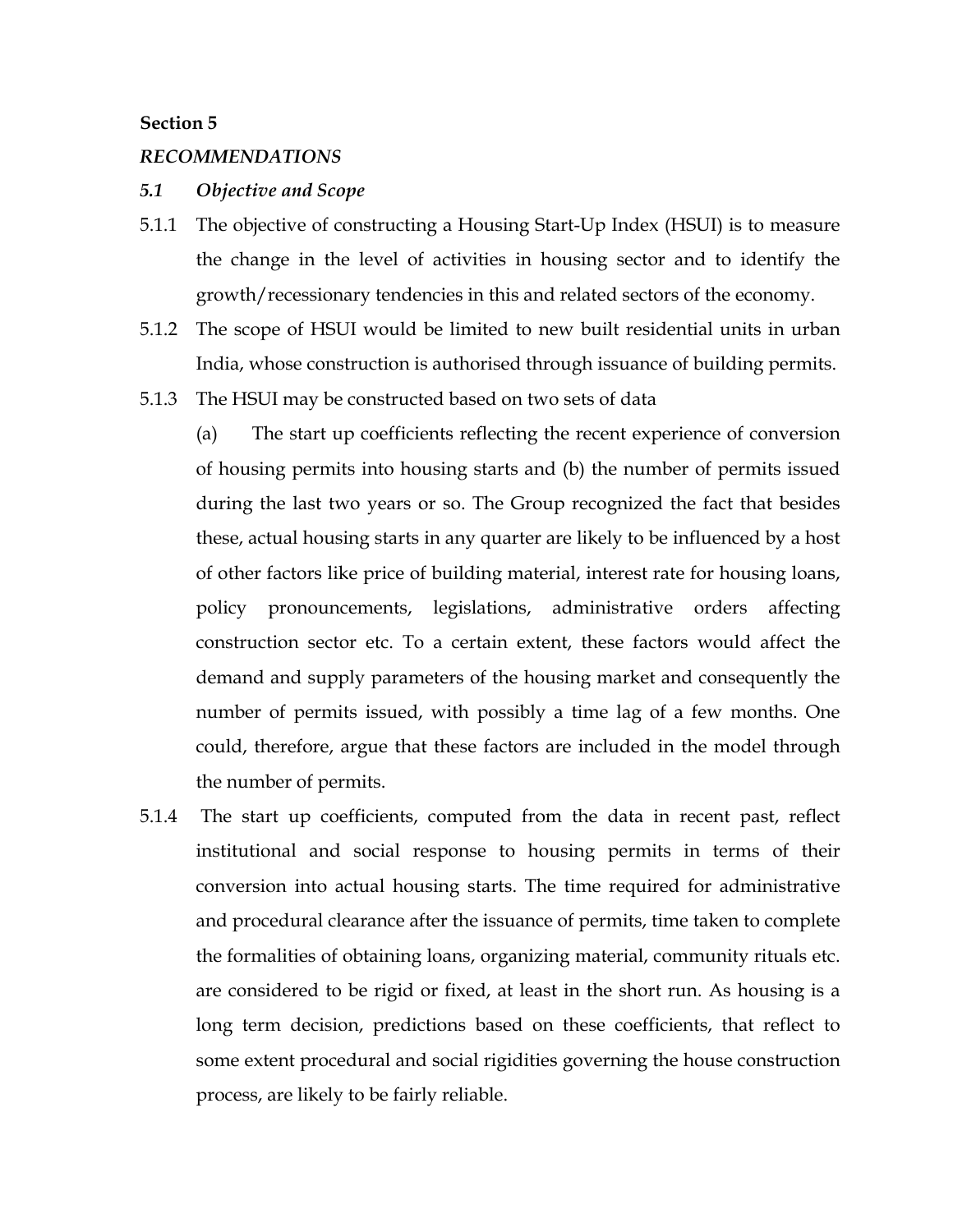**Section 5**

***RECOMMENDATIONS***

***5.1 Objective and Scope***

5.1.1 The objective of constructing a Housing Start-Up Index (HSUI) is to measure the change in the level of activities in housing sector and to identify the growth/recessionary tendencies in this and related sectors of the economy.

5.1.2 The scope of HSUI would be limited to new built residential units in urban India, whose construction is authorised through issuance of building permits.

5.1.3 The HSUI may be constructed based on two sets of data

(a) The start up coefficients reflecting the recent experience of conversion of housing permits into housing starts and (b) the number of permits issued during the last two years or so. The Group recognized the fact that besides these, actual housing starts in any quarter are likely to be influenced by a host of other factors like price of building material, interest rate for housing loans, policy pronouncements, legislations, administrative orders affecting construction sector etc. To a certain extent, these factors would affect the demand and supply parameters of the housing market and consequently the number of permits issued, with possibly a time lag of a few months. One could, therefore, argue that these factors are included in the model through the number of permits.

5.1.4 The start up coefficients, computed from the data in recent past, reflect institutional and social response to housing permits in terms of their conversion into actual housing starts. The time required for administrative and procedural clearance after the issuance of permits, time taken to complete the formalities of obtaining loans, organizing material, community rituals etc. are considered to be rigid or fixed, at least in the short run. As housing is a long term decision, predictions based on these coefficients, that reflect to some extent procedural and social rigidities governing the house construction process, are likely to be fairly reliable.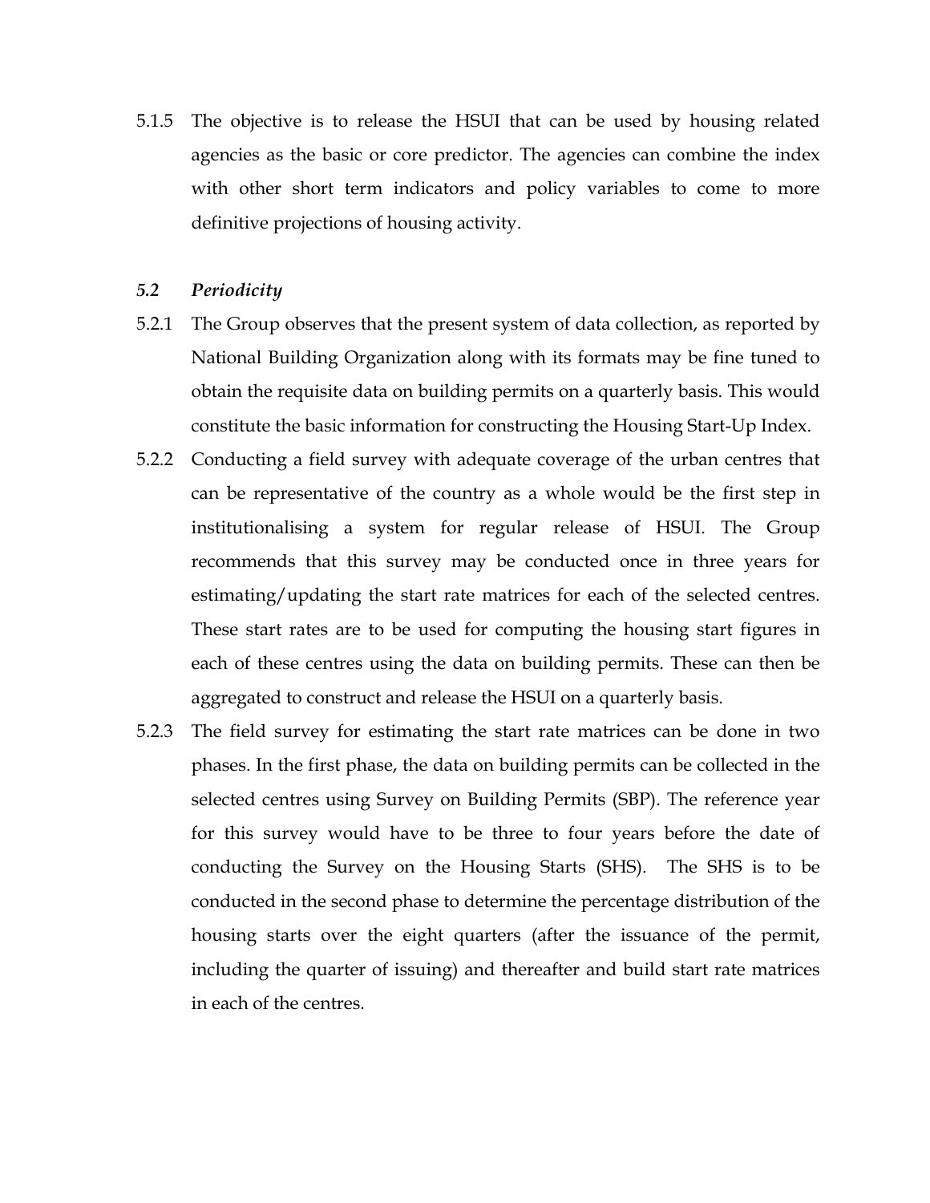5.1.5 The objective is to release the HSUI that can be used by housing related agencies as the basic or core predictor. The agencies can combine the index with other short term indicators and policy variables to come to more definitive projections of housing activity.

### *5.2 Periodicity*

5.2.1 The Group observes that the present system of data collection, as reported by National Building Organization along with its formats may be fine tuned to obtain the requisite data on building permits on a quarterly basis. This would constitute the basic information for constructing the Housing Start-Up Index.

5.2.2 Conducting a field survey with adequate coverage of the urban centres that can be representative of the country as a whole would be the first step in institutionalising a system for regular release of HSUI. The Group recommends that this survey may be conducted once in three years for estimating/updating the start rate matrices for each of the selected centres. These start rates are to be used for computing the housing start figures in each of these centres using the data on building permits. These can then be aggregated to construct and release the HSUI on a quarterly basis.

5.2.3 The field survey for estimating the start rate matrices can be done in two phases. In the first phase, the data on building permits can be collected in the selected centres using Survey on Building Permits (SBP). The reference year for this survey would have to be three to four years before the date of conducting the Survey on the Housing Starts (SHS). The SHS is to be conducted in the second phase to determine the percentage distribution of the housing starts over the eight quarters (after the issuance of the permit, including the quarter of issuing) and thereafter and build start rate matrices in each of the centres.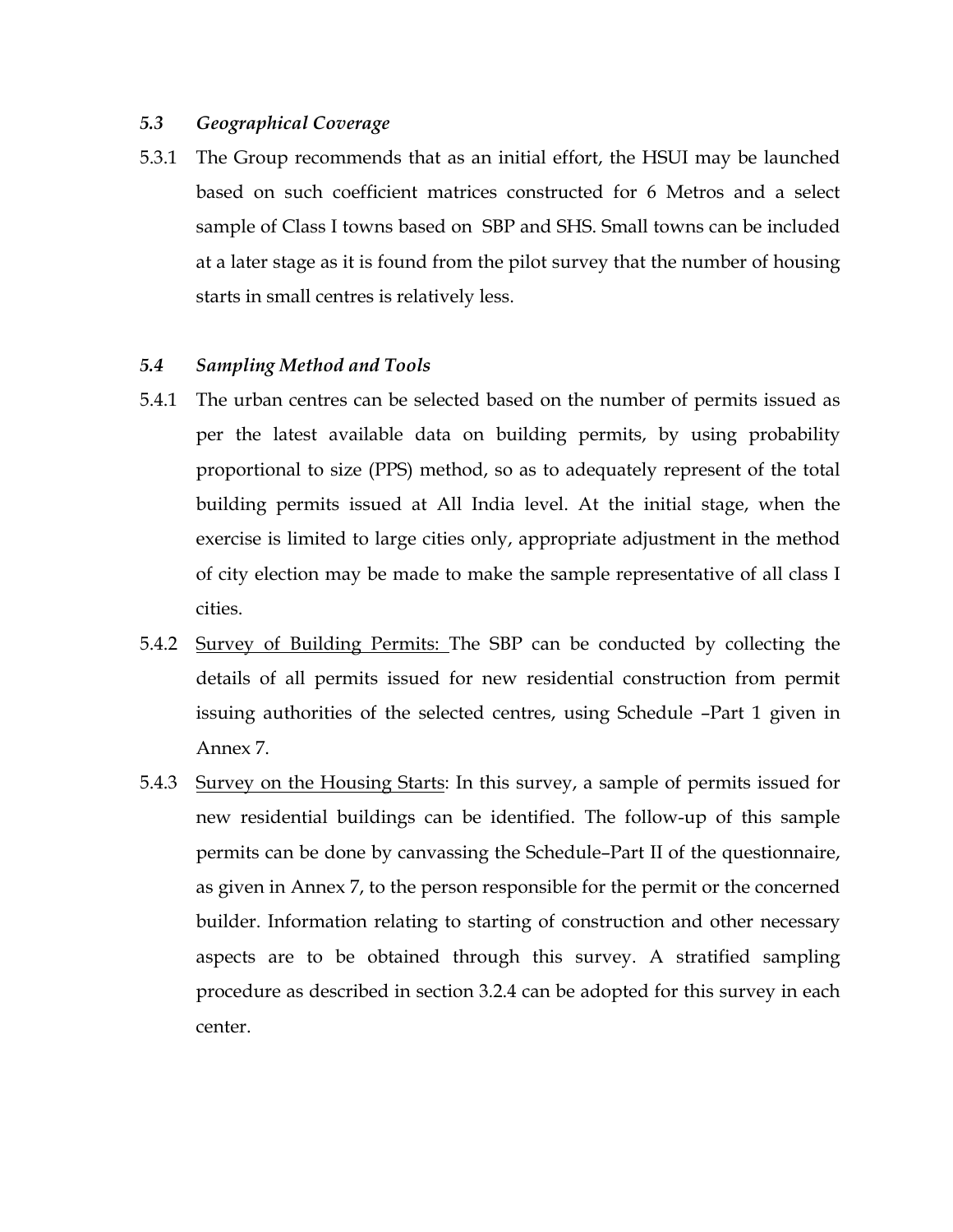### *5.3 Geographical Coverage*

5.3.1 The Group recommends that as an initial effort, the HSUI may be launched based on such coefficient matrices constructed for 6 Metros and a select sample of Class I towns based on SBP and SHS. Small towns can be included at a later stage as it is found from the pilot survey that the number of housing starts in small centres is relatively less.

### *5.4 Sampling Method and Tools*

5.4.1 The urban centres can be selected based on the number of permits issued as per the latest available data on building permits, by using probability proportional to size (PPS) method, so as to adequately represent of the total building permits issued at All India level. At the initial stage, when the exercise is limited to large cities only, appropriate adjustment in the method of city election may be made to make the sample representative of all class I cities.

5.4.2 <u>Survey of Building Permits:</u> The SBP can be conducted by collecting the details of all permits issued for new residential construction from permit issuing authorities of the selected centres, using Schedule –Part 1 given in Annex 7.

5.4.3 <u>Survey on the Housing Starts</u>: In this survey, a sample of permits issued for new residential buildings can be identified. The follow-up of this sample permits can be done by canvassing the Schedule–Part II of the questionnaire, as given in Annex 7, to the person responsible for the permit or the concerned builder. Information relating to starting of construction and other necessary aspects are to be obtained through this survey. A stratified sampling procedure as described in section 3.2.4 can be adopted for this survey in each center.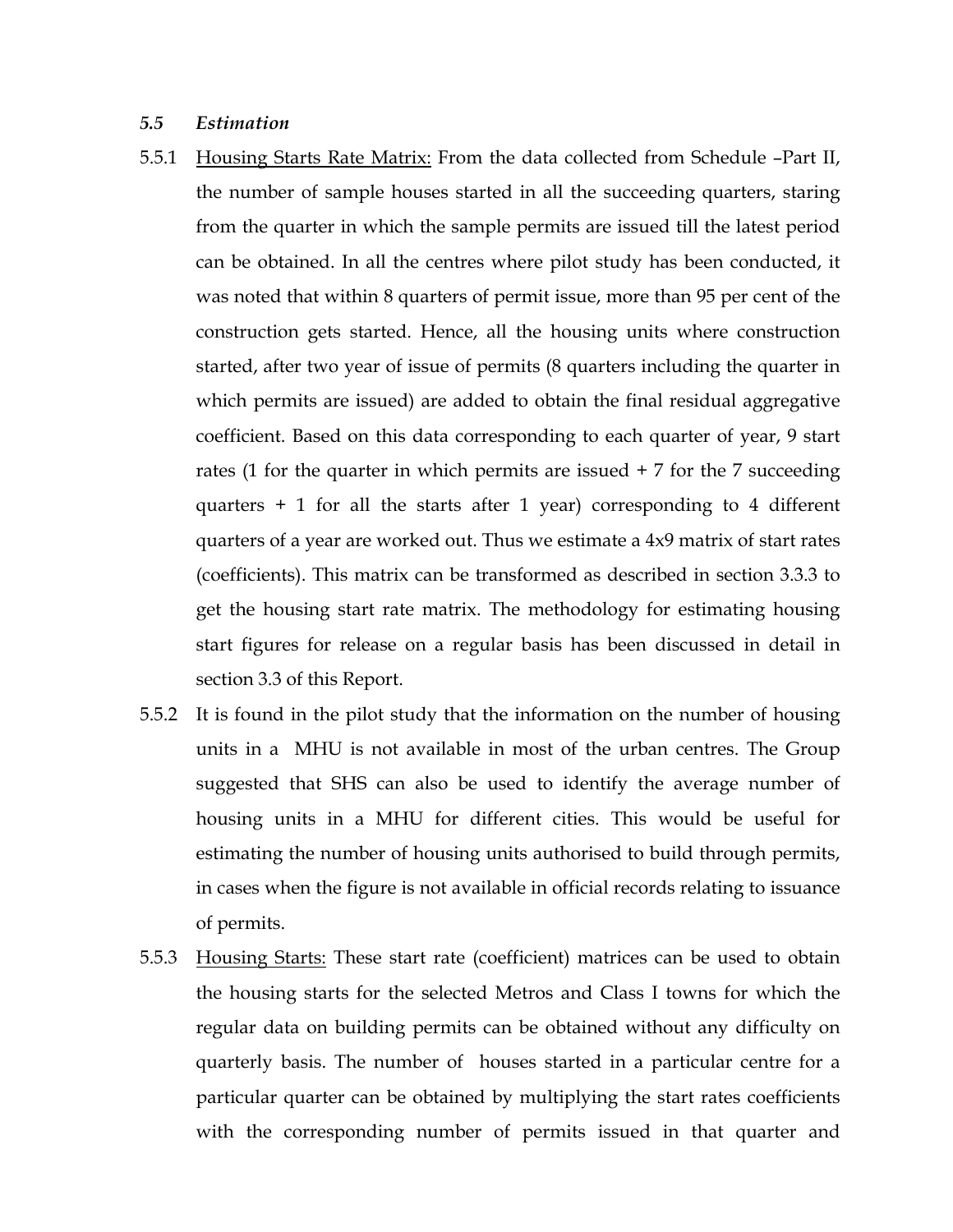### *5.5 Estimation*

5.5.1 Housing Starts Rate Matrix: From the data collected from Schedule –Part II, the number of sample houses started in all the succeeding quarters, staring from the quarter in which the sample permits are issued till the latest period can be obtained. In all the centres where pilot study has been conducted, it was noted that within 8 quarters of permit issue, more than 95 per cent of the construction gets started. Hence, all the housing units where construction started, after two year of issue of permits (8 quarters including the quarter in which permits are issued) are added to obtain the final residual aggregative coefficient. Based on this data corresponding to each quarter of year, 9 start rates (1 for the quarter in which permits are issued + 7 for the 7 succeeding quarters + 1 for all the starts after 1 year) corresponding to 4 different quarters of a year are worked out. Thus we estimate a 4x9 matrix of start rates (coefficients). This matrix can be transformed as described in section 3.3.3 to get the housing start rate matrix. The methodology for estimating housing start figures for release on a regular basis has been discussed in detail in section 3.3 of this Report.

5.5.2 It is found in the pilot study that the information on the number of housing units in a MHU is not available in most of the urban centres. The Group suggested that SHS can also be used to identify the average number of housing units in a MHU for different cities. This would be useful for estimating the number of housing units authorised to build through permits, in cases when the figure is not available in official records relating to issuance of permits.

5.5.3 Housing Starts: These start rate (coefficient) matrices can be used to obtain the housing starts for the selected Metros and Class I towns for which the regular data on building permits can be obtained without any difficulty on quarterly basis. The number of houses started in a particular centre for a particular quarter can be obtained by multiplying the start rates coefficients with the corresponding number of permits issued in that quarter and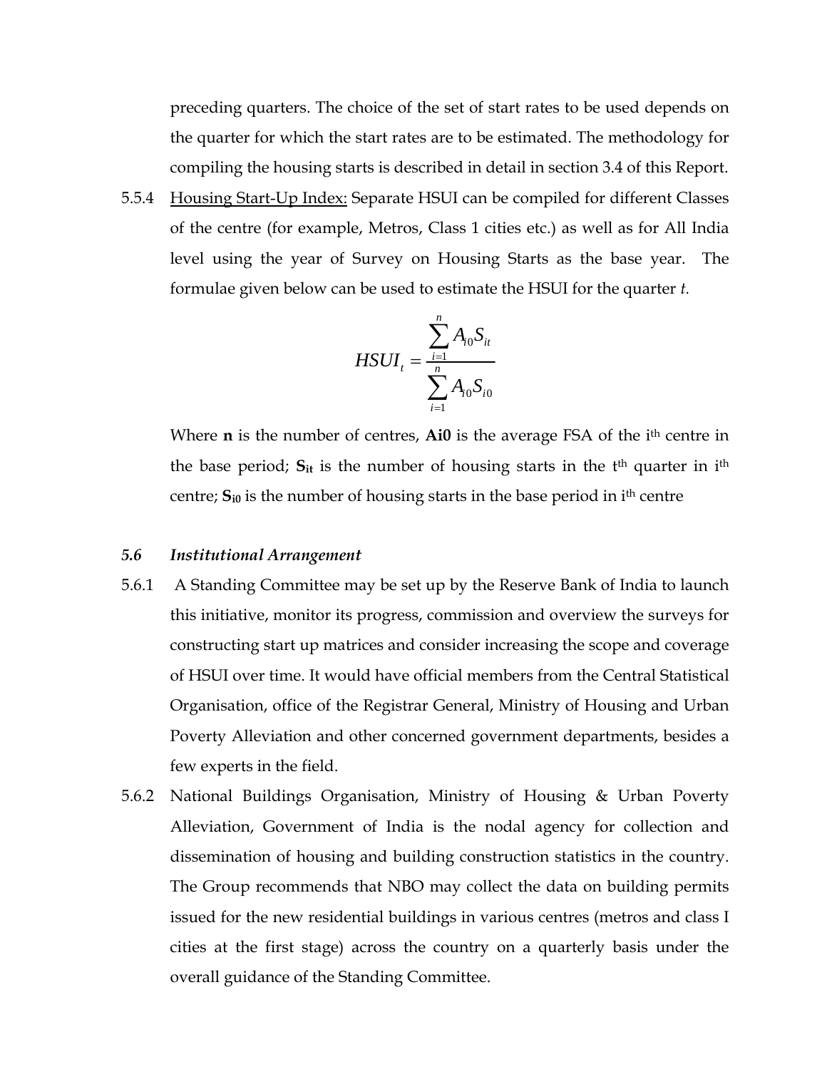preceding quarters. The choice of the set of start rates to be used depends on the quarter for which the start rates are to be estimated. The methodology for compiling the housing starts is described in detail in section 3.4 of this Report.

5.5.4 Housing Start-Up Index: Separate HSUI can be compiled for different Classes of the centre (for example, Metros, Class 1 cities etc.) as well as for All India level using the year of Survey on Housing Starts as the base year. The formulae given below can be used to estimate the HSUI for the quarter *t*.

$$HSUI_t = \frac{\sum_{i=1}^{n} A_{i0} S_{it}}{\sum_{i=1}^{n} A_{i0} S_{i0}}$$

Where **n** is the number of centres, **Ai0** is the average FSA of the i[th] centre in the base period; $\mathbf{S_{it}}$ is the number of housing starts in the t[th] quarter in i[th] centre; $\mathbf{S_{i0}}$ is the number of housing starts in the base period in i[th] centre

### *5.6 Institutional Arrangement*

5.6.1 A Standing Committee may be set up by the Reserve Bank of India to launch this initiative, monitor its progress, commission and overview the surveys for constructing start up matrices and consider increasing the scope and coverage of HSUI over time. It would have official members from the Central Statistical Organisation, office of the Registrar General, Ministry of Housing and Urban Poverty Alleviation and other concerned government departments, besides a few experts in the field.

5.6.2 National Buildings Organisation, Ministry of Housing & Urban Poverty Alleviation, Government of India is the nodal agency for collection and dissemination of housing and building construction statistics in the country. The Group recommends that NBO may collect the data on building permits issued for the new residential buildings in various centres (metros and class I cities at the first stage) across the country on a quarterly basis under the overall guidance of the Standing Committee.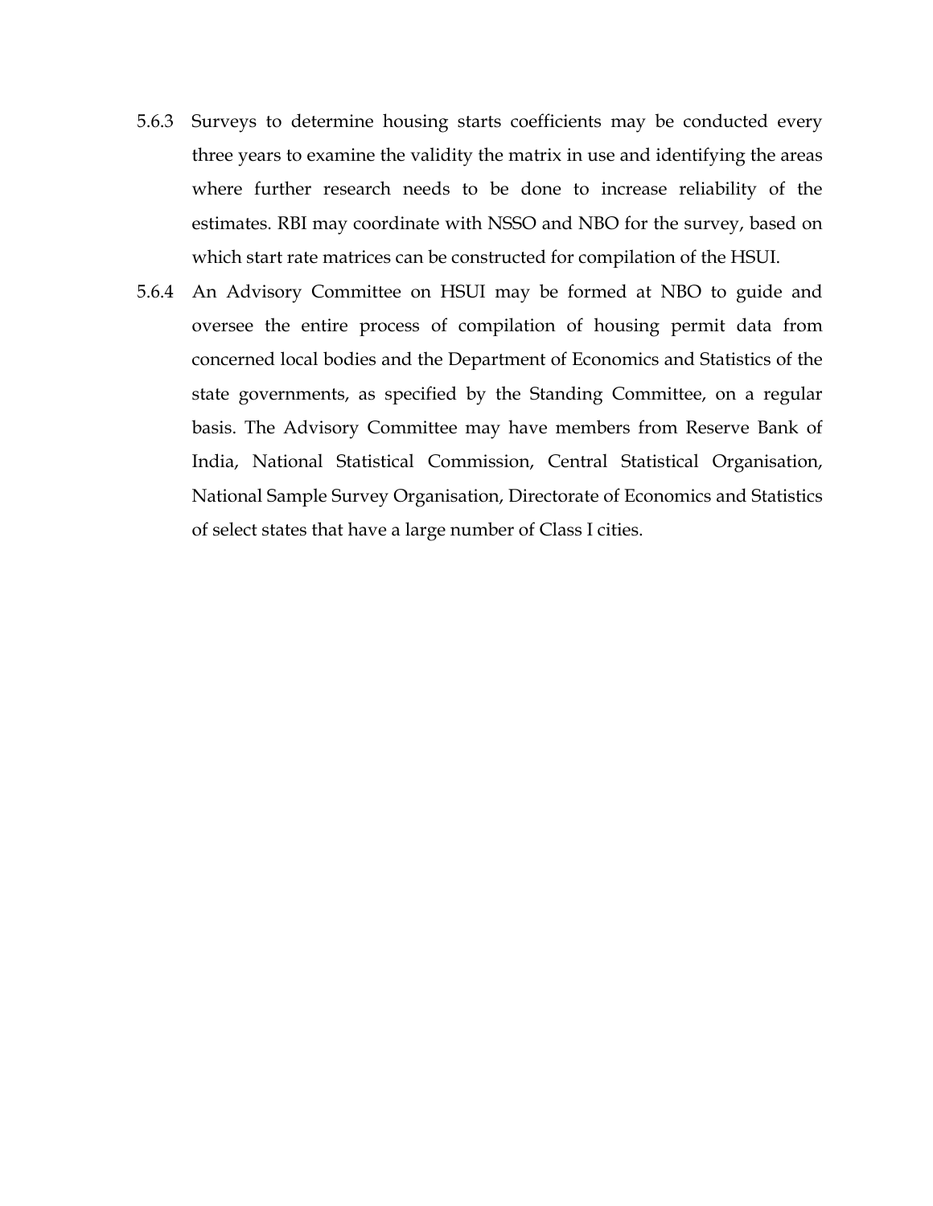5.6.3 Surveys to determine housing starts coefficients may be conducted every three years to examine the validity the matrix in use and identifying the areas where further research needs to be done to increase reliability of the estimates. RBI may coordinate with NSSO and NBO for the survey, based on which start rate matrices can be constructed for compilation of the HSUI.

5.6.4 An Advisory Committee on HSUI may be formed at NBO to guide and oversee the entire process of compilation of housing permit data from concerned local bodies and the Department of Economics and Statistics of the state governments, as specified by the Standing Committee, on a regular basis. The Advisory Committee may have members from Reserve Bank of India, National Statistical Commission, Central Statistical Organisation, National Sample Survey Organisation, Directorate of Economics and Statistics of select states that have a large number of Class I cities.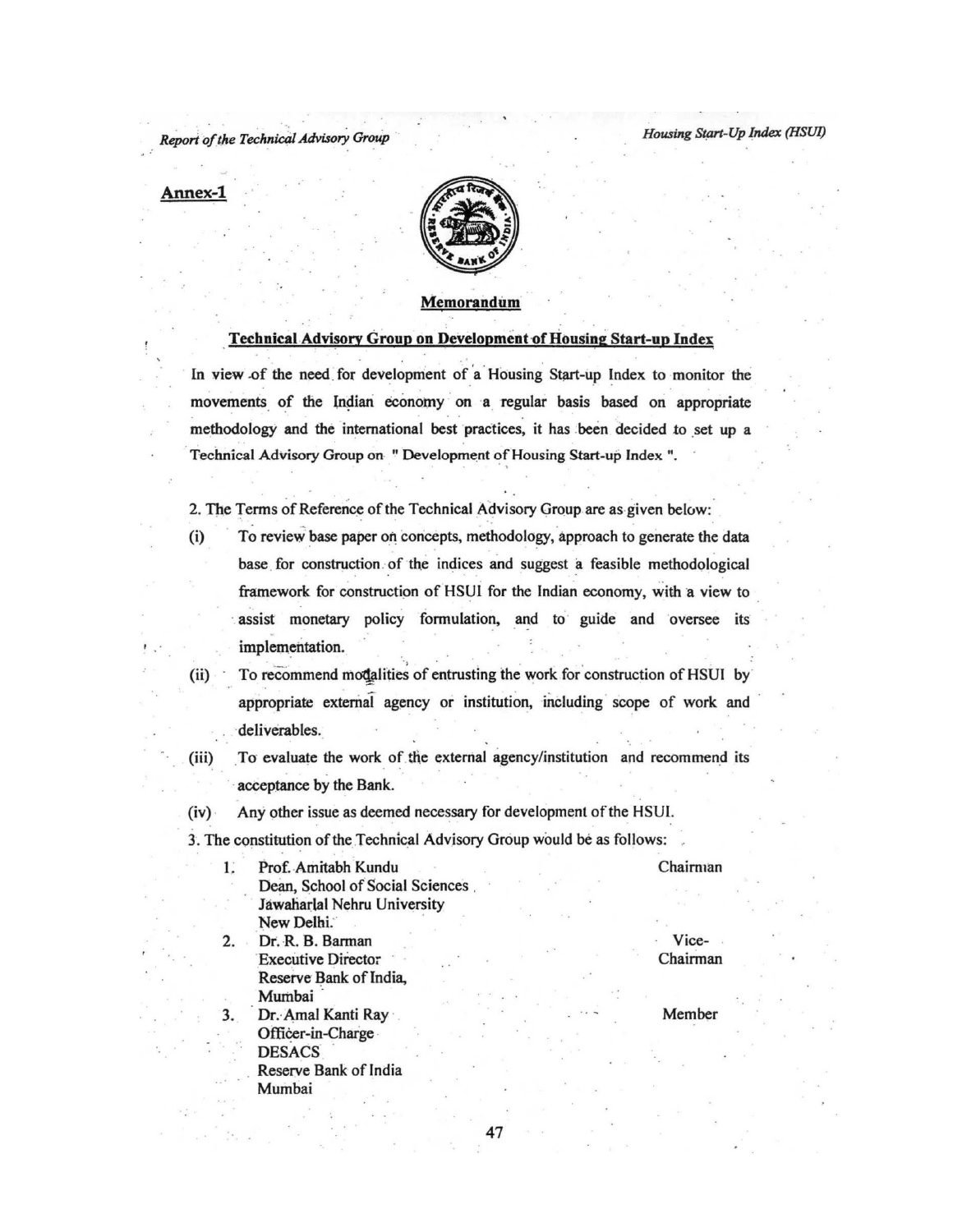## Annex-1

### Memorandum

### Technical Advisory Group on Development of Housing Start-up Index

In view of the need for development of a Housing Start-up Index to monitor the movements of the Indian economy on a regular basis based on appropriate methodology and the international best practices, it has been decided to set up a Technical Advisory Group on " Development of Housing Start-up Index ".

2. The Terms of Reference of the Technical Advisory Group are as given below:

(i) To review base paper on concepts, methodology, approach to generate the data base for construction of the indices and suggest a feasible methodological framework for construction of HSUI for the Indian economy, with a view to assist monetary policy formulation, and to guide and oversee its implementation.

(ii) To recommend modalities of entrusting the work for construction of HSUI by appropriate external agency or institution, including scope of work and deliverables.

(iii) To evaluate the work of the external agency/institution and recommend its acceptance by the Bank.

(iv) Any other issue as deemed necessary for development of the HSUI.

3. The constitution of the Technical Advisory Group would be as follows:

| | | |
|---|---|---|
| 1. | Prof. Amitabh Kundu<br>Dean, School of Social Sciences<br>Jawaharlal Nehru University<br>New Delhi. | Chairman |
| 2. | Dr. R. B. Barman<br>Executive Director<br>Reserve Bank of India,<br>Mumbai | Vice-Chairman |
| 3. | Dr. Amal Kanti Ray<br>Officer-in-Charge<br>DESACS<br>Reserve Bank of India<br>Mumbai | Member |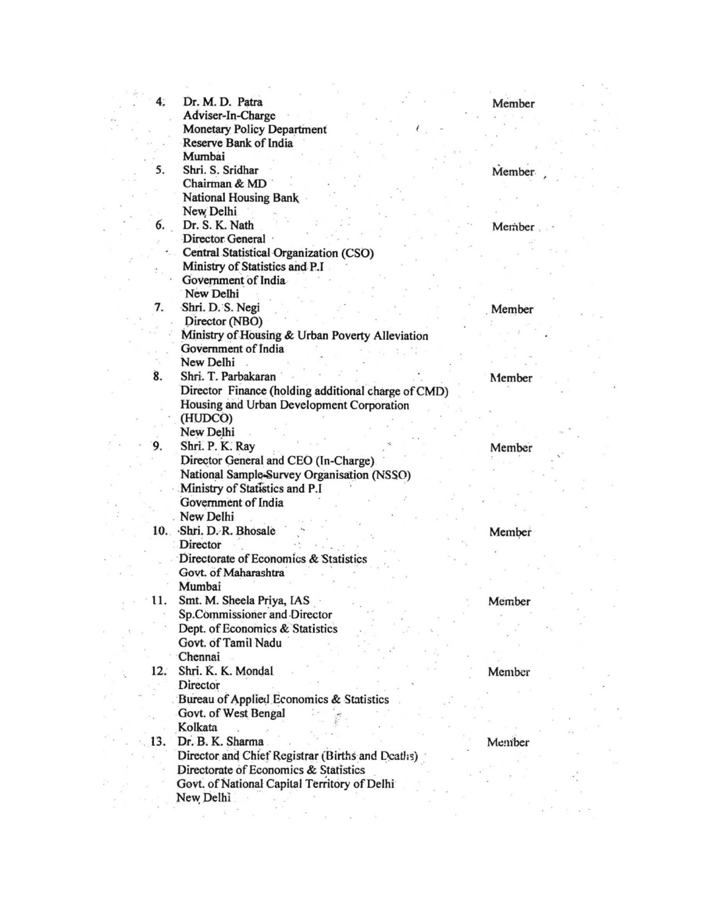| | | |
|---|---|---|
| 4. | Dr. M. D. Patra<br>Adviser-In-Charge<br>Monetary Policy Department<br>Reserve Bank of India<br>Mumbai | Member |
| 5. | Shri. S. Sridhar<br>Chairman & MD<br>National Housing Bank<br>New Delhi | Member |
| 6. | Dr. S. K. Nath<br>Director General<br>Central Statistical Organization (CSO)<br>Ministry of Statistics and P.I<br>Government of India<br>New Delhi | Member |
| 7. | Shri. D. S. Negi<br>Director (NBO)<br>Ministry of Housing & Urban Poverty Alleviation<br>Government of India<br>New Delhi | Member |
| 8. | Shri. T. Parbakaran<br>Director Finance (holding additional charge of CMD)<br>Housing and Urban Development Corporation<br>(HUDCO)<br>New Delhi | Member |
| 9. | Shri. P. K. Ray<br>Director General and CEO (In-Charge)<br>National Sample Survey Organisation (NSSO)<br>Ministry of Statistics and P.I<br>Government of India<br>New Delhi | Member |
| 10. | Shri. D. R. Bhosale<br>Director<br>Directorate of Economics & Statistics<br>Govt. of Maharashtra<br>Mumbai | Member |
| 11. | Smt. M. Sheela Priya, IAS<br>Sp.Commissioner and Director<br>Dept. of Economics & Statistics<br>Govt. of Tamil Nadu<br>Chennai | Member |
| 12. | Shri. K. K. Mondal<br>Director<br>Bureau of Applied Economics & Statistics<br>Govt. of West Bengal<br>Kolkata | Member |
| 13. | Dr. B. K. Sharma<br>Director and Chief Registrar (Births and Deaths)<br>Directorate of Economics & Statistics<br>Govt. of National Capital Territory of Delhi<br>New Delhi | Member |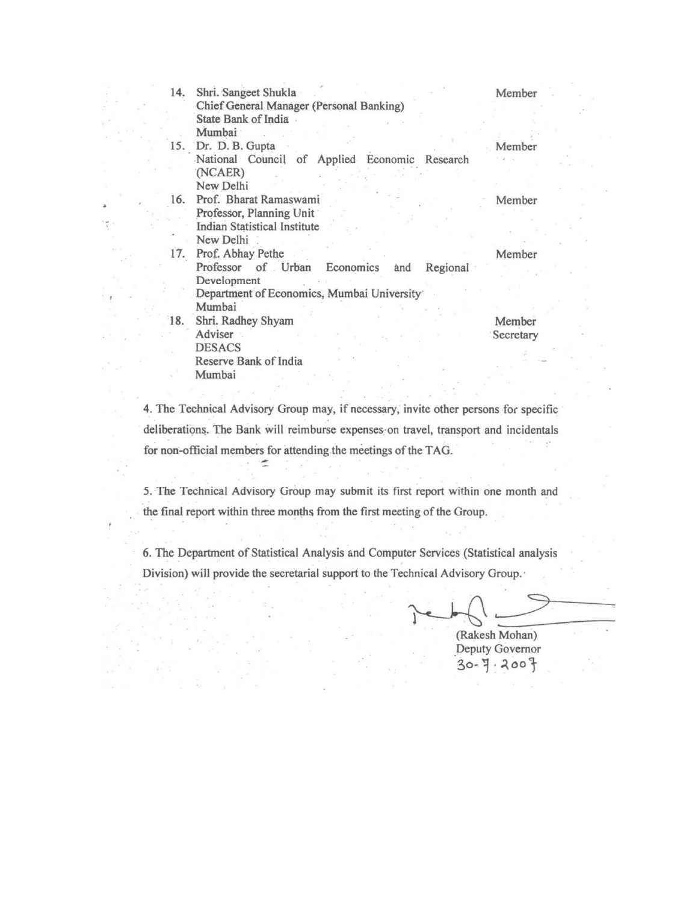| | | |
|---|---|---|
| 14. | Shri. Sangeet Shukla<br>Chief General Manager (Personal Banking)<br>State Bank of India<br>Mumbai | Member |
| 15. | Dr. D. B. Gupta<br>National Council of Applied Economic Research (NCAER)<br>New Delhi | Member |
| 16. | Prof. Bharat Ramaswami<br>Professor, Planning Unit<br>Indian Statistical Institute<br>New Delhi | Member |
| 17. | Prof. Abhay Pethe<br>Professor of Urban Economics and Regional Development<br>Department of Economics, Mumbai University<br>Mumbai | Member |
| 18. | Shri. Radhey Shyam<br>Adviser<br>DESACS<br>Reserve Bank of India<br>Mumbai | Member Secretary |

4. The Technical Advisory Group may, if necessary, invite other persons for specific deliberations. The Bank will reimburse expenses on travel, transport and incidentals for non-official members for attending the meetings of the TAG.

5. The Technical Advisory Group may submit its first report within one month and the final report within three months from the first meeting of the Group.

6. The Department of Statistical Analysis and Computer Services (Statistical analysis Division) will provide the secretarial support to the Technical Advisory Group.

(Rakesh Mohan)
Deputy Governor
30-7-2007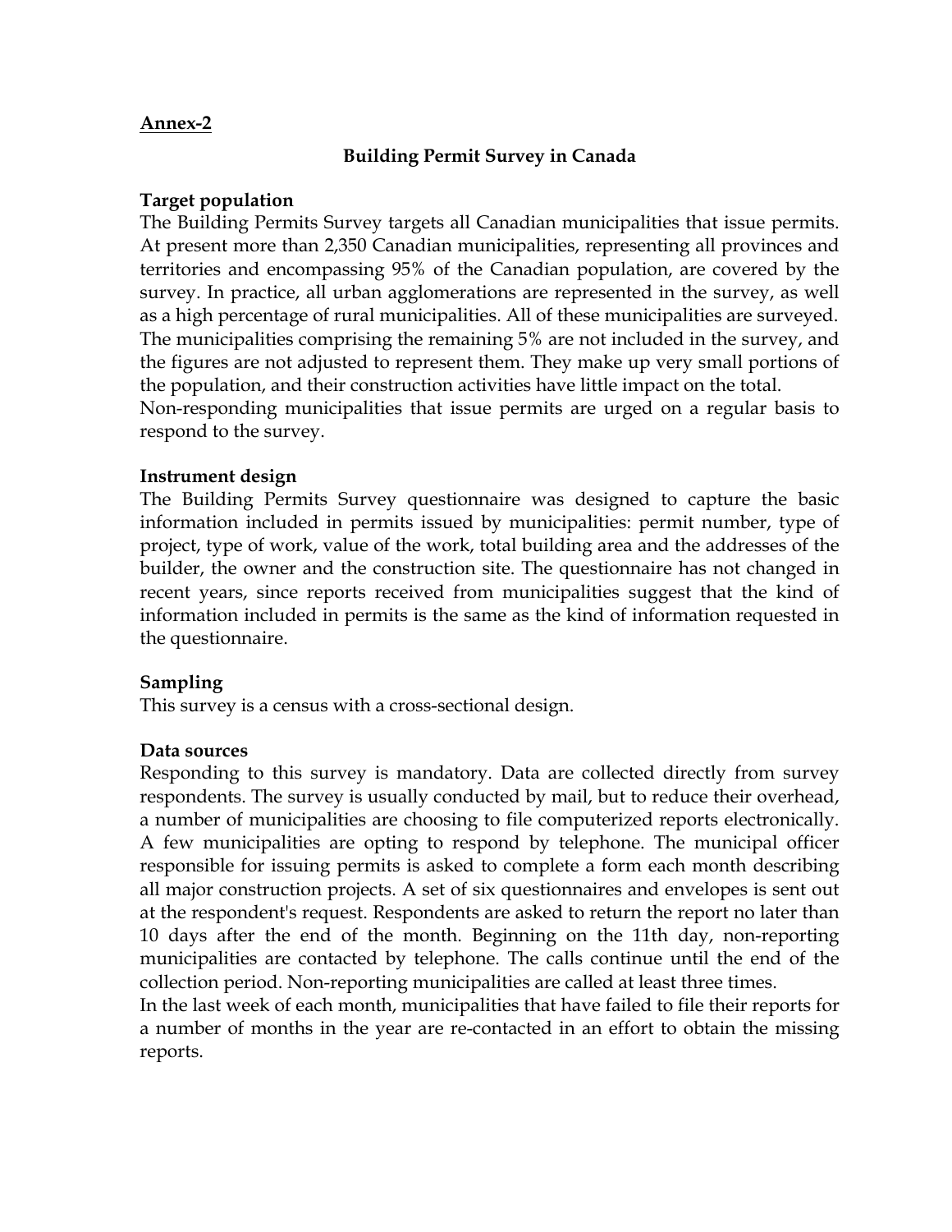**Annex-2**

## Building Permit Survey in Canada

### Target population

The Building Permits Survey targets all Canadian municipalities that issue permits. At present more than 2,350 Canadian municipalities, representing all provinces and territories and encompassing 95% of the Canadian population, are covered by the survey. In practice, all urban agglomerations are represented in the survey, as well as a high percentage of rural municipalities. All of these municipalities are surveyed. The municipalities comprising the remaining 5% are not included in the survey, and the figures are not adjusted to represent them. They make up very small portions of the population, and their construction activities have little impact on the total.

Non-responding municipalities that issue permits are urged on a regular basis to respond to the survey.

### Instrument design

The Building Permits Survey questionnaire was designed to capture the basic information included in permits issued by municipalities: permit number, type of project, type of work, value of the work, total building area and the addresses of the builder, the owner and the construction site. The questionnaire has not changed in recent years, since reports received from municipalities suggest that the kind of information included in permits is the same as the kind of information requested in the questionnaire.

### Sampling

This survey is a census with a cross-sectional design.

### Data sources

Responding to this survey is mandatory. Data are collected directly from survey respondents. The survey is usually conducted by mail, but to reduce their overhead, a number of municipalities are choosing to file computerized reports electronically. A few municipalities are opting to respond by telephone. The municipal officer responsible for issuing permits is asked to complete a form each month describing all major construction projects. A set of six questionnaires and envelopes is sent out at the respondent's request. Respondents are asked to return the report no later than 10 days after the end of the month. Beginning on the 11th day, non-reporting municipalities are contacted by telephone. The calls continue until the end of the collection period. Non-reporting municipalities are called at least three times.

In the last week of each month, municipalities that have failed to file their reports for a number of months in the year are re-contacted in an effort to obtain the missing reports.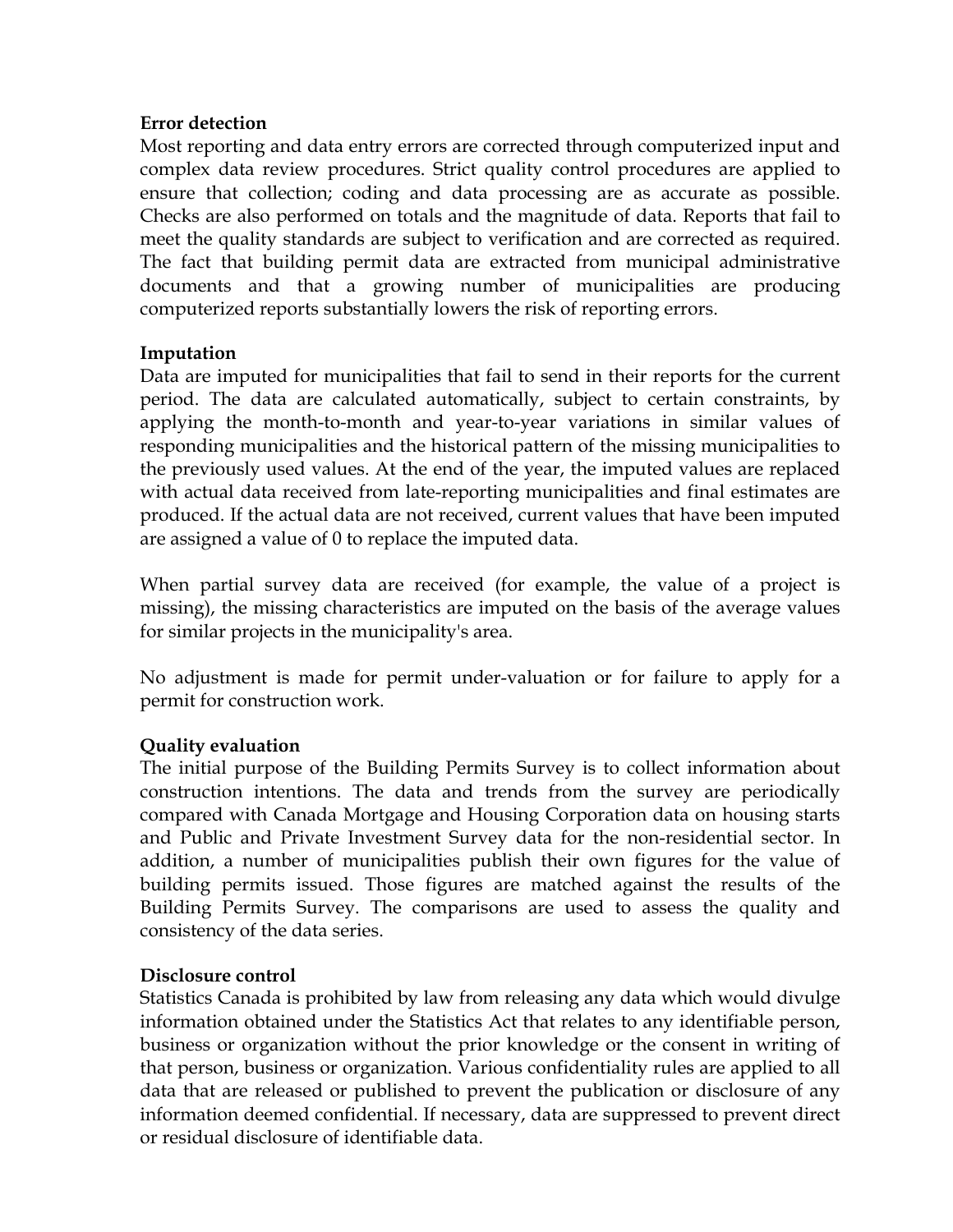**Error detection**

Most reporting and data entry errors are corrected through computerized input and complex data review procedures. Strict quality control procedures are applied to ensure that collection; coding and data processing are as accurate as possible. Checks are also performed on totals and the magnitude of data. Reports that fail to meet the quality standards are subject to verification and are corrected as required. The fact that building permit data are extracted from municipal administrative documents and that a growing number of municipalities are producing computerized reports substantially lowers the risk of reporting errors.

**Imputation**

Data are imputed for municipalities that fail to send in their reports for the current period. The data are calculated automatically, subject to certain constraints, by applying the month-to-month and year-to-year variations in similar values of responding municipalities and the historical pattern of the missing municipalities to the previously used values. At the end of the year, the imputed values are replaced with actual data received from late-reporting municipalities and final estimates are produced. If the actual data are not received, current values that have been imputed are assigned a value of 0 to replace the imputed data.

When partial survey data are received (for example, the value of a project is missing), the missing characteristics are imputed on the basis of the average values for similar projects in the municipality's area.

No adjustment is made for permit under-valuation or for failure to apply for a permit for construction work.

**Quality evaluation**

The initial purpose of the Building Permits Survey is to collect information about construction intentions. The data and trends from the survey are periodically compared with Canada Mortgage and Housing Corporation data on housing starts and Public and Private Investment Survey data for the non-residential sector. In addition, a number of municipalities publish their own figures for the value of building permits issued. Those figures are matched against the results of the Building Permits Survey. The comparisons are used to assess the quality and consistency of the data series.

**Disclosure control**

Statistics Canada is prohibited by law from releasing any data which would divulge information obtained under the Statistics Act that relates to any identifiable person, business or organization without the prior knowledge or the consent in writing of that person, business or organization. Various confidentiality rules are applied to all data that are released or published to prevent the publication or disclosure of any information deemed confidential. If necessary, data are suppressed to prevent direct or residual disclosure of identifiable data.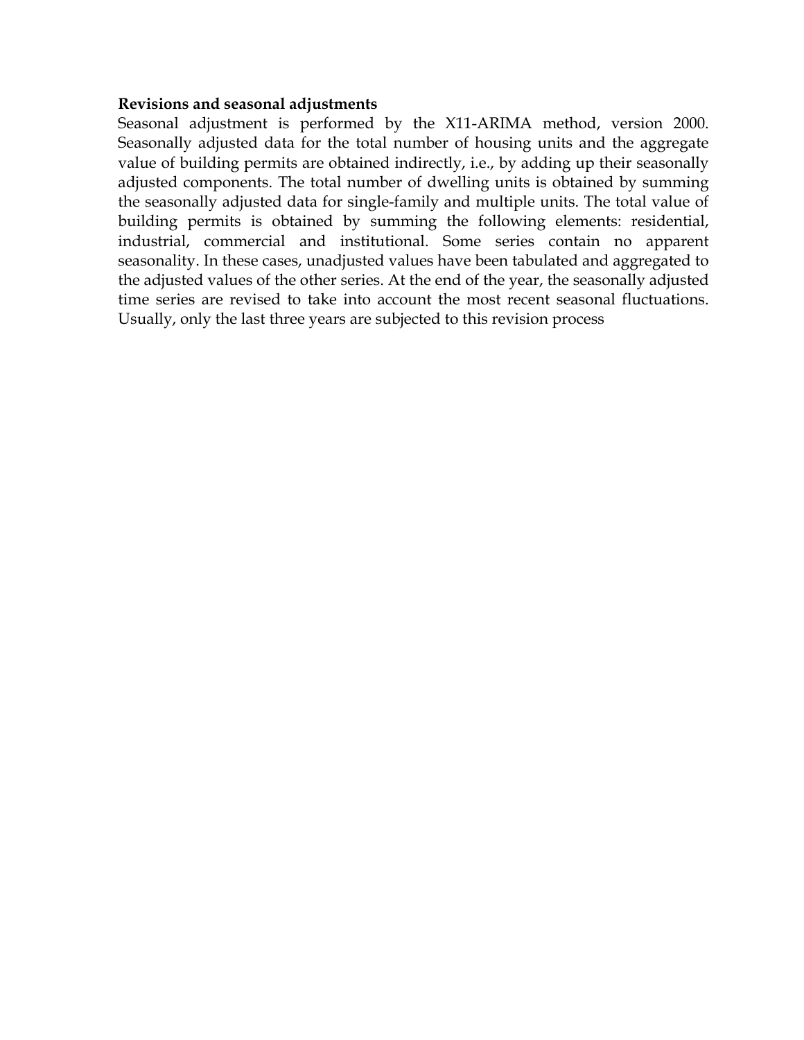**Revisions and seasonal adjustments**

Seasonal adjustment is performed by the X11-ARIMA method, version 2000. Seasonally adjusted data for the total number of housing units and the aggregate value of building permits are obtained indirectly, i.e., by adding up their seasonally adjusted components. The total number of dwelling units is obtained by summing the seasonally adjusted data for single-family and multiple units. The total value of building permits is obtained by summing the following elements: residential, industrial, commercial and institutional. Some series contain no apparent seasonality. In these cases, unadjusted values have been tabulated and aggregated to the adjusted values of the other series. At the end of the year, the seasonally adjusted time series are revised to take into account the most recent seasonal fluctuations. Usually, only the last three years are subjected to this revision process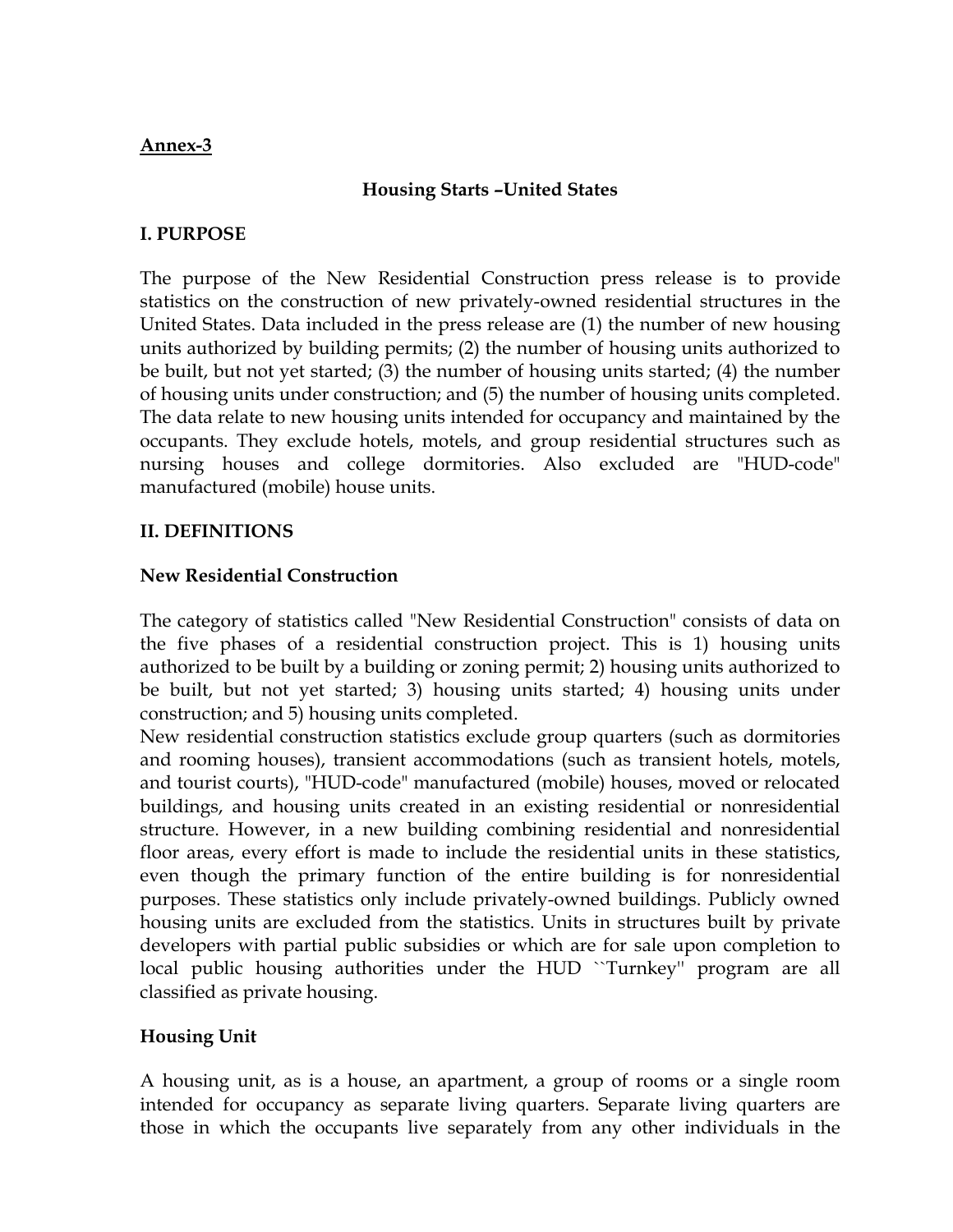**Annex-3**

**Housing Starts –United States**

**I. PURPOSE**

The purpose of the New Residential Construction press release is to provide statistics on the construction of new privately-owned residential structures in the United States. Data included in the press release are (1) the number of new housing units authorized by building permits; (2) the number of housing units authorized to be built, but not yet started; (3) the number of housing units started; (4) the number of housing units under construction; and (5) the number of housing units completed. The data relate to new housing units intended for occupancy and maintained by the occupants. They exclude hotels, motels, and group residential structures such as nursing houses and college dormitories. Also excluded are "HUD-code" manufactured (mobile) house units.

**II. DEFINITIONS**

**New Residential Construction**

The category of statistics called "New Residential Construction" consists of data on the five phases of a residential construction project. This is 1) housing units authorized to be built by a building or zoning permit; 2) housing units authorized to be built, but not yet started; 3) housing units started; 4) housing units under construction; and 5) housing units completed.

New residential construction statistics exclude group quarters (such as dormitories and rooming houses), transient accommodations (such as transient hotels, motels, and tourist courts), "HUD-code" manufactured (mobile) houses, moved or relocated buildings, and housing units created in an existing residential or nonresidential structure. However, in a new building combining residential and nonresidential floor areas, every effort is made to include the residential units in these statistics, even though the primary function of the entire building is for nonresidential purposes. These statistics only include privately-owned buildings. Publicly owned housing units are excluded from the statistics. Units in structures built by private developers with partial public subsidies or which are for sale upon completion to local public housing authorities under the HUD ``Turnkey'' program are all classified as private housing.

**Housing Unit**

A housing unit, as is a house, an apartment, a group of rooms or a single room intended for occupancy as separate living quarters. Separate living quarters are those in which the occupants live separately from any other individuals in the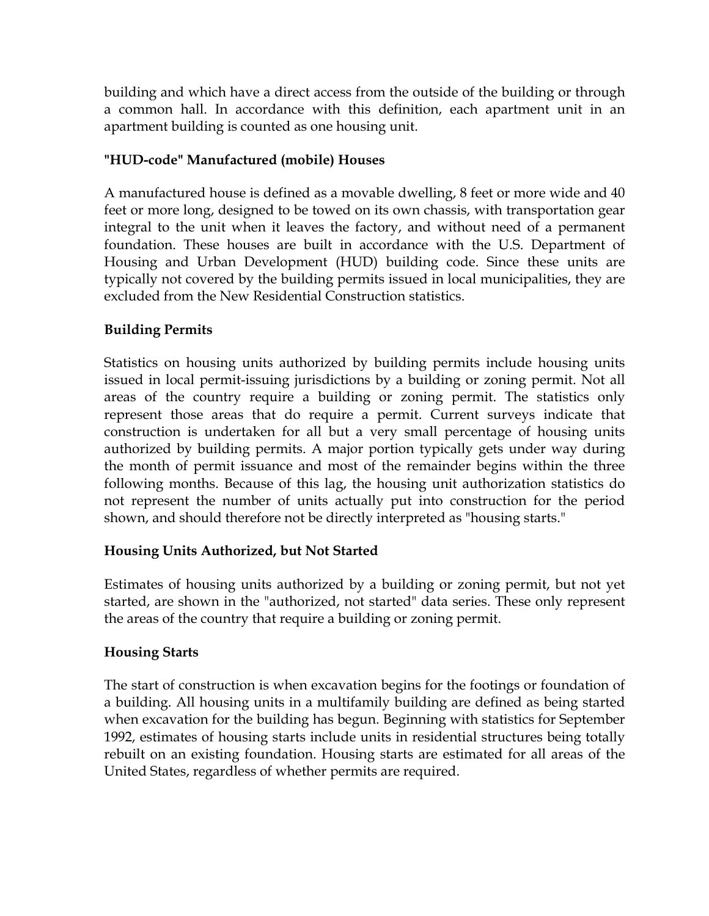building and which have a direct access from the outside of the building or through a common hall. In accordance with this definition, each apartment unit in an apartment building is counted as one housing unit.

**"HUD-code" Manufactured (mobile) Houses**

A manufactured house is defined as a movable dwelling, 8 feet or more wide and 40 feet or more long, designed to be towed on its own chassis, with transportation gear integral to the unit when it leaves the factory, and without need of a permanent foundation. These houses are built in accordance with the U.S. Department of Housing and Urban Development (HUD) building code. Since these units are typically not covered by the building permits issued in local municipalities, they are excluded from the New Residential Construction statistics.

**Building Permits**

Statistics on housing units authorized by building permits include housing units issued in local permit-issuing jurisdictions by a building or zoning permit. Not all areas of the country require a building or zoning permit. The statistics only represent those areas that do require a permit. Current surveys indicate that construction is undertaken for all but a very small percentage of housing units authorized by building permits. A major portion typically gets under way during the month of permit issuance and most of the remainder begins within the three following months. Because of this lag, the housing unit authorization statistics do not represent the number of units actually put into construction for the period shown, and should therefore not be directly interpreted as "housing starts."

**Housing Units Authorized, but Not Started**

Estimates of housing units authorized by a building or zoning permit, but not yet started, are shown in the "authorized, not started" data series. These only represent the areas of the country that require a building or zoning permit.

**Housing Starts**

The start of construction is when excavation begins for the footings or foundation of a building. All housing units in a multifamily building are defined as being started when excavation for the building has begun. Beginning with statistics for September 1992, estimates of housing starts include units in residential structures being totally rebuilt on an existing foundation. Housing starts are estimated for all areas of the United States, regardless of whether permits are required.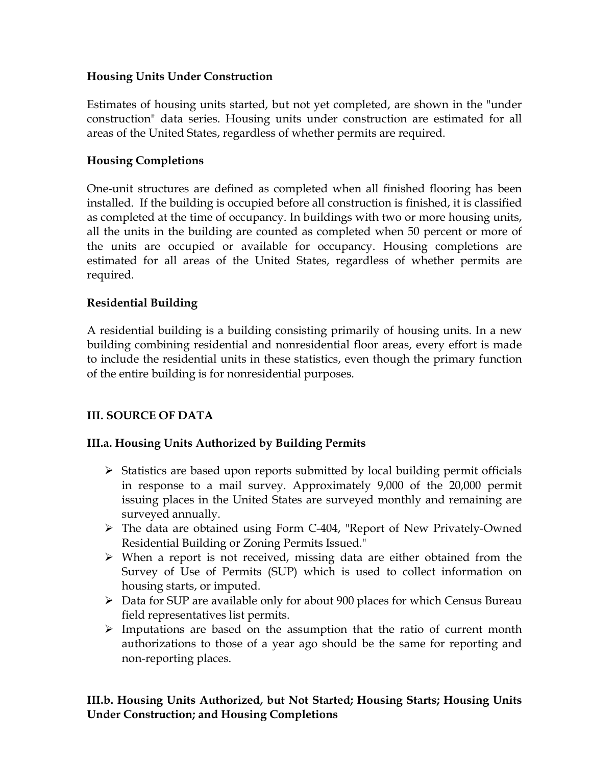### Housing Units Under Construction

Estimates of housing units started, but not yet completed, are shown in the "under construction" data series. Housing units under construction are estimated for all areas of the United States, regardless of whether permits are required.

### Housing Completions

One-unit structures are defined as completed when all finished flooring has been installed. If the building is occupied before all construction is finished, it is classified as completed at the time of occupancy. In buildings with two or more housing units, all the units in the building are counted as completed when 50 percent or more of the units are occupied or available for occupancy. Housing completions are estimated for all areas of the United States, regardless of whether permits are required.

### Residential Building

A residential building is a building consisting primarily of housing units. In a new building combining residential and nonresidential floor areas, every effort is made to include the residential units in these statistics, even though the primary function of the entire building is for nonresidential purposes.

## III. SOURCE OF DATA

### III.a. Housing Units Authorized by Building Permits

- Statistics are based upon reports submitted by local building permit officials in response to a mail survey. Approximately 9,000 of the 20,000 permit issuing places in the United States are surveyed monthly and remaining are surveyed annually.
- The data are obtained using Form C-404, "Report of New Privately-Owned Residential Building or Zoning Permits Issued."
- When a report is not received, missing data are either obtained from the Survey of Use of Permits (SUP) which is used to collect information on housing starts, or imputed.
- Data for SUP are available only for about 900 places for which Census Bureau field representatives list permits.
- Imputations are based on the assumption that the ratio of current month authorizations to those of a year ago should be the same for reporting and non-reporting places.

### III.b. Housing Units Authorized, but Not Started; Housing Starts; Housing Units Under Construction; and Housing Completions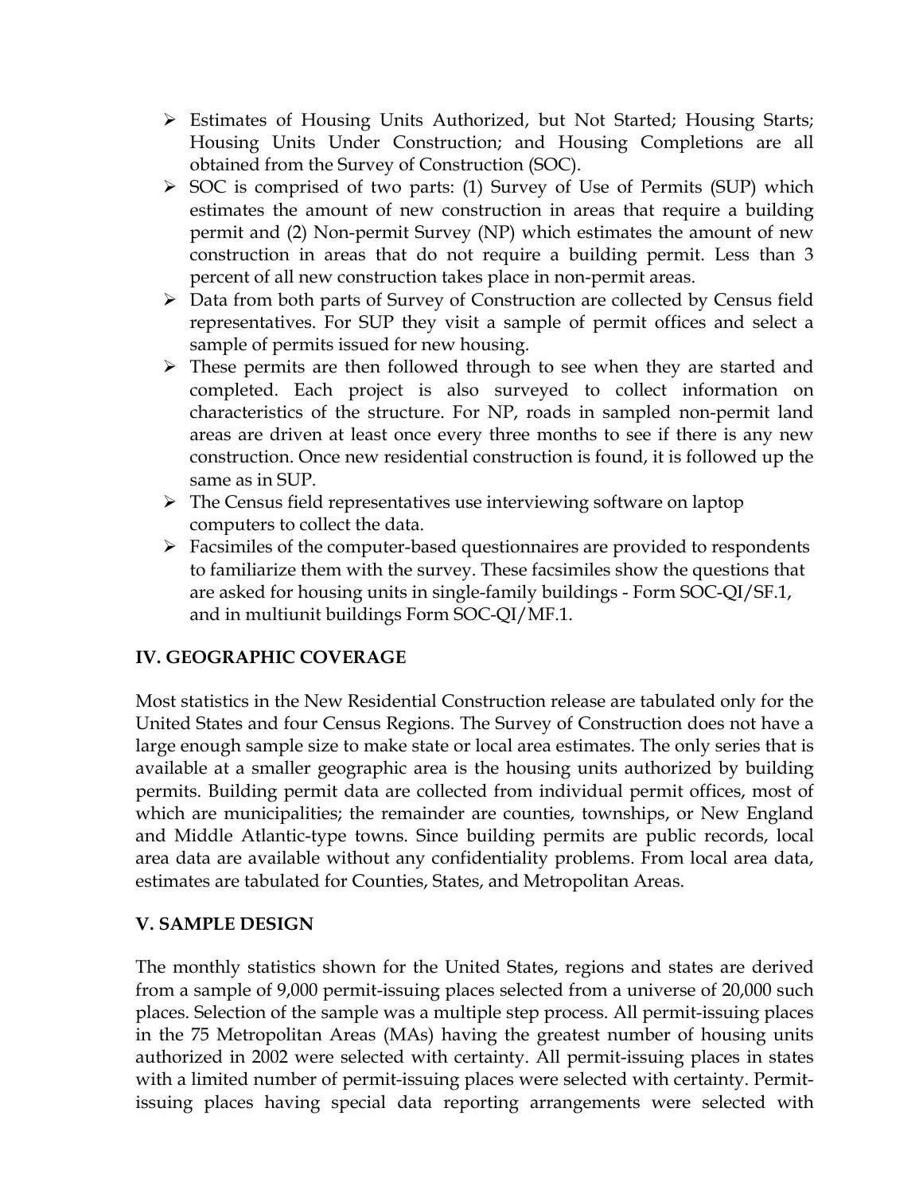- Estimates of Housing Units Authorized, but Not Started; Housing Starts; Housing Units Under Construction; and Housing Completions are all obtained from the Survey of Construction (SOC).
- SOC is comprised of two parts: (1) Survey of Use of Permits (SUP) which estimates the amount of new construction in areas that require a building permit and (2) Non-permit Survey (NP) which estimates the amount of new construction in areas that do not require a building permit. Less than 3 percent of all new construction takes place in non-permit areas.
- Data from both parts of Survey of Construction are collected by Census field representatives. For SUP they visit a sample of permit offices and select a sample of permits issued for new housing.
- These permits are then followed through to see when they are started and completed. Each project is also surveyed to collect information on characteristics of the structure. For NP, roads in sampled non-permit land areas are driven at least once every three months to see if there is any new construction. Once new residential construction is found, it is followed up the same as in SUP.
- The Census field representatives use interviewing software on laptop computers to collect the data.
- Facsimiles of the computer-based questionnaires are provided to respondents to familiarize them with the survey. These facsimiles show the questions that are asked for housing units in single-family buildings - Form SOC-QI/SF.1, and in multiunit buildings Form SOC-QI/MF.1.

## IV. GEOGRAPHIC COVERAGE

Most statistics in the New Residential Construction release are tabulated only for the United States and four Census Regions. The Survey of Construction does not have a large enough sample size to make state or local area estimates. The only series that is available at a smaller geographic area is the housing units authorized by building permits. Building permit data are collected from individual permit offices, most of which are municipalities; the remainder are counties, townships, or New England and Middle Atlantic-type towns. Since building permits are public records, local area data are available without any confidentiality problems. From local area data, estimates are tabulated for Counties, States, and Metropolitan Areas.

## V. SAMPLE DESIGN

The monthly statistics shown for the United States, regions and states are derived from a sample of 9,000 permit-issuing places selected from a universe of 20,000 such places. Selection of the sample was a multiple step process. All permit-issuing places in the 75 Metropolitan Areas (MAs) having the greatest number of housing units authorized in 2002 were selected with certainty. All permit-issuing places in states with a limited number of permit-issuing places were selected with certainty. Permit-issuing places having special data reporting arrangements were selected with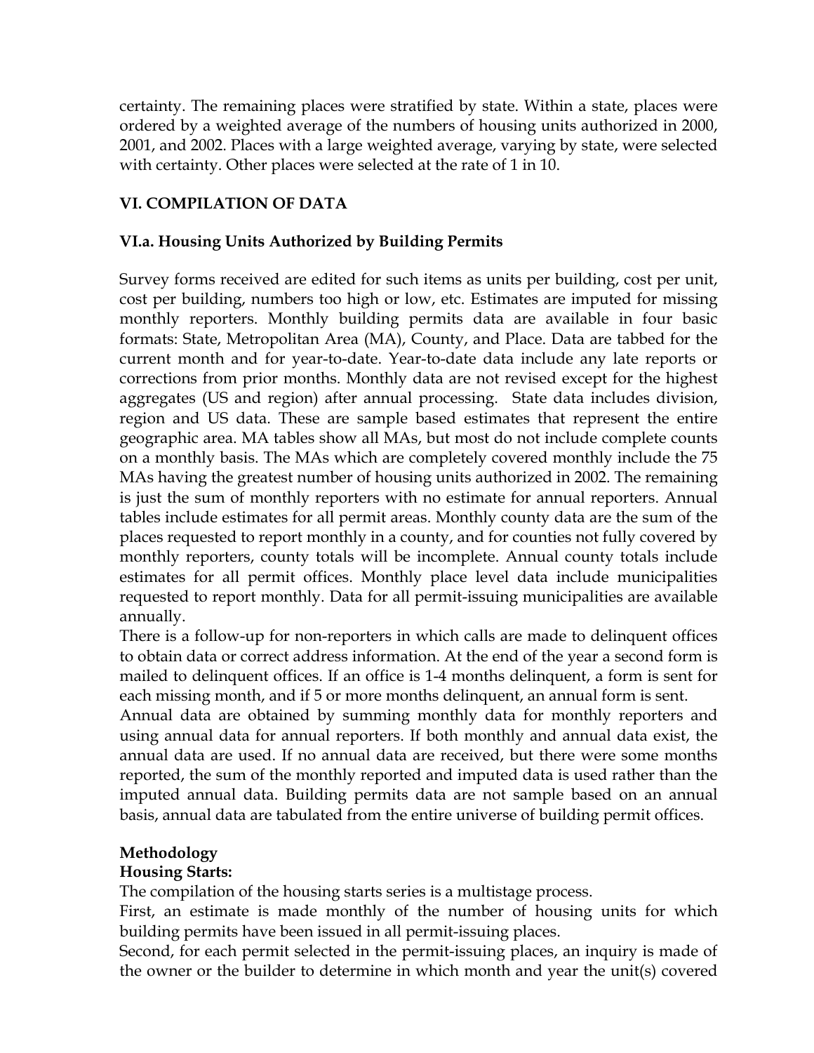certainty. The remaining places were stratified by state. Within a state, places were ordered by a weighted average of the numbers of housing units authorized in 2000, 2001, and 2002. Places with a large weighted average, varying by state, were selected with certainty. Other places were selected at the rate of 1 in 10.

## VI. COMPILATION OF DATA

### VI.a. Housing Units Authorized by Building Permits

Survey forms received are edited for such items as units per building, cost per unit, cost per building, numbers too high or low, etc. Estimates are imputed for missing monthly reporters. Monthly building permits data are available in four basic formats: State, Metropolitan Area (MA), County, and Place. Data are tabbed for the current month and for year-to-date. Year-to-date data include any late reports or corrections from prior months. Monthly data are not revised except for the highest aggregates (US and region) after annual processing. State data includes division, region and US data. These are sample based estimates that represent the entire geographic area. MA tables show all MAs, but most do not include complete counts on a monthly basis. The MAs which are completely covered monthly include the 75 MAs having the greatest number of housing units authorized in 2002. The remaining is just the sum of monthly reporters with no estimate for annual reporters. Annual tables include estimates for all permit areas. Monthly county data are the sum of the places requested to report monthly in a county, and for counties not fully covered by monthly reporters, county totals will be incomplete. Annual county totals include estimates for all permit offices. Monthly place level data include municipalities requested to report monthly. Data for all permit-issuing municipalities are available annually.

There is a follow-up for non-reporters in which calls are made to delinquent offices to obtain data or correct address information. At the end of the year a second form is mailed to delinquent offices. If an office is 1-4 months delinquent, a form is sent for each missing month, and if 5 or more months delinquent, an annual form is sent.

Annual data are obtained by summing monthly data for monthly reporters and using annual data for annual reporters. If both monthly and annual data exist, the annual data are used. If no annual data are received, but there were some months reported, the sum of the monthly reported and imputed data is used rather than the imputed annual data. Building permits data are not sample based on an annual basis, annual data are tabulated from the entire universe of building permit offices.

**Methodology**

**Housing Starts:**

The compilation of the housing starts series is a multistage process.

First, an estimate is made monthly of the number of housing units for which building permits have been issued in all permit-issuing places.

Second, for each permit selected in the permit-issuing places, an inquiry is made of the owner or the builder to determine in which month and year the unit(s) covered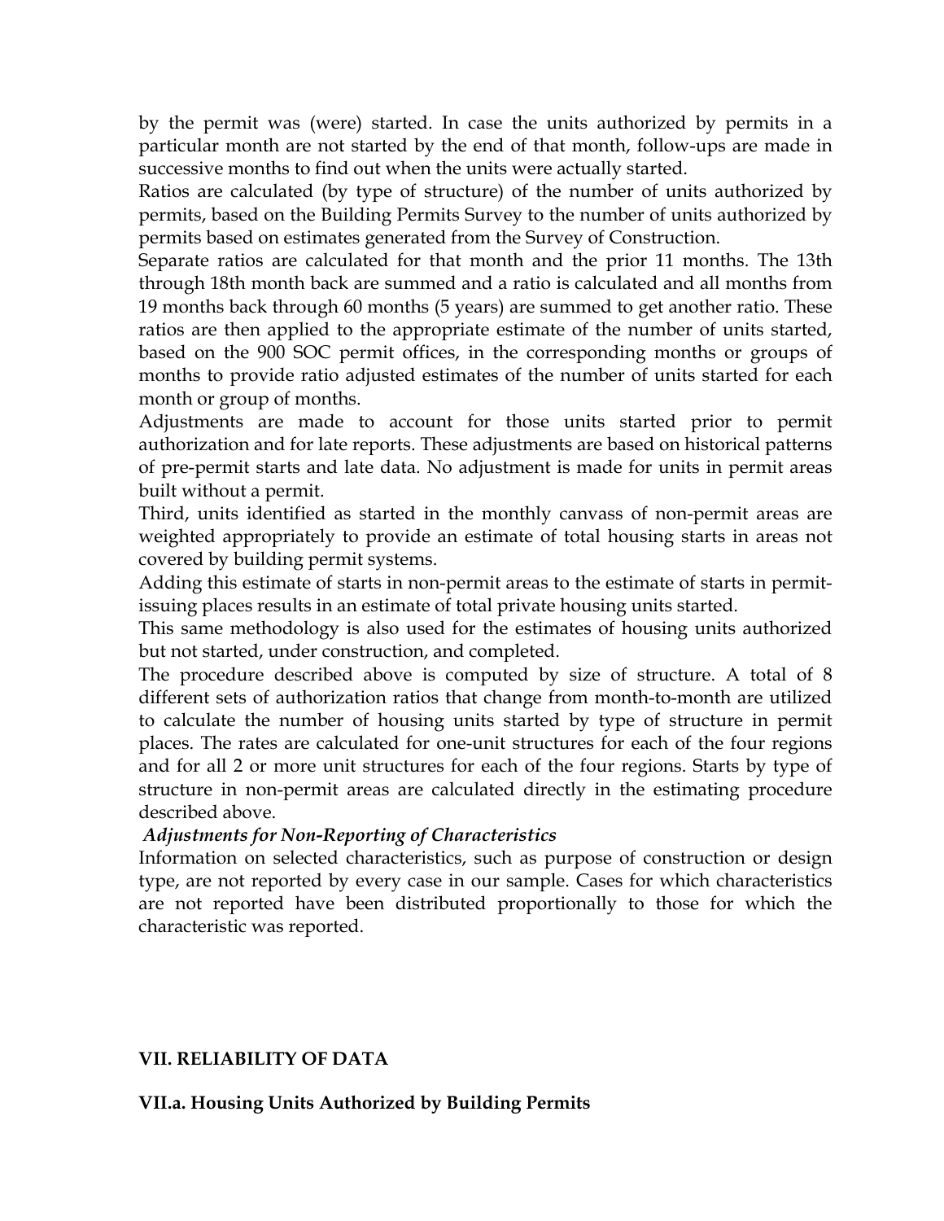by the permit was (were) started. In case the units authorized by permits in a particular month are not started by the end of that month, follow-ups are made in successive months to find out when the units were actually started.

Ratios are calculated (by type of structure) of the number of units authorized by permits, based on the Building Permits Survey to the number of units authorized by permits based on estimates generated from the Survey of Construction.

Separate ratios are calculated for that month and the prior 11 months. The 13th through 18th month back are summed and a ratio is calculated and all months from 19 months back through 60 months (5 years) are summed to get another ratio. These ratios are then applied to the appropriate estimate of the number of units started, based on the 900 SOC permit offices, in the corresponding months or groups of months to provide ratio adjusted estimates of the number of units started for each month or group of months.

Adjustments are made to account for those units started prior to permit authorization and for late reports. These adjustments are based on historical patterns of pre-permit starts and late data. No adjustment is made for units in permit areas built without a permit.

Third, units identified as started in the monthly canvass of non-permit areas are weighted appropriately to provide an estimate of total housing starts in areas not covered by building permit systems.

Adding this estimate of starts in non-permit areas to the estimate of starts in permit-issuing places results in an estimate of total private housing units started.

This same methodology is also used for the estimates of housing units authorized but not started, under construction, and completed.

The procedure described above is computed by size of structure. A total of 8 different sets of authorization ratios that change from month-to-month are utilized to calculate the number of housing units started by type of structure in permit places. The rates are calculated for one-unit structures for each of the four regions and for all 2 or more unit structures for each of the four regions. Starts by type of structure in non-permit areas are calculated directly in the estimating procedure described above.

***Adjustments for Non-Reporting of Characteristics***

Information on selected characteristics, such as purpose of construction or design type, are not reported by every case in our sample. Cases for which characteristics are not reported have been distributed proportionally to those for which the characteristic was reported.

## VII. RELIABILITY OF DATA

### VII.a. Housing Units Authorized by Building Permits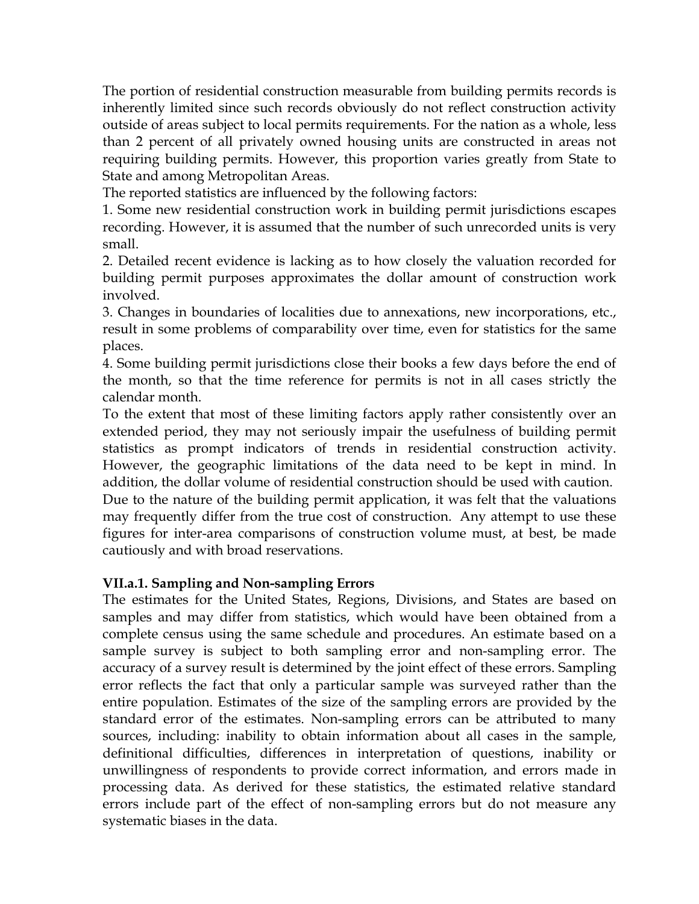The portion of residential construction measurable from building permits records is inherently limited since such records obviously do not reflect construction activity outside of areas subject to local permits requirements. For the nation as a whole, less than 2 percent of all privately owned housing units are constructed in areas not requiring building permits. However, this proportion varies greatly from State to State and among Metropolitan Areas.

The reported statistics are influenced by the following factors:

1. Some new residential construction work in building permit jurisdictions escapes recording. However, it is assumed that the number of such unrecorded units is very small.
2. Detailed recent evidence is lacking as to how closely the valuation recorded for building permit purposes approximates the dollar amount of construction work involved.
3. Changes in boundaries of localities due to annexations, new incorporations, etc., result in some problems of comparability over time, even for statistics for the same places.
4. Some building permit jurisdictions close their books a few days before the end of the month, so that the time reference for permits is not in all cases strictly the calendar month.

To the extent that most of these limiting factors apply rather consistently over an extended period, they may not seriously impair the usefulness of building permit statistics as prompt indicators of trends in residential construction activity. However, the geographic limitations of the data need to be kept in mind. In addition, the dollar volume of residential construction should be used with caution. Due to the nature of the building permit application, it was felt that the valuations may frequently differ from the true cost of construction. Any attempt to use these figures for inter-area comparisons of construction volume must, at best, be made cautiously and with broad reservations.

**VII.a.1. Sampling and Non-sampling Errors**

The estimates for the United States, Regions, Divisions, and States are based on samples and may differ from statistics, which would have been obtained from a complete census using the same schedule and procedures. An estimate based on a sample survey is subject to both sampling error and non-sampling error. The accuracy of a survey result is determined by the joint effect of these errors. Sampling error reflects the fact that only a particular sample was surveyed rather than the entire population. Estimates of the size of the sampling errors are provided by the standard error of the estimates. Non-sampling errors can be attributed to many sources, including: inability to obtain information about all cases in the sample, definitional difficulties, differences in interpretation of questions, inability or unwillingness of respondents to provide correct information, and errors made in processing data. As derived for these statistics, the estimated relative standard errors include part of the effect of non-sampling errors but do not measure any systematic biases in the data.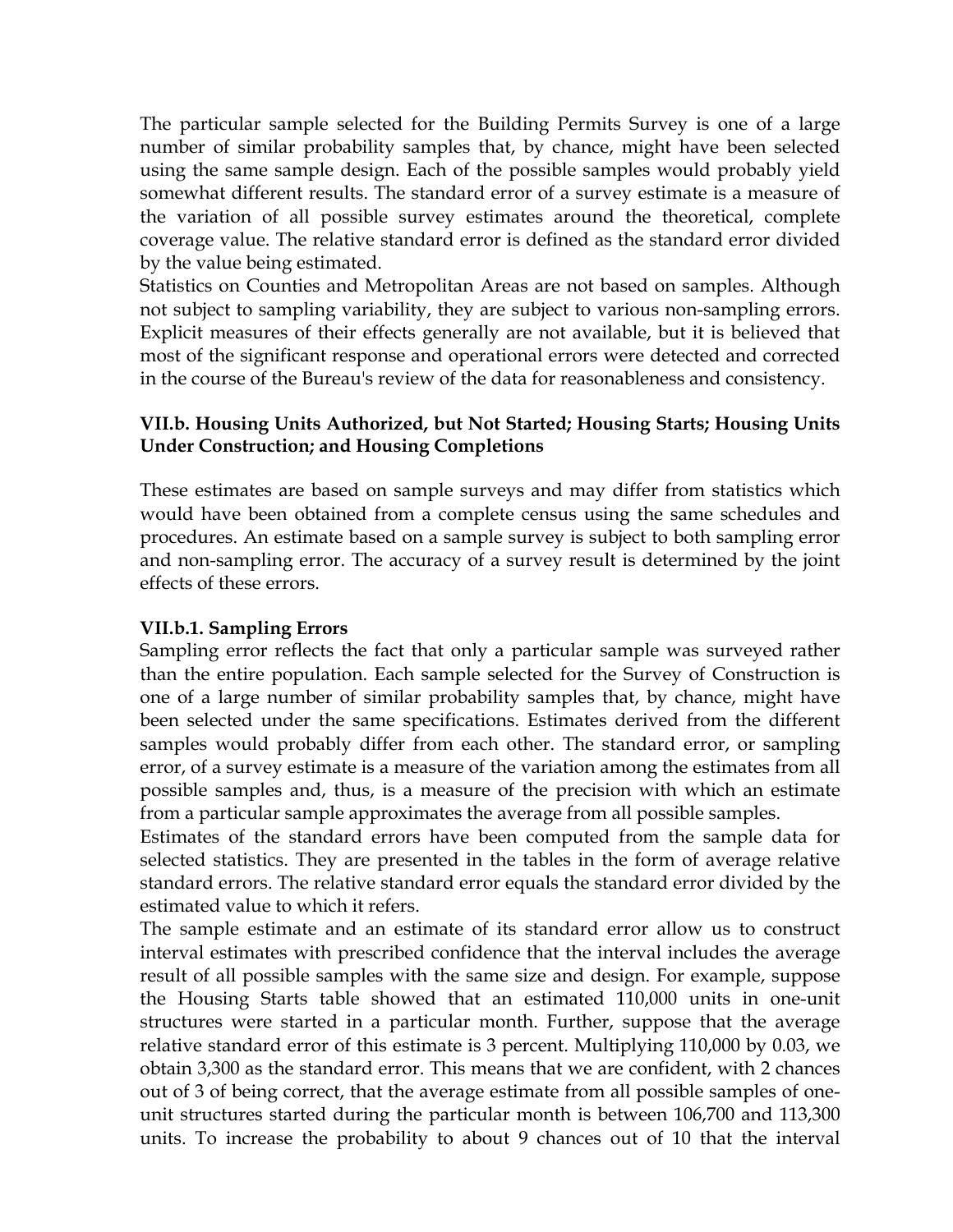The particular sample selected for the Building Permits Survey is one of a large number of similar probability samples that, by chance, might have been selected using the same sample design. Each of the possible samples would probably yield somewhat different results. The standard error of a survey estimate is a measure of the variation of all possible survey estimates around the theoretical, complete coverage value. The relative standard error is defined as the standard error divided by the value being estimated.

Statistics on Counties and Metropolitan Areas are not based on samples. Although not subject to sampling variability, they are subject to various non-sampling errors. Explicit measures of their effects generally are not available, but it is believed that most of the significant response and operational errors were detected and corrected in the course of the Bureau's review of the data for reasonableness and consistency.

### VII.b. Housing Units Authorized, but Not Started; Housing Starts; Housing Units Under Construction; and Housing Completions

These estimates are based on sample surveys and may differ from statistics which would have been obtained from a complete census using the same schedules and procedures. An estimate based on a sample survey is subject to both sampling error and non-sampling error. The accuracy of a survey result is determined by the joint effects of these errors.

#### VII.b.1. Sampling Errors

Sampling error reflects the fact that only a particular sample was surveyed rather than the entire population. Each sample selected for the Survey of Construction is one of a large number of similar probability samples that, by chance, might have been selected under the same specifications. Estimates derived from the different samples would probably differ from each other. The standard error, or sampling error, of a survey estimate is a measure of the variation among the estimates from all possible samples and, thus, is a measure of the precision with which an estimate from a particular sample approximates the average from all possible samples.

Estimates of the standard errors have been computed from the sample data for selected statistics. They are presented in the tables in the form of average relative standard errors. The relative standard error equals the standard error divided by the estimated value to which it refers.

The sample estimate and an estimate of its standard error allow us to construct interval estimates with prescribed confidence that the interval includes the average result of all possible samples with the same size and design. For example, suppose the Housing Starts table showed that an estimated 110,000 units in one-unit structures were started in a particular month. Further, suppose that the average relative standard error of this estimate is 3 percent. Multiplying 110,000 by 0.03, we obtain 3,300 as the standard error. This means that we are confident, with 2 chances out of 3 of being correct, that the average estimate from all possible samples of one-unit structures started during the particular month is between 106,700 and 113,300 units. To increase the probability to about 9 chances out of 10 that the interval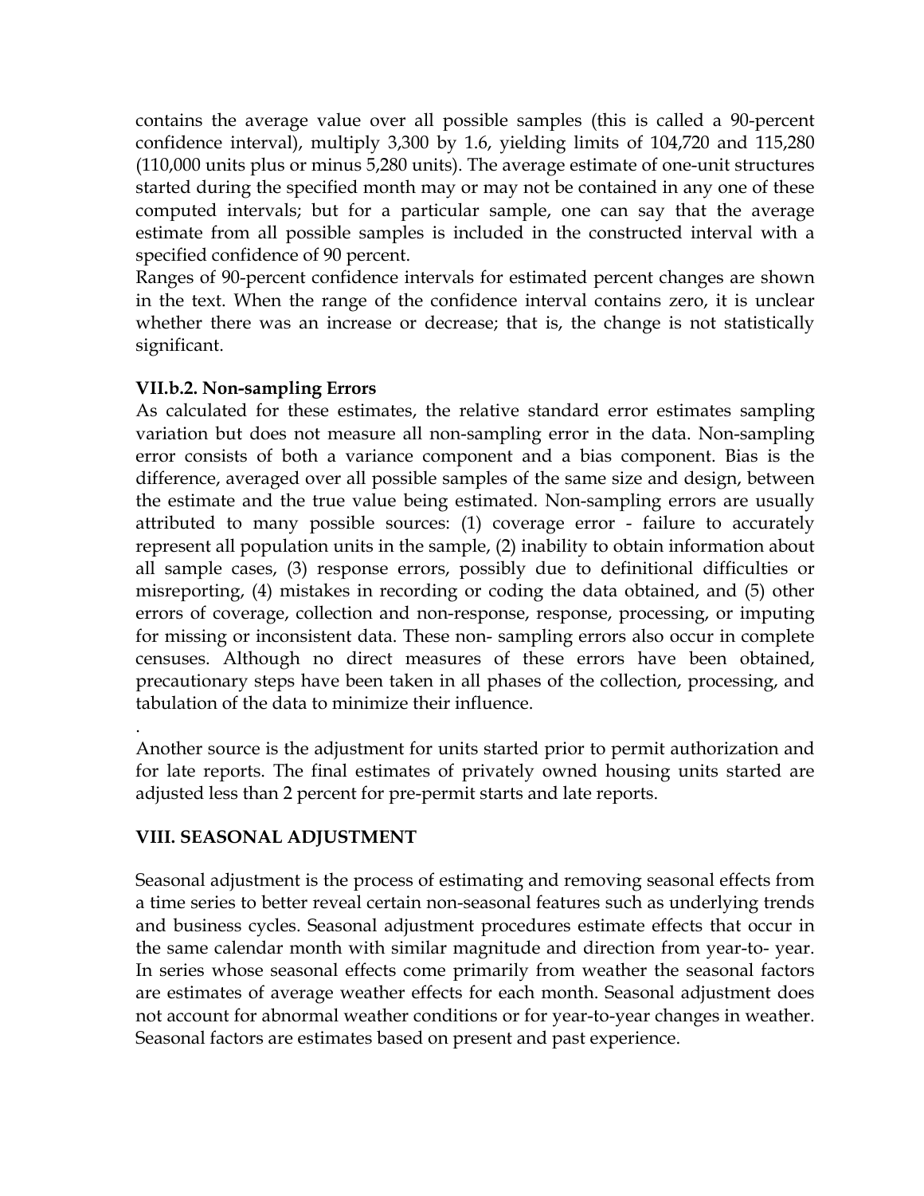contains the average value over all possible samples (this is called a 90-percent confidence interval), multiply 3,300 by 1.6, yielding limits of 104,720 and 115,280 (110,000 units plus or minus 5,280 units). The average estimate of one-unit structures started during the specified month may or may not be contained in any one of these computed intervals; but for a particular sample, one can say that the average estimate from all possible samples is included in the constructed interval with a specified confidence of 90 percent.

Ranges of 90-percent confidence intervals for estimated percent changes are shown in the text. When the range of the confidence interval contains zero, it is unclear whether there was an increase or decrease; that is, the change is not statistically significant.

### VII.b.2. Non-sampling Errors

As calculated for these estimates, the relative standard error estimates sampling variation but does not measure all non-sampling error in the data. Non-sampling error consists of both a variance component and a bias component. Bias is the difference, averaged over all possible samples of the same size and design, between the estimate and the true value being estimated. Non-sampling errors are usually attributed to many possible sources: (1) coverage error - failure to accurately represent all population units in the sample, (2) inability to obtain information about all sample cases, (3) response errors, possibly due to definitional difficulties or misreporting, (4) mistakes in recording or coding the data obtained, and (5) other errors of coverage, collection and non-response, response, processing, or imputing for missing or inconsistent data. These non- sampling errors also occur in complete censuses. Although no direct measures of these errors have been obtained, precautionary steps have been taken in all phases of the collection, processing, and tabulation of the data to minimize their influence.

.

Another source is the adjustment for units started prior to permit authorization and for late reports. The final estimates of privately owned housing units started are adjusted less than 2 percent for pre-permit starts and late reports.

## VIII. SEASONAL ADJUSTMENT

Seasonal adjustment is the process of estimating and removing seasonal effects from a time series to better reveal certain non-seasonal features such as underlying trends and business cycles. Seasonal adjustment procedures estimate effects that occur in the same calendar month with similar magnitude and direction from year-to- year. In series whose seasonal effects come primarily from weather the seasonal factors are estimates of average weather effects for each month. Seasonal adjustment does not account for abnormal weather conditions or for year-to-year changes in weather. Seasonal factors are estimates based on present and past experience.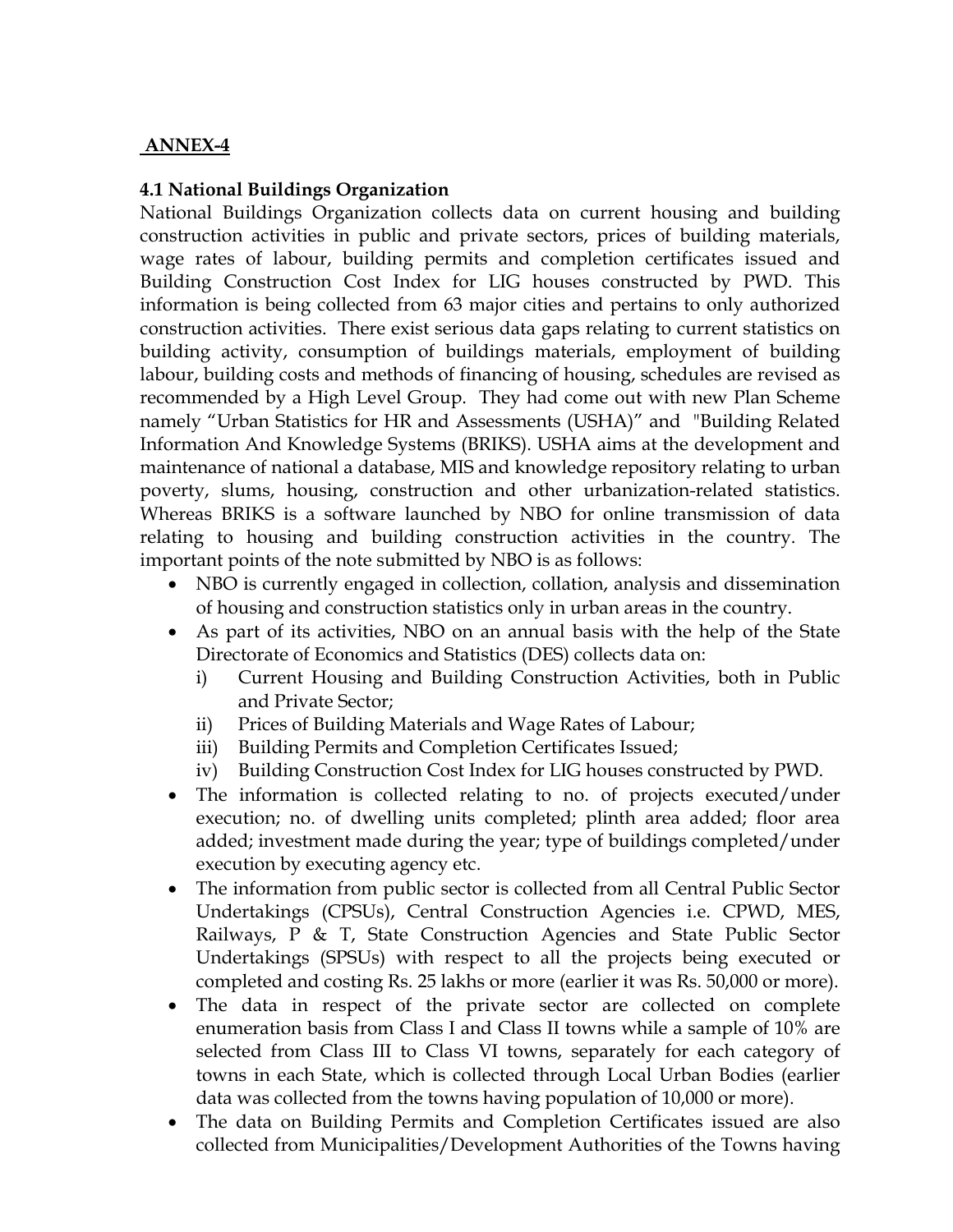## ANNEX-4

### 4.1 National Buildings Organization

National Buildings Organization collects data on current housing and building construction activities in public and private sectors, prices of building materials, wage rates of labour, building permits and completion certificates issued and Building Construction Cost Index for LIG houses constructed by PWD. This information is being collected from 63 major cities and pertains to only authorized construction activities. There exist serious data gaps relating to current statistics on building activity, consumption of buildings materials, employment of building labour, building costs and methods of financing of housing, schedules are revised as recommended by a High Level Group. They had come out with new Plan Scheme namely "Urban Statistics for HR and Assessments (USHA)" and "Building Related Information And Knowledge Systems (BRIKS). USHA aims at the development and maintenance of national a database, MIS and knowledge repository relating to urban poverty, slums, housing, construction and other urbanization-related statistics. Whereas BRIKS is a software launched by NBO for online transmission of data relating to housing and building construction activities in the country. The important points of the note submitted by NBO is as follows:

- NBO is currently engaged in collection, collation, analysis and dissemination of housing and construction statistics only in urban areas in the country.
- As part of its activities, NBO on an annual basis with the help of the State Directorate of Economics and Statistics (DES) collects data on:
  - i) Current Housing and Building Construction Activities, both in Public and Private Sector;
  - ii) Prices of Building Materials and Wage Rates of Labour;
  - iii) Building Permits and Completion Certificates Issued;
  - iv) Building Construction Cost Index for LIG houses constructed by PWD.
- The information is collected relating to no. of projects executed/under execution; no. of dwelling units completed; plinth area added; floor area added; investment made during the year; type of buildings completed/under execution by executing agency etc.
- The information from public sector is collected from all Central Public Sector Undertakings (CPSUs), Central Construction Agencies i.e. CPWD, MES, Railways, P & T, State Construction Agencies and State Public Sector Undertakings (SPSUs) with respect to all the projects being executed or completed and costing Rs. 25 lakhs or more (earlier it was Rs. 50,000 or more).
- The data in respect of the private sector are collected on complete enumeration basis from Class I and Class II towns while a sample of 10% are selected from Class III to Class VI towns, separately for each category of towns in each State, which is collected through Local Urban Bodies (earlier data was collected from the towns having population of 10,000 or more).
- The data on Building Permits and Completion Certificates issued are also collected from Municipalities/Development Authorities of the Towns having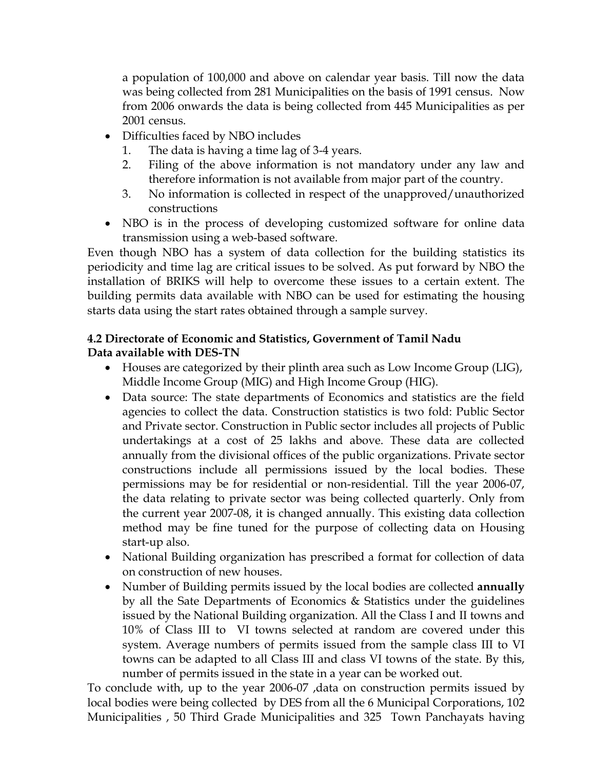a population of 100,000 and above on calendar year basis. Till now the data was being collected from 281 Municipalities on the basis of 1991 census. Now from 2006 onwards the data is being collected from 445 Municipalities as per 2001 census.

- Difficulties faced by NBO includes
  1. The data is having a time lag of 3-4 years.
  2. Filing of the above information is not mandatory under any law and therefore information is not available from major part of the country.
  3. No information is collected in respect of the unapproved/unauthorized constructions
- NBO is in the process of developing customized software for online data transmission using a web-based software.

Even though NBO has a system of data collection for the building statistics its periodicity and time lag are critical issues to be solved. As put forward by NBO the installation of BRIKS will help to overcome these issues to a certain extent. The building permits data available with NBO can be used for estimating the housing starts data using the start rates obtained through a sample survey.

**4.2 Directorate of Economic and Statistics, Government of Tamil Nadu**
**Data available with DES-TN**

- Houses are categorized by their plinth area such as Low Income Group (LIG), Middle Income Group (MIG) and High Income Group (HIG).
- Data source: The state departments of Economics and statistics are the field agencies to collect the data. Construction statistics is two fold: Public Sector and Private sector. Construction in Public sector includes all projects of Public undertakings at a cost of 25 lakhs and above. These data are collected annually from the divisional offices of the public organizations. Private sector constructions include all permissions issued by the local bodies. These permissions may be for residential or non-residential. Till the year 2006-07, the data relating to private sector was being collected quarterly. Only from the current year 2007-08, it is changed annually. This existing data collection method may be fine tuned for the purpose of collecting data on Housing start-up also.
- National Building organization has prescribed a format for collection of data on construction of new houses.
- Number of Building permits issued by the local bodies are collected **annually** by all the Sate Departments of Economics & Statistics under the guidelines issued by the National Building organization. All the Class I and II towns and 10% of Class III to VI towns selected at random are covered under this system. Average numbers of permits issued from the sample class III to VI towns can be adapted to all Class III and class VI towns of the state. By this, number of permits issued in the state in a year can be worked out.

To conclude with, up to the year 2006-07 ,data on construction permits issued by local bodies were being collected by DES from all the 6 Municipal Corporations, 102 Municipalities , 50 Third Grade Municipalities and 325 Town Panchayats having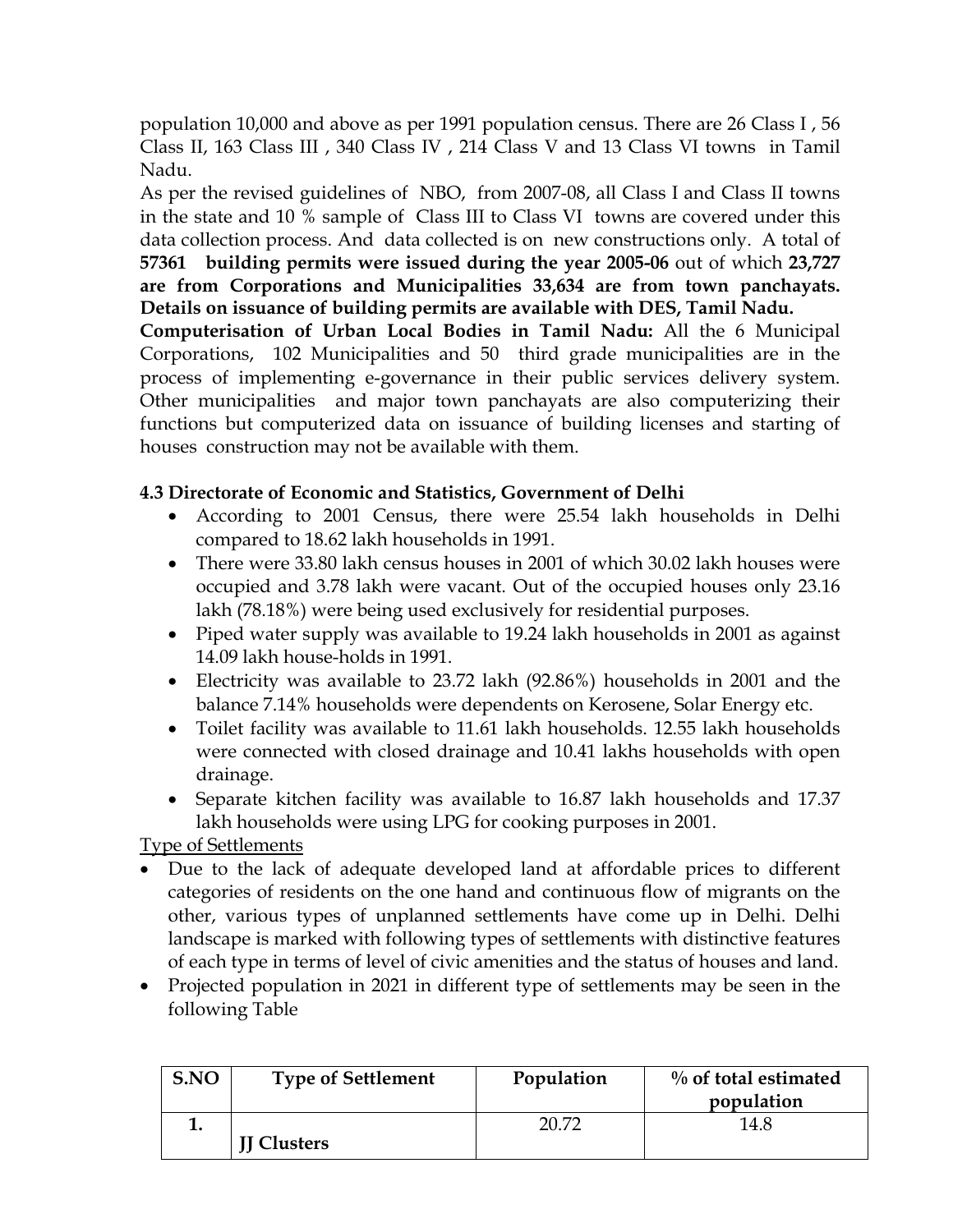population 10,000 and above as per 1991 population census. There are 26 Class I , 56 Class II, 163 Class III , 340 Class IV , 214 Class V and 13 Class VI towns in Tamil Nadu.

As per the revised guidelines of NBO, from 2007-08, all Class I and Class II towns in the state and 10 % sample of Class III to Class VI towns are covered under this data collection process. And data collected is on new constructions only. A total of **57361 building permits were issued during the year 2005-06** out of which **23,727 are from Corporations and Municipalities 33,634 are from town panchayats. Details on issuance of building permits are available with DES, Tamil Nadu.**

**Computerisation of Urban Local Bodies in Tamil Nadu:** All the 6 Municipal Corporations, 102 Municipalities and 50 third grade municipalities are in the process of implementing e-governance in their public services delivery system. Other municipalities and major town panchayats are also computerizing their functions but computerized data on issuance of building licenses and starting of houses construction may not be available with them.

### 4.3 Directorate of Economic and Statistics, Government of Delhi

- According to 2001 Census, there were 25.54 lakh households in Delhi compared to 18.62 lakh households in 1991.
- There were 33.80 lakh census houses in 2001 of which 30.02 lakh houses were occupied and 3.78 lakh were vacant. Out of the occupied houses only 23.16 lakh (78.18%) were being used exclusively for residential purposes.
- Piped water supply was available to 19.24 lakh households in 2001 as against 14.09 lakh house-holds in 1991.
- Electricity was available to 23.72 lakh (92.86%) households in 2001 and the balance 7.14% households were dependents on Kerosene, Solar Energy etc.
- Toilet facility was available to 11.61 lakh households. 12.55 lakh households were connected with closed drainage and 10.41 lakhs households with open drainage.
- Separate kitchen facility was available to 16.87 lakh households and 17.37 lakh households were using LPG for cooking purposes in 2001.

Type of Settlements

- Due to the lack of adequate developed land at affordable prices to different categories of residents on the one hand and continuous flow of migrants on the other, various types of unplanned settlements have come up in Delhi. Delhi landscape is marked with following types of settlements with distinctive features of each type in terms of level of civic amenities and the status of houses and land.
- Projected population in 2021 in different type of settlements may be seen in the following Table

| S.NO | Type of Settlement | Population | % of total estimated population |
|---|---|---|---|
| 1. | JJ Clusters | 20.72 | 14.8 |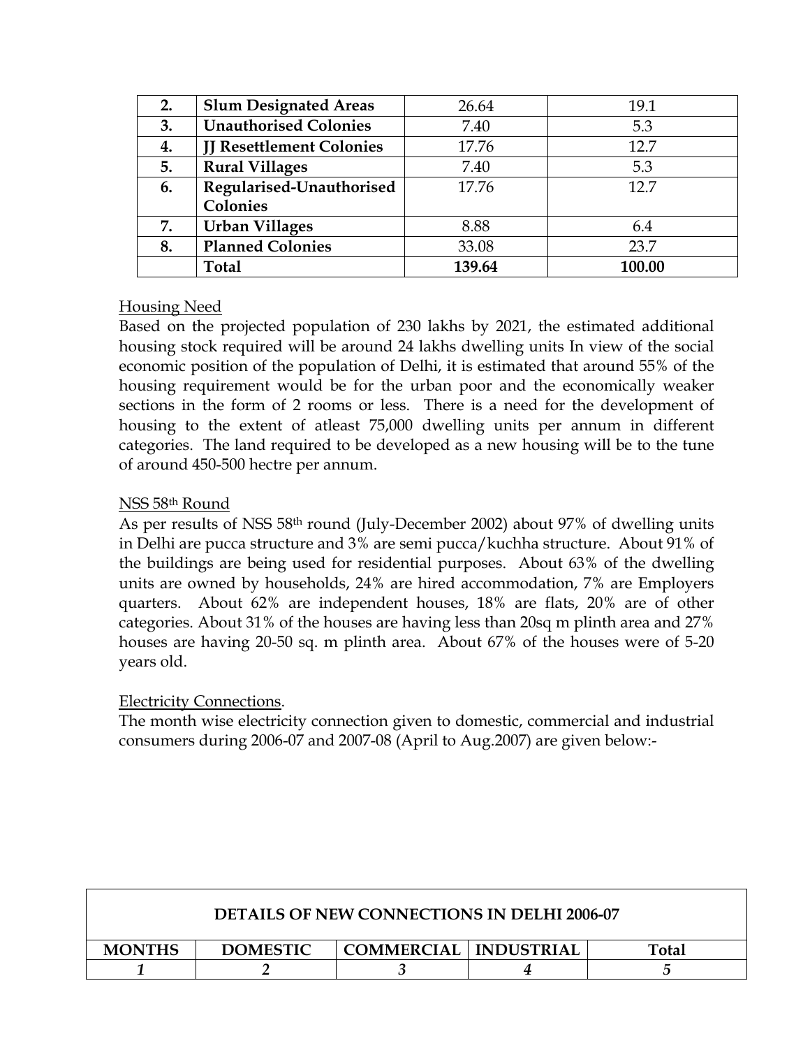| 2. | **Slum Designated Areas** | 26.64 | 19.1 |
|---|---|---|---|
| 3. | **Unauthorised Colonies** | 7.40 | 5.3 |
| 4. | **JJ Resettlement Colonies** | 17.76 | 12.7 |
| 5. | **Rural Villages** | 7.40 | 5.3 |
| 6. | **Regularised-Unauthorised Colonies** | 17.76 | 12.7 |
| 7. | **Urban Villages** | 8.88 | 6.4 |
| 8. | **Planned Colonies** | 33.08 | 23.7 |
| | **Total** | **139.64** | **100.00** |

Housing Need

Based on the projected population of 230 lakhs by 2021, the estimated additional housing stock required will be around 24 lakhs dwelling units In view of the social economic position of the population of Delhi, it is estimated that around 55% of the housing requirement would be for the urban poor and the economically weaker sections in the form of 2 rooms or less. There is a need for the development of housing to the extent of atleast 75,000 dwelling units per annum in different categories. The land required to be developed as a new housing will be to the tune of around 450-500 hectre per annum.

NSS 58th Round

As per results of NSS 58th round (July-December 2002) about 97% of dwelling units in Delhi are pucca structure and 3% are semi pucca/kuchha structure. About 91% of the buildings are being used for residential purposes. About 63% of the dwelling units are owned by households, 24% are hired accommodation, 7% are Employers quarters. About 62% are independent houses, 18% are flats, 20% are of other categories. About 31% of the houses are having less than 20sq m plinth area and 27% houses are having 20-50 sq. m plinth area. About 67% of the houses were of 5-20 years old.

Electricity Connections.

The month wise electricity connection given to domestic, commercial and industrial consumers during 2006-07 and 2007-08 (April to Aug.2007) are given below:-

**DETAILS OF NEW CONNECTIONS IN DELHI 2006-07**

| MONTHS | DOMESTIC | COMMERCIAL | INDUSTRIAL | Total |
|---|---|---|---|---|
| *1* | *2* | *3* | *4* | *5* |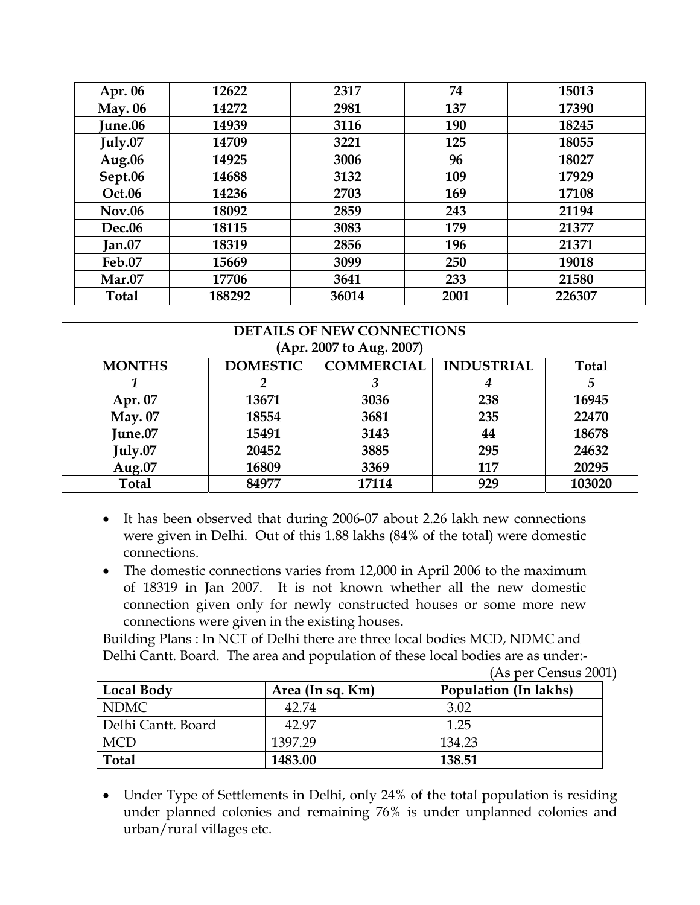| Apr. 06 | 12622 | 2317 | 74 | 15013 |
|---|---|---|---|---|
| May. 06 | 14272 | 2981 | 137 | 17390 |
| June.06 | 14939 | 3116 | 190 | 18245 |
| July.07 | 14709 | 3221 | 125 | 18055 |
| Aug.06 | 14925 | 3006 | 96 | 18027 |
| Sept.06 | 14688 | 3132 | 109 | 17929 |
| Oct.06 | 14236 | 2703 | 169 | 17108 |
| Nov.06 | 18092 | 2859 | 243 | 21194 |
| Dec.06 | 18115 | 3083 | 179 | 21377 |
| Jan.07 | 18319 | 2856 | 196 | 21371 |
| Feb.07 | 15669 | 3099 | 250 | 19018 |
| Mar.07 | 17706 | 3641 | 233 | 21580 |
| Total | 188292 | 36014 | 2001 | 226307 |

| DETAILS OF NEW CONNECTIONS (Apr. 2007 to Aug. 2007) | | | | |
|---|---|---|---|---|
| MONTHS | DOMESTIC | COMMERCIAL | INDUSTRIAL | Total |
| 1 | 2 | 3 | 4 | 5 |
| Apr. 07 | 13671 | 3036 | 238 | 16945 |
| May. 07 | 18554 | 3681 | 235 | 22470 |
| June.07 | 15491 | 3143 | 44 | 18678 |
| July.07 | 20452 | 3885 | 295 | 24632 |
| Aug.07 | 16809 | 3369 | 117 | 20295 |
| Total | 84977 | 17114 | 929 | 103020 |

- It has been observed that during 2006-07 about 2.26 lakh new connections were given in Delhi. Out of this 1.88 lakhs (84% of the total) were domestic connections.
- The domestic connections varies from 12,000 in April 2006 to the maximum of 18319 in Jan 2007. It is not known whether all the new domestic connection given only for newly constructed houses or some more new connections were given in the existing houses.

Building Plans : In NCT of Delhi there are three local bodies MCD, NDMC and Delhi Cantt. Board. The area and population of these local bodies are as under:-

(As per Census 2001)

| Local Body | Area (In sq. Km) | Population (In lakhs) |
|---|---|---|
| NDMC | 42.74 | 3.02 |
| Delhi Cantt. Board | 42.97 | 1.25 |
| MCD | 1397.29 | 134.23 |
| **Total** | **1483.00** | **138.51** |

- Under Type of Settlements in Delhi, only 24% of the total population is residing under planned colonies and remaining 76% is under unplanned colonies and urban/rural villages etc.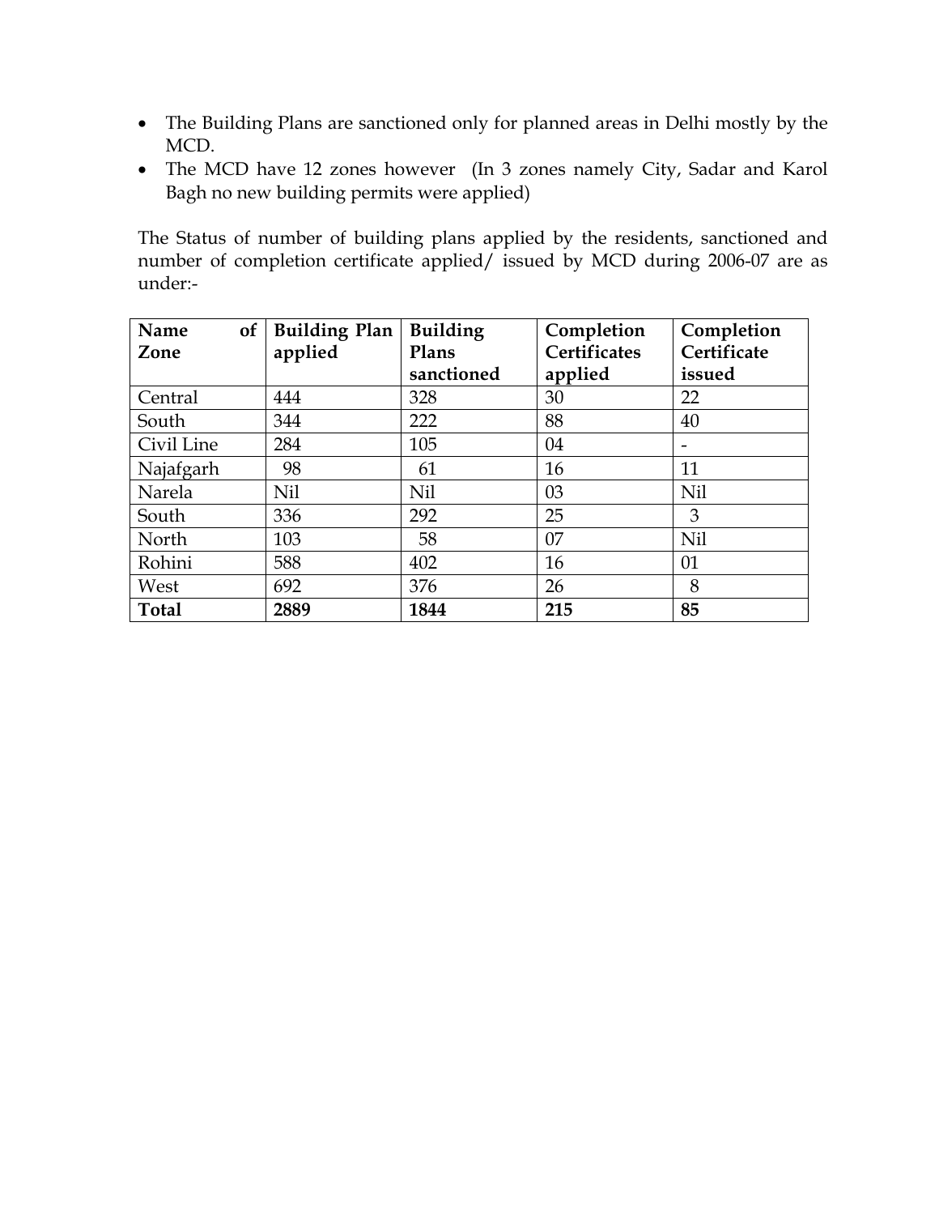- The Building Plans are sanctioned only for planned areas in Delhi mostly by the MCD.
- The MCD have 12 zones however (In 3 zones namely City, Sadar and Karol Bagh no new building permits were applied)

The Status of number of building plans applied by the residents, sanctioned and number of completion certificate applied/ issued by MCD during 2006-07 are as under:-

| Name of Zone | Building Plan applied | Building Plans sanctioned | Completion Certificates applied | Completion Certificate issued |
|---|---|---|---|---|
| Central | 444 | 328 | 30 | 22 |
| South | 344 | 222 | 88 | 40 |
| Civil Line | 284 | 105 | 04 | - |
| Najafgarh | 98 | 61 | 16 | 11 |
| Narela | Nil | Nil | 03 | Nil |
| South | 336 | 292 | 25 | 3 |
| North | 103 | 58 | 07 | Nil |
| Rohini | 588 | 402 | 16 | 01 |
| West | 692 | 376 | 26 | 8 |
| **Total** | **2889** | **1844** | **215** | **85** |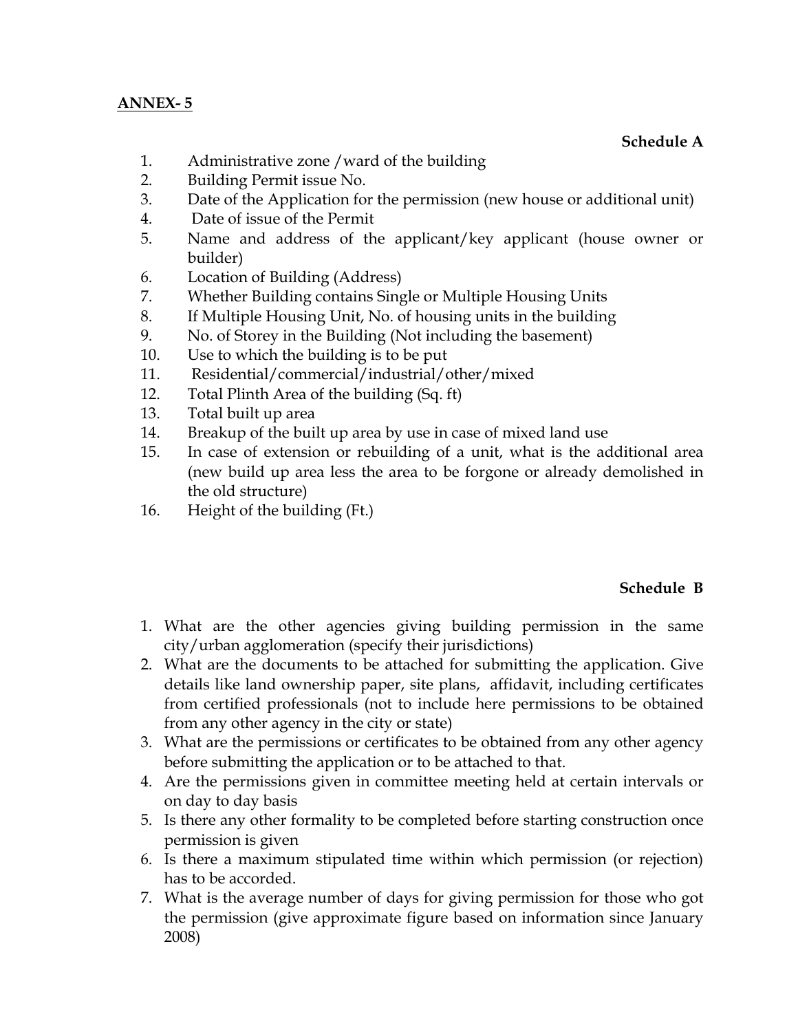**ANNEX- 5**

**Schedule A**

1. Administrative zone /ward of the building
2. Building Permit issue No.
3. Date of the Application for the permission (new house or additional unit)
4. Date of issue of the Permit
5. Name and address of the applicant/key applicant (house owner or builder)
6. Location of Building (Address)
7. Whether Building contains Single or Multiple Housing Units
8. If Multiple Housing Unit, No. of housing units in the building
9. No. of Storey in the Building (Not including the basement)
10. Use to which the building is to be put
11. Residential/commercial/industrial/other/mixed
12. Total Plinth Area of the building (Sq. ft)
13. Total built up area
14. Breakup of the built up area by use in case of mixed land use
15. In case of extension or rebuilding of a unit, what is the additional area (new build up area less the area to be forgone or already demolished in the old structure)
16. Height of the building (Ft.)

**Schedule B**

1. What are the other agencies giving building permission in the same city/urban agglomeration (specify their jurisdictions)
2. What are the documents to be attached for submitting the application. Give details like land ownership paper, site plans, affidavit, including certificates from certified professionals (not to include here permissions to be obtained from any other agency in the city or state)
3. What are the permissions or certificates to be obtained from any other agency before submitting the application or to be attached to that.
4. Are the permissions given in committee meeting held at certain intervals or on day to day basis
5. Is there any other formality to be completed before starting construction once permission is given
6. Is there a maximum stipulated time within which permission (or rejection) has to be accorded.
7. What is the average number of days for giving permission for those who got the permission (give approximate figure based on information since January 2008)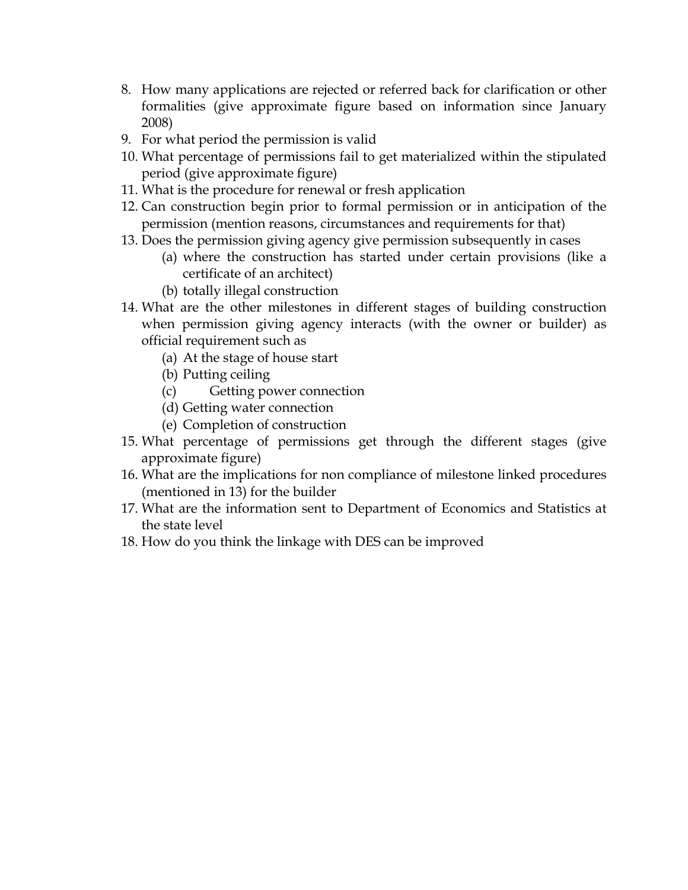8. How many applications are rejected or referred back for clarification or other formalities (give approximate figure based on information since January 2008)
9. For what period the permission is valid
10. What percentage of permissions fail to get materialized within the stipulated period (give approximate figure)
11. What is the procedure for renewal or fresh application
12. Can construction begin prior to formal permission or in anticipation of the permission (mention reasons, circumstances and requirements for that)
13. Does the permission giving agency give permission subsequently in cases
    (a) where the construction has started under certain provisions (like a certificate of an architect)
    (b) totally illegal construction
14. What are the other milestones in different stages of building construction when permission giving agency interacts (with the owner or builder) as official requirement such as
    (a) At the stage of house start
    (b) Putting ceiling
    (c) Getting power connection
    (d) Getting water connection
    (e) Completion of construction
15. What percentage of permissions get through the different stages (give approximate figure)
16. What are the implications for non compliance of milestone linked procedures (mentioned in 13) for the builder
17. What are the information sent to Department of Economics and Statistics at the state level
18. How do you think the linkage with DES can be improved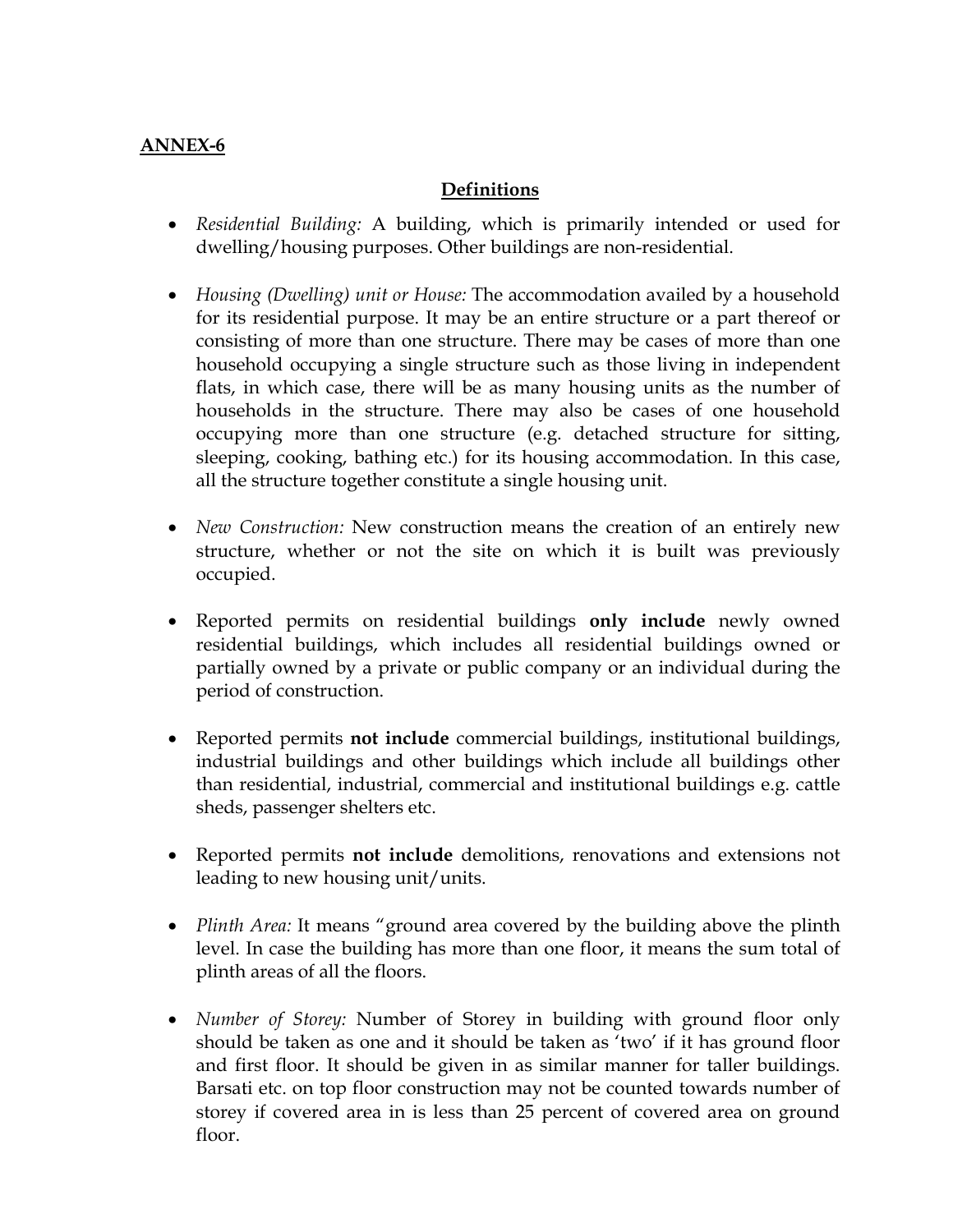**ANNEX-6**

## Definitions

- *Residential Building:* A building, which is primarily intended or used for dwelling/housing purposes. Other buildings are non-residential.

- *Housing (Dwelling) unit or House:* The accommodation availed by a household for its residential purpose. It may be an entire structure or a part thereof or consisting of more than one structure. There may be cases of more than one household occupying a single structure such as those living in independent flats, in which case, there will be as many housing units as the number of households in the structure. There may also be cases of one household occupying more than one structure (e.g. detached structure for sitting, sleeping, cooking, bathing etc.) for its housing accommodation. In this case, all the structure together constitute a single housing unit.

- *New Construction:* New construction means the creation of an entirely new structure, whether or not the site on which it is built was previously occupied.

- Reported permits on residential buildings **only include** newly owned residential buildings, which includes all residential buildings owned or partially owned by a private or public company or an individual during the period of construction.

- Reported permits **not include** commercial buildings, institutional buildings, industrial buildings and other buildings which include all buildings other than residential, industrial, commercial and institutional buildings e.g. cattle sheds, passenger shelters etc.

- Reported permits **not include** demolitions, renovations and extensions not leading to new housing unit/units.

- *Plinth Area:* It means "ground area covered by the building above the plinth level. In case the building has more than one floor, it means the sum total of plinth areas of all the floors.

- *Number of Storey:* Number of Storey in building with ground floor only should be taken as one and it should be taken as 'two' if it has ground floor and first floor. It should be given in as similar manner for taller buildings. Barsati etc. on top floor construction may not be counted towards number of storey if covered area in is less than 25 percent of covered area on ground floor.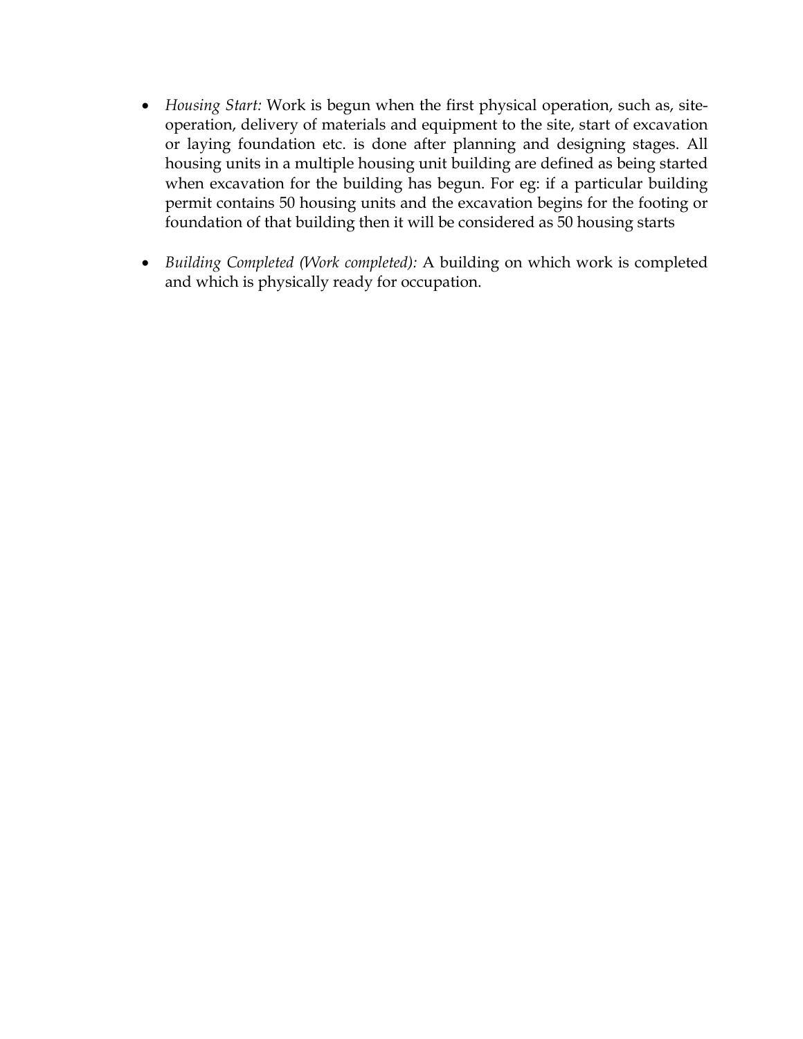- *Housing Start:* Work is begun when the first physical operation, such as, site-operation, delivery of materials and equipment to the site, start of excavation or laying foundation etc. is done after planning and designing stages. All housing units in a multiple housing unit building are defined as being started when excavation for the building has begun. For eg: if a particular building permit contains 50 housing units and the excavation begins for the footing or foundation of that building then it will be considered as 50 housing starts

- *Building Completed (Work completed):* A building on which work is completed and which is physically ready for occupation.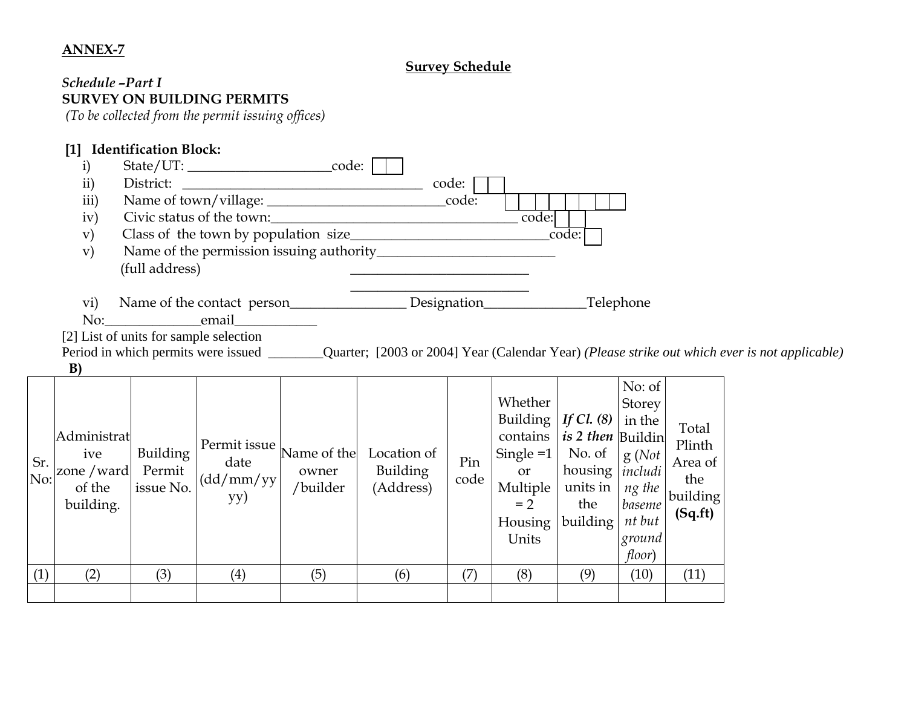**ANNEX-7**

**Survey Schedule**

*Schedule –Part I*

**SURVEY ON BUILDING PERMITS**

*(To be collected from the permit issuing offices)*

**[1] Identification Block:**

i) State/UT: _____________________code: ☐☐

ii) District: ___________________________________ code: ☐☐

iii) Name of town/village: _________________________code: ☐☐☐☐☐☐☐☐

iv) Civic status of the town:____________________________________ code:☐☐

v) Class of the town by population size____________________________code: ☐

v) Name of the permission issuing authority__________________________

(full address) __________________________

__________________________

vi) Name of the contact person_________________ Designation_______________Telephone No:______________email____________

[2] List of units for sample selection

Period in which permits were issued ________Quarter; [2003 or 2004] Year (Calendar Year) *(Please strike out which ever is not applicable)*

**B)**

| Sr. No: | Administrative zone /ward of the building. | Building Permit issue No. | Permit issue date (dd/mm/yyyy) | Name of the owner /builder | Location of Building (Address) | Pin code | Whether Building contains Single =1 or Multiple = 2 Housing Units | ***If Cl. (8) is 2 then*** No. of housing units in the building | No: of Storey in the Building (*Not including the basement but ground floor*) | Total Plinth Area of the building **(Sq.ft)** |
|---|---|---|---|---|---|---|---|---|---|---|
| (1) | (2) | (3) | (4) | (5) | (6) | (7) | (8) | (9) | (10) | (11) |
| | | | | | | | | | | |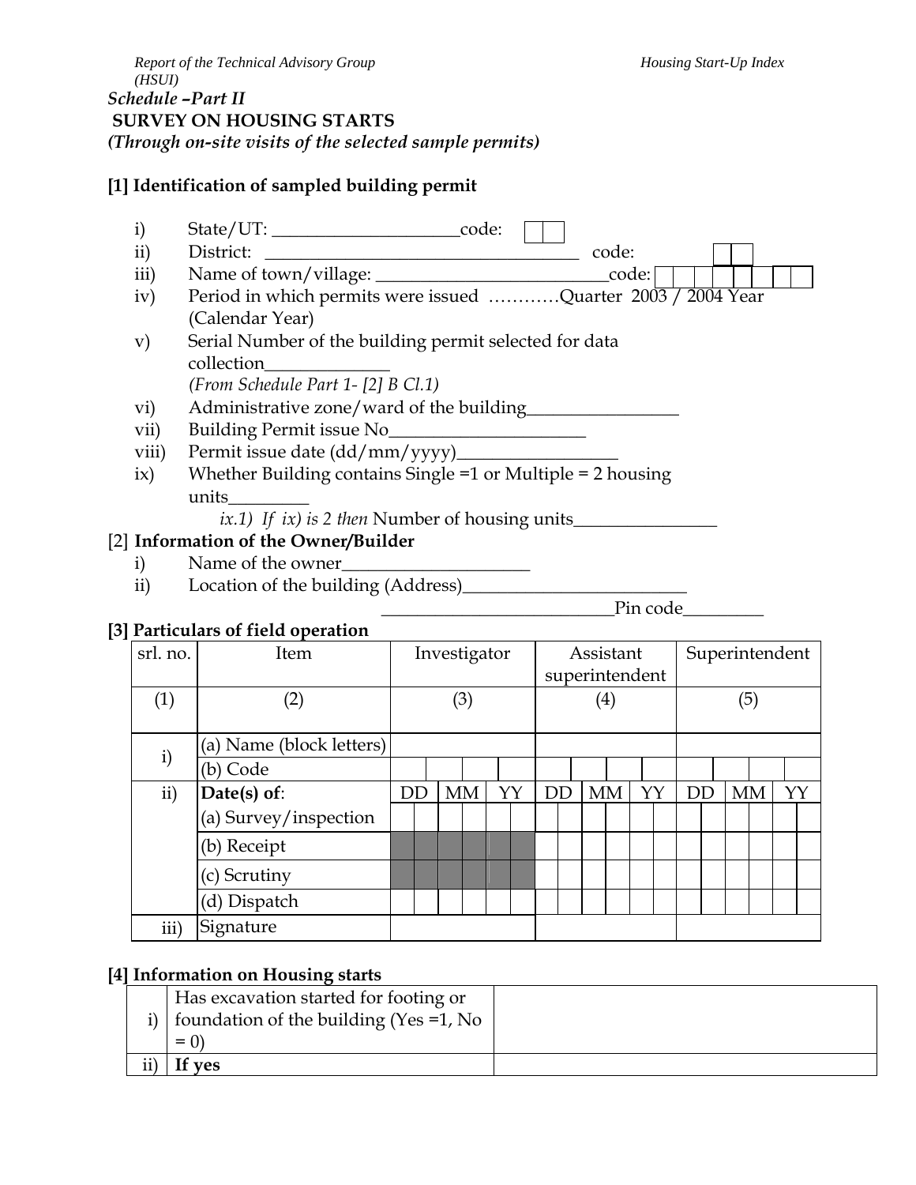*Schedule –Part II*

**SURVEY ON HOUSING STARTS**

***(Through on-site visits of the selected sample permits)***

**[1] Identification of sampled building permit**

i) State/UT: _____________________code: 

ii) District: ____________________________________ code: 

iii) Name of town/village: __________________________code: 

iv) Period in which permits were issued …………Quarter 2003 / 2004 Year (Calendar Year)

v) Serial Number of the building permit selected for data collection______________
*(From Schedule Part 1- [2] B Cl.1)*

vi) Administrative zone/ward of the building_________________

vii) Building Permit issue No______________________

viii) Permit issue date (dd/mm/yyyy)__________________

ix) Whether Building contains Single =1 or Multiple = 2 housing units_________

*ix.1) If ix) is 2 then* Number of housing units________________

[2] **Information of the Owner/Builder**

i) Name of the owner_____________________

ii) Location of the building (Address)_________________________
__________________________Pin code_________

**[3] Particulars of field operation**

| srl. no. | Item | Investigator | Assistant superintendent | Superintendent |
|---|---|---|---|---|
| (1) | (2) | (3) | (4) | (5) |
| i) | (a) Name (block letters) | | | |
| | (b) Code | | | |
| ii) | **Date(s) of**: | DD MM YY | DD MM YY | DD MM YY |
| | (a) Survey/inspection | | | |
| | (b) Receipt | | | |
| | (c) Scrutiny | | | |
| | (d) Dispatch | | | |
| iii) | Signature | | | |

**[4] Information on Housing starts**

| | | |
|---|---|---|
| i) | Has excavation started for footing or foundation of the building (Yes =1, No = 0) | |
| ii) | **If yes** | |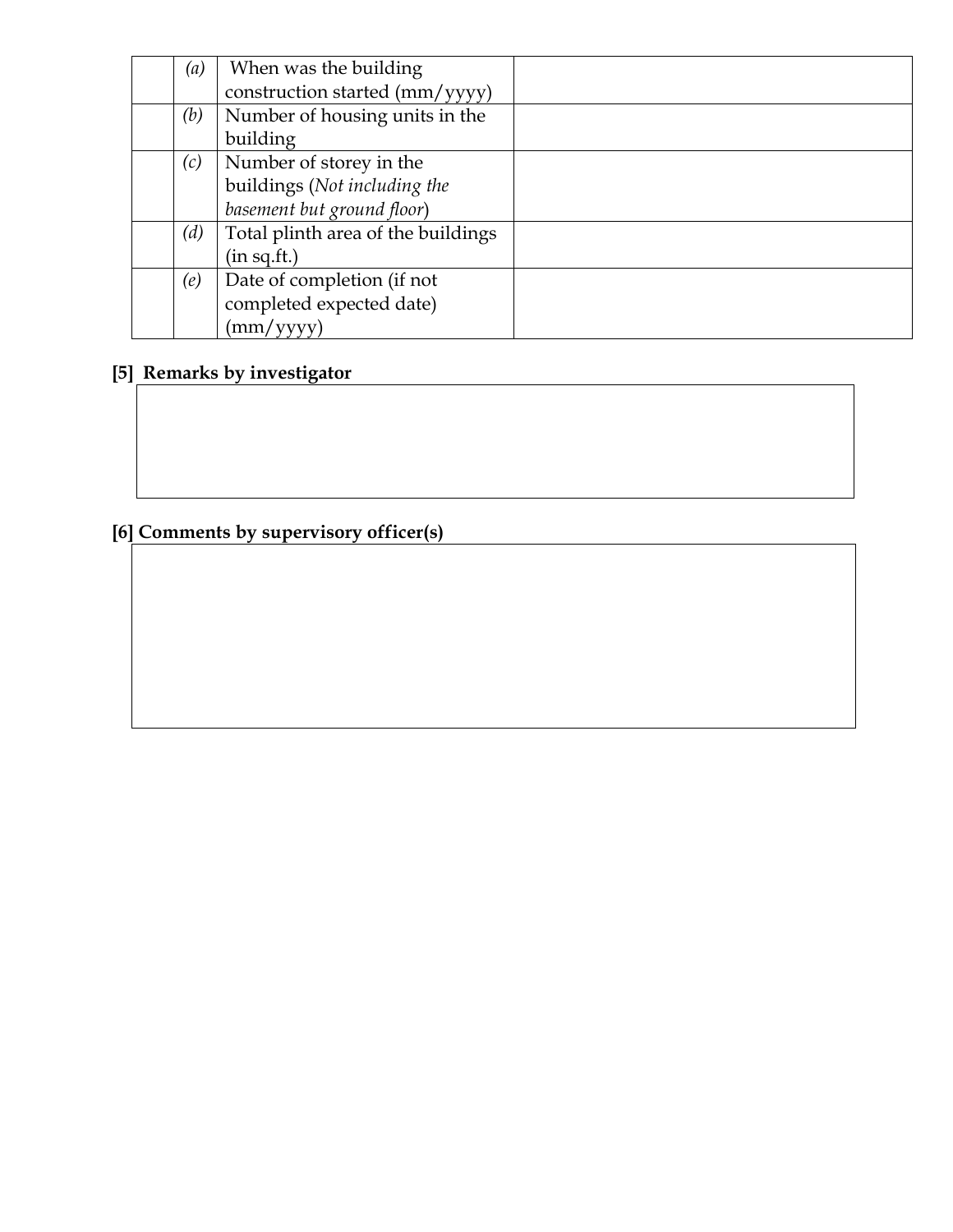| | | | |
|---|---|---|---|
| | *(a)* | When was the building construction started (mm/yyyy) | |
| | *(b)* | Number of housing units in the building | |
| | *(c)* | Number of storey in the buildings (*Not including the basement but ground floor*) | |
| | *(d)* | Total plinth area of the buildings (in sq.ft.) | |
| | *(e)* | Date of completion (if not completed expected date) (mm/yyyy) | |

**[5] Remarks by investigator**

| |
|---|
| |

**[6] Comments by supervisory officer(s)**

| |
|---|
| |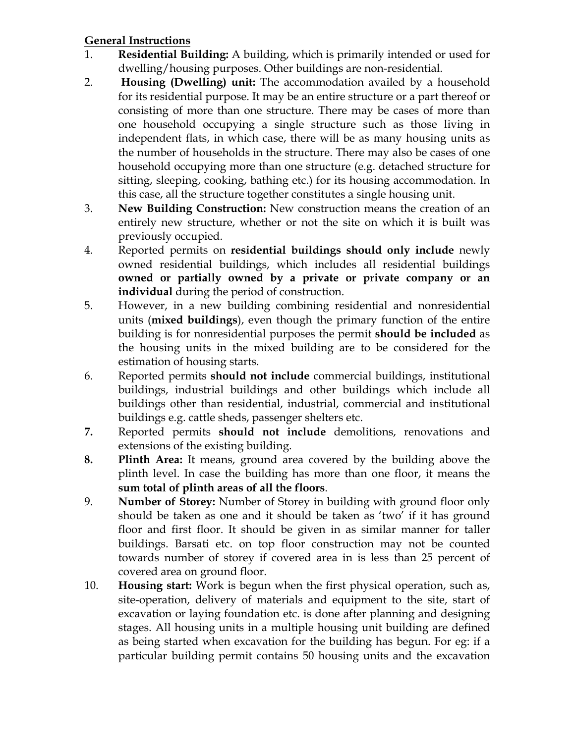**General Instructions**

1. **Residential Building:** A building, which is primarily intended or used for dwelling/housing purposes. Other buildings are non-residential.
2. **Housing (Dwelling) unit:** The accommodation availed by a household for its residential purpose. It may be an entire structure or a part thereof or consisting of more than one structure. There may be cases of more than one household occupying a single structure such as those living in independent flats, in which case, there will be as many housing units as the number of households in the structure. There may also be cases of one household occupying more than one structure (e.g. detached structure for sitting, sleeping, cooking, bathing etc.) for its housing accommodation. In this case, all the structure together constitutes a single housing unit.
3. **New Building Construction:** New construction means the creation of an entirely new structure, whether or not the site on which it is built was previously occupied.
4. Reported permits on **residential buildings should only include** newly owned residential buildings, which includes all residential buildings **owned or partially owned by a private or private company or an individual** during the period of construction.
5. However, in a new building combining residential and nonresidential units (**mixed buildings**), even though the primary function of the entire building is for nonresidential purposes the permit **should be included** as the housing units in the mixed building are to be considered for the estimation of housing starts.
6. Reported permits **should not include** commercial buildings, institutional buildings, industrial buildings and other buildings which include all buildings other than residential, industrial, commercial and institutional buildings e.g. cattle sheds, passenger shelters etc.
7. Reported permits **should not include** demolitions, renovations and extensions of the existing building.
8. **Plinth Area:** It means, ground area covered by the building above the plinth level. In case the building has more than one floor, it means the **sum total of plinth areas of all the floors**.
9. **Number of Storey:** Number of Storey in building with ground floor only should be taken as one and it should be taken as 'two' if it has ground floor and first floor. It should be given in as similar manner for taller buildings. Barsati etc. on top floor construction may not be counted towards number of storey if covered area in is less than 25 percent of covered area on ground floor.
10. **Housing start:** Work is begun when the first physical operation, such as, site-operation, delivery of materials and equipment to the site, start of excavation or laying foundation etc. is done after planning and designing stages. All housing units in a multiple housing unit building are defined as being started when excavation for the building has begun. For eg: if a particular building permit contains 50 housing units and the excavation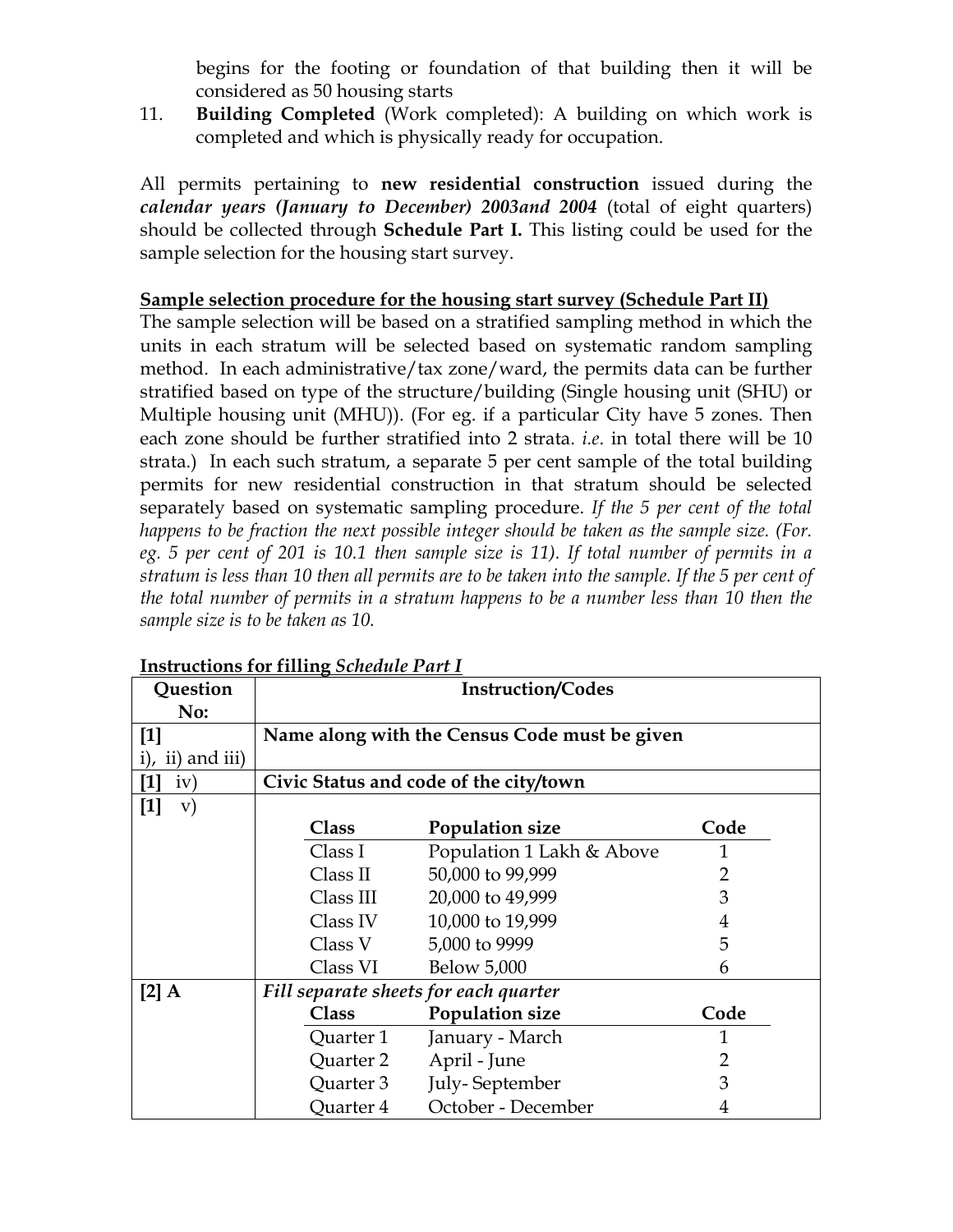begins for the footing or foundation of that building then it will be considered as 50 housing starts

11. **Building Completed** (Work completed): A building on which work is completed and which is physically ready for occupation.

All permits pertaining to **new residential construction** issued during the ***calendar years (January to December) 2003and 2004*** (total of eight quarters) should be collected through **Schedule Part I.** This listing could be used for the sample selection for the housing start survey.

**Sample selection procedure for the housing start survey (Schedule Part II)**

The sample selection will be based on a stratified sampling method in which the units in each stratum will be selected based on systematic random sampling method. In each administrative/tax zone/ward, the permits data can be further stratified based on type of the structure/building (Single housing unit (SHU) or Multiple housing unit (MHU)). (For eg. if a particular City have 5 zones. Then each zone should be further stratified into 2 strata. *i.e*. in total there will be 10 strata.) In each such stratum, a separate 5 per cent sample of the total building permits for new residential construction in that stratum should be selected separately based on systematic sampling procedure. *If the 5 per cent of the total happens to be fraction the next possible integer should be taken as the sample size. (For. eg. 5 per cent of 201 is 10.1 then sample size is 11). If total number of permits in a stratum is less than 10 then all permits are to be taken into the sample. If the 5 per cent of the total number of permits in a stratum happens to be a number less than 10 then the sample size is to be taken as 10.*

**Instructions for filling *Schedule Part I***

| Question No: | Instruction/Codes | | |
|---|---|---|---|
| [1] i), ii) and iii) | **Name along with the Census Code must be given** | | |
| [1] iv) | **Civic Status and code of the city/town** | | |
| [1] v) | **Class** | **Population size** | **Code** |
| | Class I | Population 1 Lakh & Above | 1 |
| | Class II | 50,000 to 99,999 | 2 |
| | Class III | 20,000 to 49,999 | 3 |
| | Class IV | 10,000 to 19,999 | 4 |
| | Class V | 5,000 to 9999 | 5 |
| | Class VI | Below 5,000 | 6 |
| [2] A | *Fill separate sheets for each quarter* | | |
| | **Class** | **Population size** | **Code** |
| | Quarter 1 | January - March | 1 |
| | Quarter 2 | April - June | 2 |
| | Quarter 3 | July- September | 3 |
| | Quarter 4 | October - December | 4 |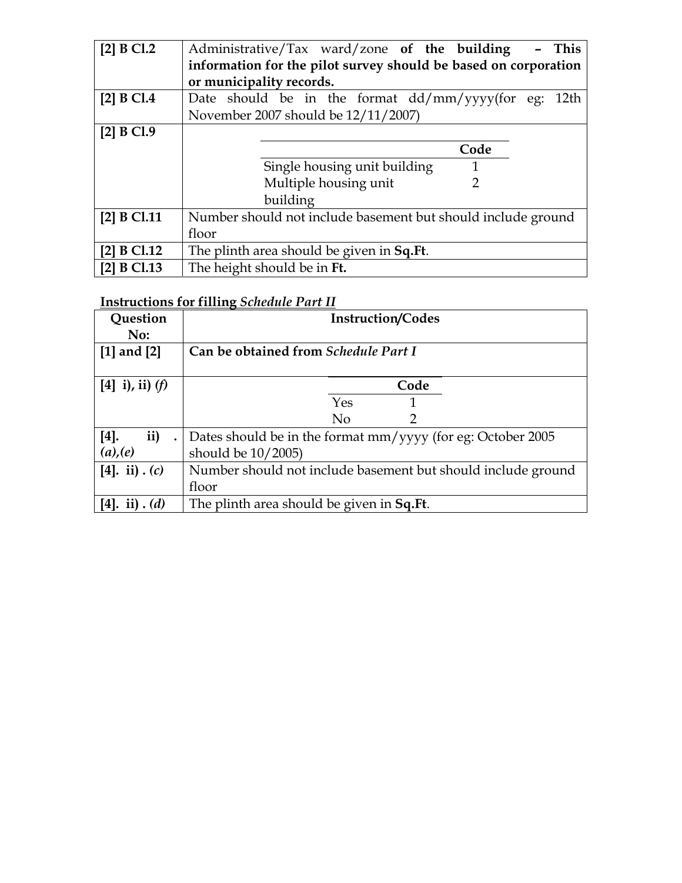| | |
|---|---|
| **[2] B Cl.2** | Administrative/Tax ward/zone **of the building – This information for the pilot survey should be based on corporation or municipality records.** |
| **[2] B Cl.4** | Date should be in the format dd/mm/yyyy(for eg: 12th November 2007 should be 12/11/2007) |
| **[2] B Cl.9** | \| \| **Code** \|<br>Single housing unit building 1<br>Multiple housing unit building 2 |
| **[2] B Cl.11** | Number should not include basement but should include ground floor |
| **[2] B Cl.12** | The plinth area should be given in **Sq.Ft**. |
| **[2] B Cl.13** | The height should be in **Ft.** |

**Instructions for filling *Schedule Part II***

| Question No: | Instruction/Codes |
|---|---|
| **[1] and [2]** | **Can be obtained from *Schedule Part I*** |
| **[4] i), ii) *(f)*** | **Code**<br>Yes 1<br>No 2 |
| **[4]. ii) . *(a),(e)*** | Dates should be in the format mm/yyyy (for eg: October 2005 should be 10/2005) |
| **[4]. ii) . *(c)*** | Number should not include basement but should include ground floor |
| **[4]. ii) . *(d)*** | The plinth area should be given in **Sq.Ft**. |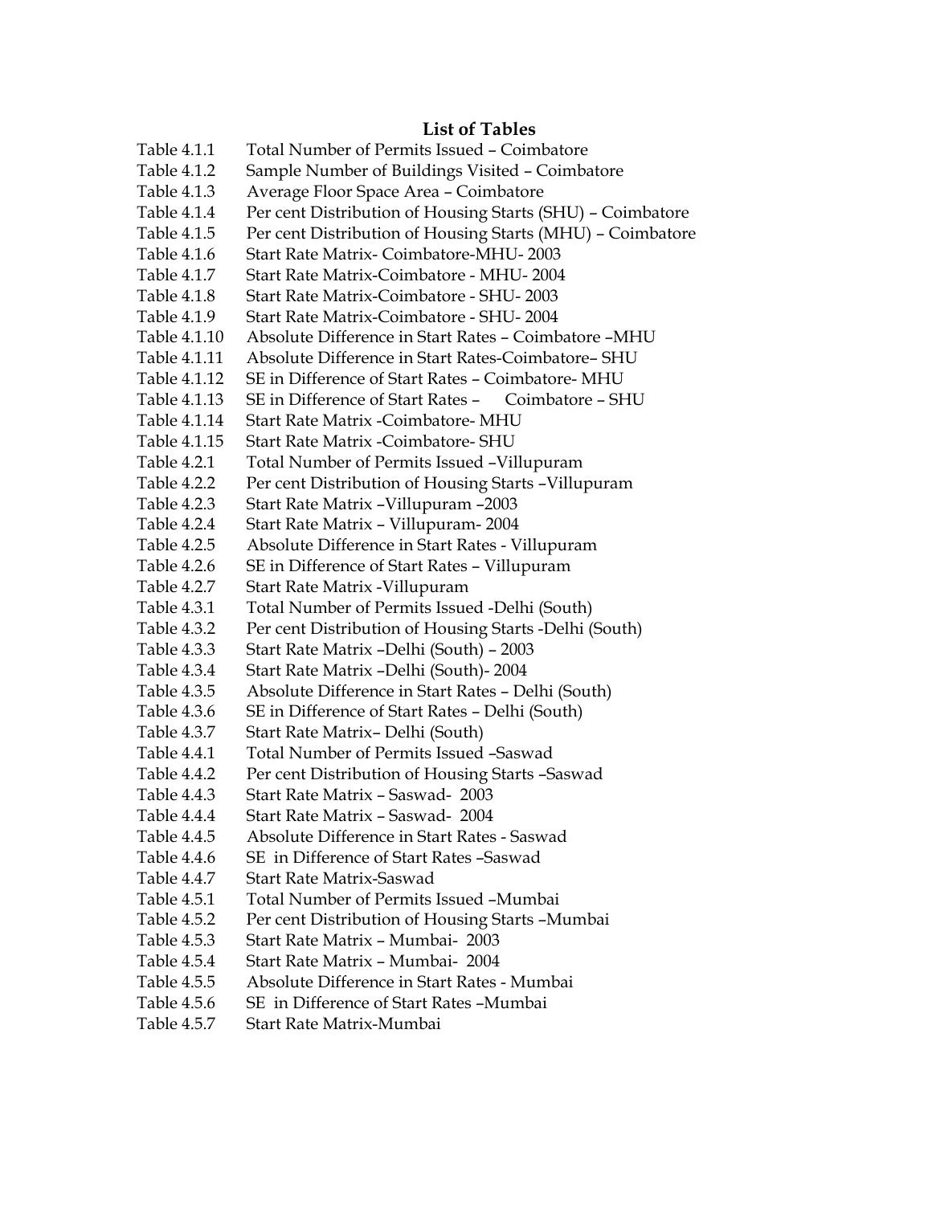## List of Tables

| | |
|---|---|
| Table 4.1.1 | Total Number of Permits Issued – Coimbatore |
| Table 4.1.2 | Sample Number of Buildings Visited – Coimbatore |
| Table 4.1.3 | Average Floor Space Area – Coimbatore |
| Table 4.1.4 | Per cent Distribution of Housing Starts (SHU) – Coimbatore |
| Table 4.1.5 | Per cent Distribution of Housing Starts (MHU) – Coimbatore |
| Table 4.1.6 | Start Rate Matrix- Coimbatore-MHU- 2003 |
| Table 4.1.7 | Start Rate Matrix-Coimbatore - MHU- 2004 |
| Table 4.1.8 | Start Rate Matrix-Coimbatore - SHU- 2003 |
| Table 4.1.9 | Start Rate Matrix-Coimbatore - SHU- 2004 |
| Table 4.1.10 | Absolute Difference in Start Rates – Coimbatore –MHU |
| Table 4.1.11 | Absolute Difference in Start Rates-Coimbatore– SHU |
| Table 4.1.12 | SE in Difference of Start Rates – Coimbatore- MHU |
| Table 4.1.13 | SE in Difference of Start Rates – Coimbatore – SHU |
| Table 4.1.14 | Start Rate Matrix -Coimbatore- MHU |
| Table 4.1.15 | Start Rate Matrix -Coimbatore- SHU |
| Table 4.2.1 | Total Number of Permits Issued –Villupuram |
| Table 4.2.2 | Per cent Distribution of Housing Starts –Villupuram |
| Table 4.2.3 | Start Rate Matrix –Villupuram –2003 |
| Table 4.2.4 | Start Rate Matrix – Villupuram- 2004 |
| Table 4.2.5 | Absolute Difference in Start Rates - Villupuram |
| Table 4.2.6 | SE in Difference of Start Rates – Villupuram |
| Table 4.2.7 | Start Rate Matrix -Villupuram |
| Table 4.3.1 | Total Number of Permits Issued -Delhi (South) |
| Table 4.3.2 | Per cent Distribution of Housing Starts -Delhi (South) |
| Table 4.3.3 | Start Rate Matrix –Delhi (South) – 2003 |
| Table 4.3.4 | Start Rate Matrix –Delhi (South)- 2004 |
| Table 4.3.5 | Absolute Difference in Start Rates – Delhi (South) |
| Table 4.3.6 | SE in Difference of Start Rates – Delhi (South) |
| Table 4.3.7 | Start Rate Matrix– Delhi (South) |
| Table 4.4.1 | Total Number of Permits Issued –Saswad |
| Table 4.4.2 | Per cent Distribution of Housing Starts –Saswad |
| Table 4.4.3 | Start Rate Matrix – Saswad- 2003 |
| Table 4.4.4 | Start Rate Matrix – Saswad- 2004 |
| Table 4.4.5 | Absolute Difference in Start Rates - Saswad |
| Table 4.4.6 | SE in Difference of Start Rates –Saswad |
| Table 4.4.7 | Start Rate Matrix-Saswad |
| Table 4.5.1 | Total Number of Permits Issued –Mumbai |
| Table 4.5.2 | Per cent Distribution of Housing Starts –Mumbai |
| Table 4.5.3 | Start Rate Matrix – Mumbai- 2003 |
| Table 4.5.4 | Start Rate Matrix – Mumbai- 2004 |
| Table 4.5.5 | Absolute Difference in Start Rates - Mumbai |
| Table 4.5.6 | SE in Difference of Start Rates –Mumbai |
| Table 4.5.7 | Start Rate Matrix-Mumbai |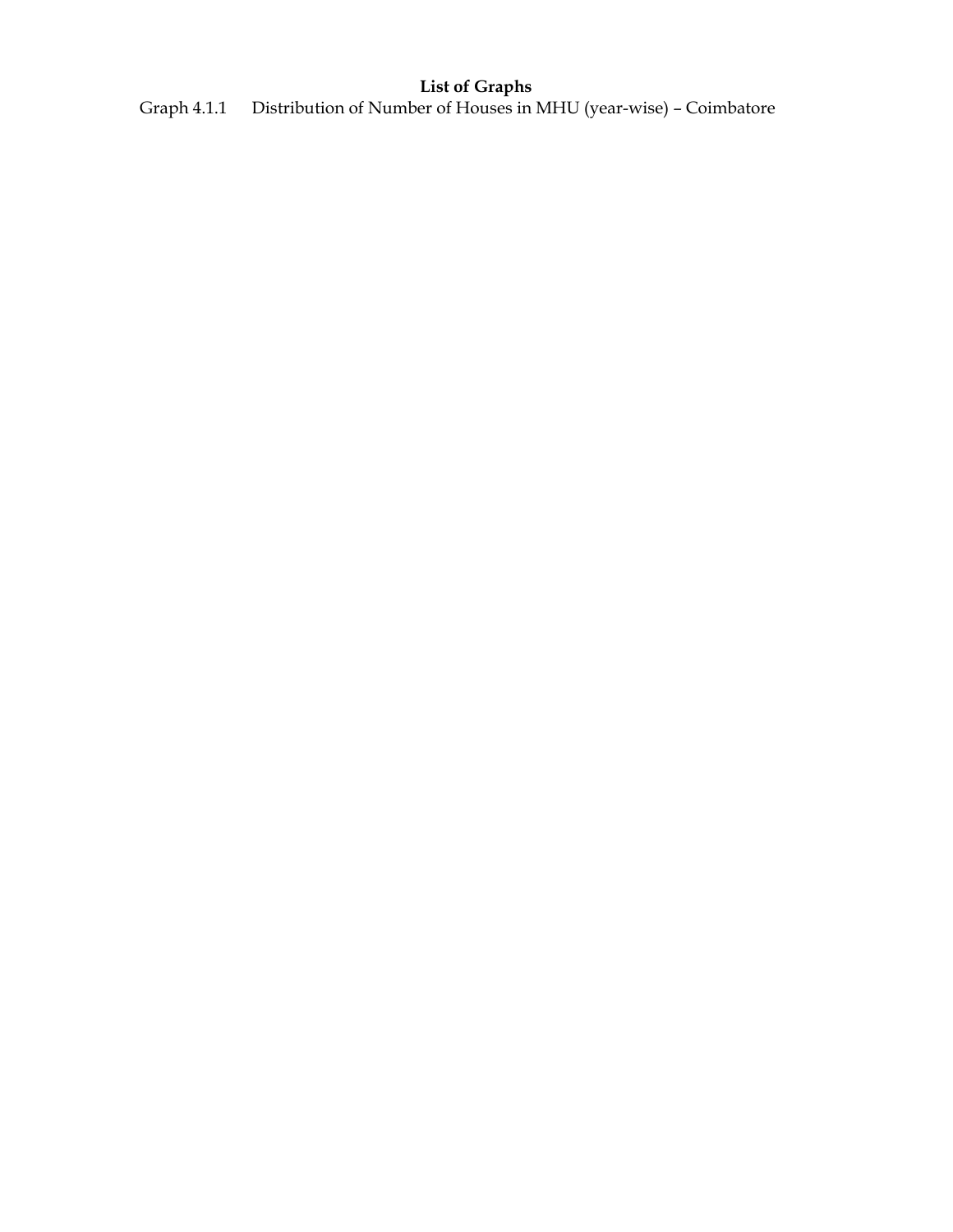**List of Graphs**

Graph 4.1.1 Distribution of Number of Houses in MHU (year-wise) – Coimbatore